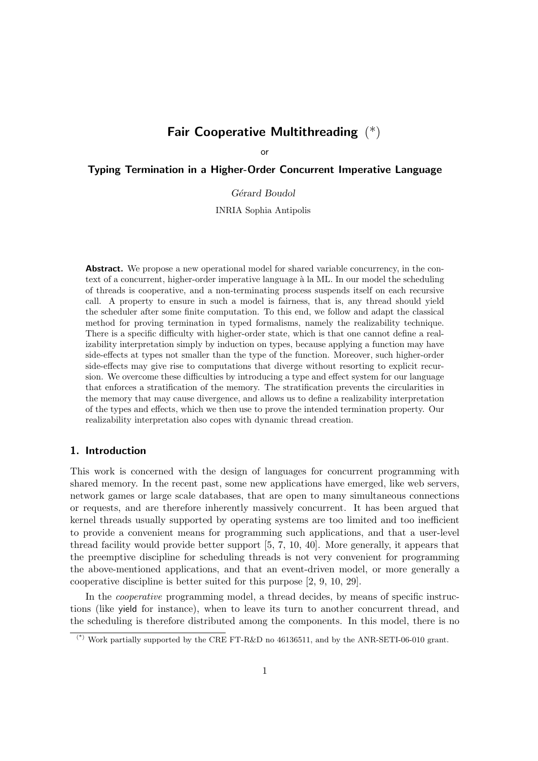# Fair Cooperative Multithreading (*)

or

## Typing Termination in a Higher-Order Concurrent Imperative Language

*Gérard Boudol*

INRIA Sophia Antipolis

**Abstract.** We propose a new operational model for shared variable concurrency, in the context of a concurrent, higher-order imperative language à la ML. In our model the scheduling of threads is cooperative, and a non-terminating process suspends itself on each recursive call. A property to ensure in such a model is fairness, that is, any thread should yield the scheduler after some finite computation. To this end, we follow and adapt the classical method for proving termination in typed formalisms, namely the realizability technique. There is a specific difficulty with higher-order state, which is that one cannot define a realizability interpretation simply by induction on types, because applying a function may have side-effects at types not smaller than the type of the function. Moreover, such higher-order side-effects may give rise to computations that diverge without resorting to explicit recursion. We overcome these difficulties by introducing a type and effect system for our language that enforces a stratification of the memory. The stratification prevents the circularities in the memory that may cause divergence, and allows us to define a realizability interpretation of the types and effects, which we then use to prove the intended termination property. Our realizability interpretation also copes with dynamic thread creation.

## 1. Introduction

This work is concerned with the design of languages for concurrent programming with shared memory. In the recent past, some new applications have emerged, like web servers, network games or large scale databases, that are open to many simultaneous connections or requests, and are therefore inherently massively concurrent. It has been argued that kernel threads usually supported by operating systems are too limited and too inefficient to provide a convenient means for programming such applications, and that a user-level thread facility would provide better support [5, 7, 10, 40]. More generally, it appears that the preemptive discipline for scheduling threads is not very convenient for programming the above-mentioned applications, and that an event-driven model, or more generally a cooperative discipline is better suited for this purpose [2, 9, 10, 29].

In the *cooperative* programming model, a thread decides, by means of specific instructions (like yield for instance), when to leave its turn to another concurrent thread, and the scheduling is therefore distributed among the components. In this model, there is no

(*) Work partially supported by the CRE FT-R&D no 46136511, and by the ANR-SETI-06-010 grant.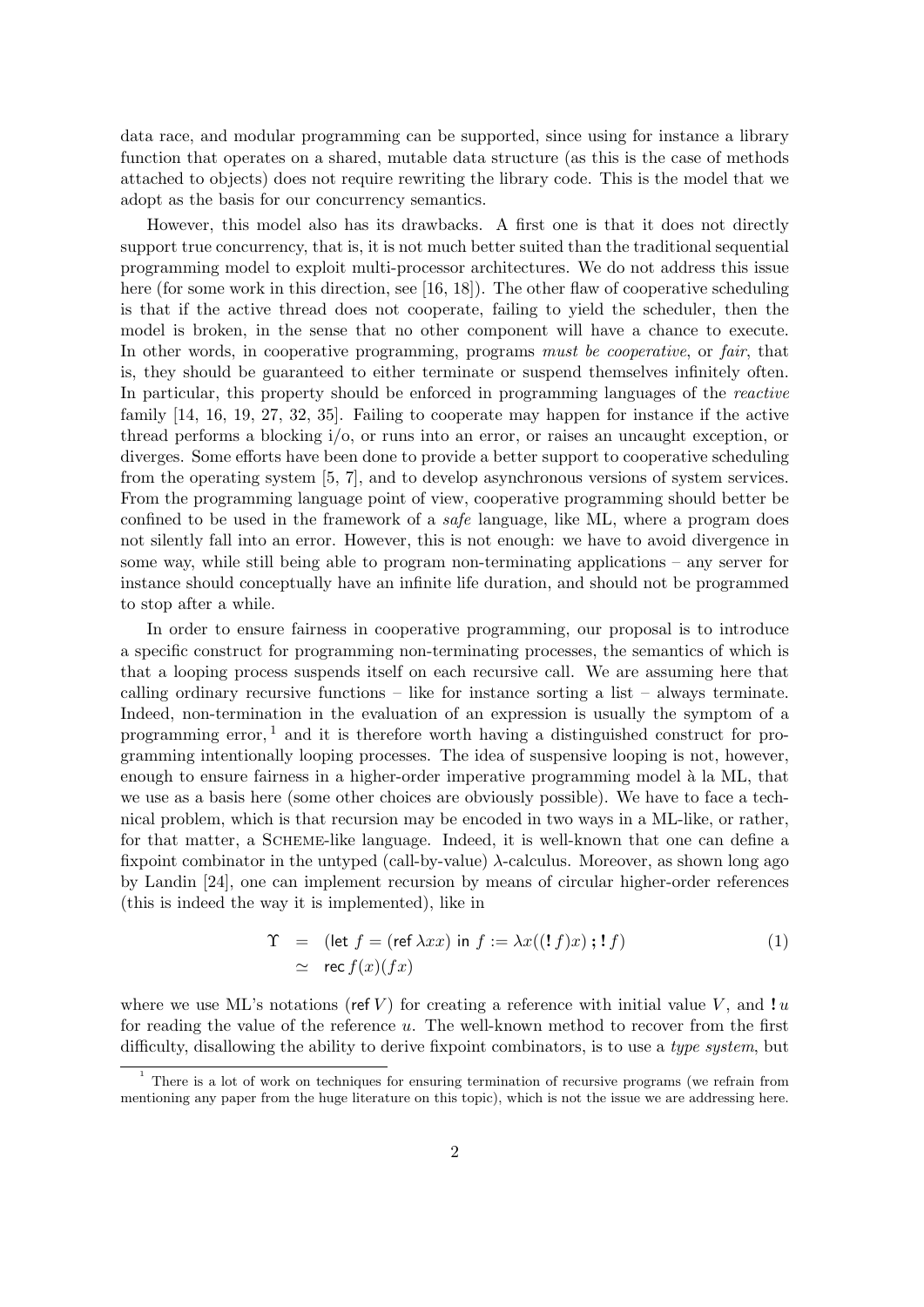data race, and modular programming can be supported, since using for instance a library function that operates on a shared, mutable data structure (as this is the case of methods attached to objects) does not require rewriting the library code. This is the model that we adopt as the basis for our concurrency semantics.

However, this model also has its drawbacks. A first one is that it does not directly support true concurrency, that is, it is not much better suited than the traditional sequential programming model to exploit multi-processor architectures. We do not address this issue here (for some work in this direction, see [16, 18]). The other flaw of cooperative scheduling is that if the active thread does not cooperate, failing to yield the scheduler, then the model is broken, in the sense that no other component will have a chance to execute. In other words, in cooperative programming, programs *must be cooperative*, or *fair*, that is, they should be guaranteed to either terminate or suspend themselves infinitely often. In particular, this property should be enforced in programming languages of the *reactive* family [14, 16, 19, 27, 32, 35]. Failing to cooperate may happen for instance if the active thread performs a blocking i/o, or runs into an error, or raises an uncaught exception, or diverges. Some efforts have been done to provide a better support to cooperative scheduling from the operating system [5, 7], and to develop asynchronous versions of system services. From the programming language point of view, cooperative programming should better be confined to be used in the framework of a *safe* language, like ML, where a program does not silently fall into an error. However, this is not enough: we have to avoid divergence in some way, while still being able to program non-terminating applications – any server for instance should conceptually have an infinite life duration, and should not be programmed to stop after a while.

In order to ensure fairness in cooperative programming, our proposal is to introduce a specific construct for programming non-terminating processes, the semantics of which is that a looping process suspends itself on each recursive call. We are assuming here that calling ordinary recursive functions – like for instance sorting a list – always terminate. Indeed, non-termination in the evaluation of an expression is usually the symptom of a programming error, [1] and it is therefore worth having a distinguished construct for programming intentionally looping processes. The idea of suspensive looping is not, however, enough to ensure fairness in a higher-order imperative programming model à la ML, that we use as a basis here (some other choices are obviously possible). We have to face a technical problem, which is that recursion may be encoded in two ways in a ML-like, or rather, for that matter, a Scheme-like language. Indeed, it is well-known that one can define a fixpoint combinator in the untyped (call-by-value) $\lambda$-calculus. Moreover, as shown long ago by Landin [24], one can implement recursion by means of circular higher-order references (this is indeed the way it is implemented), like in

$$\begin{array}{rcl} \Upsilon & = & (\mathsf{let}\ f = (\mathsf{ref}\ \lambda x x)\ \mathsf{in}\ f := \lambda x((\,!\,f)x)\,;\,!\,f) \\ & \simeq & \mathsf{rec}\, f(x)(fx) \end{array} \tag{1}$$

where we use ML's notations ($\mathsf{ref}\ V$) for creating a reference with initial value $V$, and $!\,u$ for reading the value of the reference $u$. The well-known method to recover from the first difficulty, disallowing the ability to derive fixpoint combinators, is to use a *type system*, but

[1] There is a lot of work on techniques for ensuring termination of recursive programs (we refrain from mentioning any paper from the huge literature on this topic), which is not the issue we are addressing here.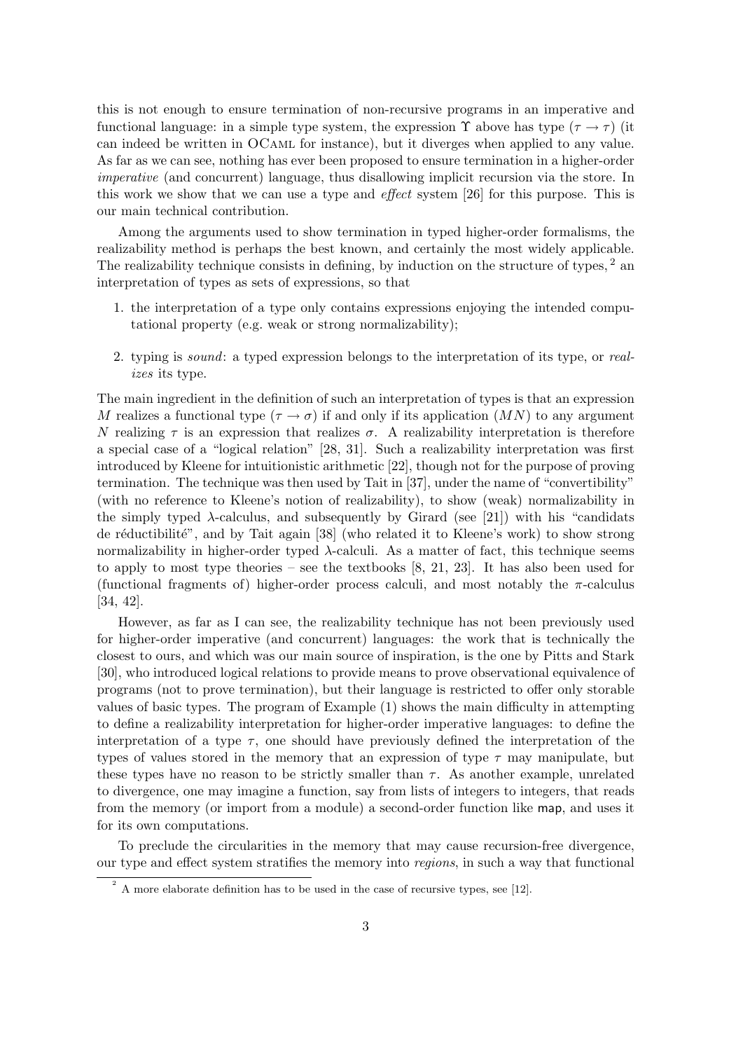this is not enough to ensure termination of non-recursive programs in an imperative and functional language: in a simple type system, the expression $\Upsilon$ above has type $(\tau \rightarrow \tau)$ (it can indeed be written in OCaml for instance), but it diverges when applied to any value. As far as we can see, nothing has ever been proposed to ensure termination in a higher-order *imperative* (and concurrent) language, thus disallowing implicit recursion via the store. In this work we show that we can use a type and *effect* system [26] for this purpose. This is our main technical contribution.

Among the arguments used to show termination in typed higher-order formalisms, the realizability method is perhaps the best known, and certainly the most widely applicable. The realizability technique consists in defining, by induction on the structure of types, [2] an interpretation of types as sets of expressions, so that

1. the interpretation of a type only contains expressions enjoying the intended computational property (e.g. weak or strong normalizability);
2. typing is *sound*: a typed expression belongs to the interpretation of its type, or *realizes* its type.

The main ingredient in the definition of such an interpretation of types is that an expression $M$ realizes a functional type $(\tau \rightarrow \sigma)$ if and only if its application $(MN)$ to any argument $N$ realizing $\tau$ is an expression that realizes $\sigma$. A realizability interpretation is therefore a special case of a "logical relation" [28, 31]. Such a realizability interpretation was first introduced by Kleene for intuitionistic arithmetic [22], though not for the purpose of proving termination. The technique was then used by Tait in [37], under the name of "convertibility" (with no reference to Kleene's notion of realizability), to show (weak) normalizability in the simply typed $\lambda$-calculus, and subsequently by Girard (see [21]) with his "candidats de réductibilité", and by Tait again [38] (who related it to Kleene's work) to show strong normalizability in higher-order typed $\lambda$-calculi. As a matter of fact, this technique seems to apply to most type theories – see the textbooks [8, 21, 23]. It has also been used for (functional fragments of) higher-order process calculi, and most notably the $\pi$-calculus [34, 42].

However, as far as I can see, the realizability technique has not been previously used for higher-order imperative (and concurrent) languages: the work that is technically the closest to ours, and which was our main source of inspiration, is the one by Pitts and Stark [30], who introduced logical relations to provide means to prove observational equivalence of programs (not to prove termination), but their language is restricted to offer only storable values of basic types. The program of Example (1) shows the main difficulty in attempting to define a realizability interpretation for higher-order imperative languages: to define the interpretation of a type $\tau$, one should have previously defined the interpretation of the types of values stored in the memory that an expression of type $\tau$ may manipulate, but these types have no reason to be strictly smaller than $\tau$. As another example, unrelated to divergence, one may imagine a function, say from lists of integers to integers, that reads from the memory (or import from a module) a second-order function like map, and uses it for its own computations.

To preclude the circularities in the memory that may cause recursion-free divergence, our type and effect system stratifies the memory into *regions*, in such a way that functional

[2] A more elaborate definition has to be used in the case of recursive types, see [12].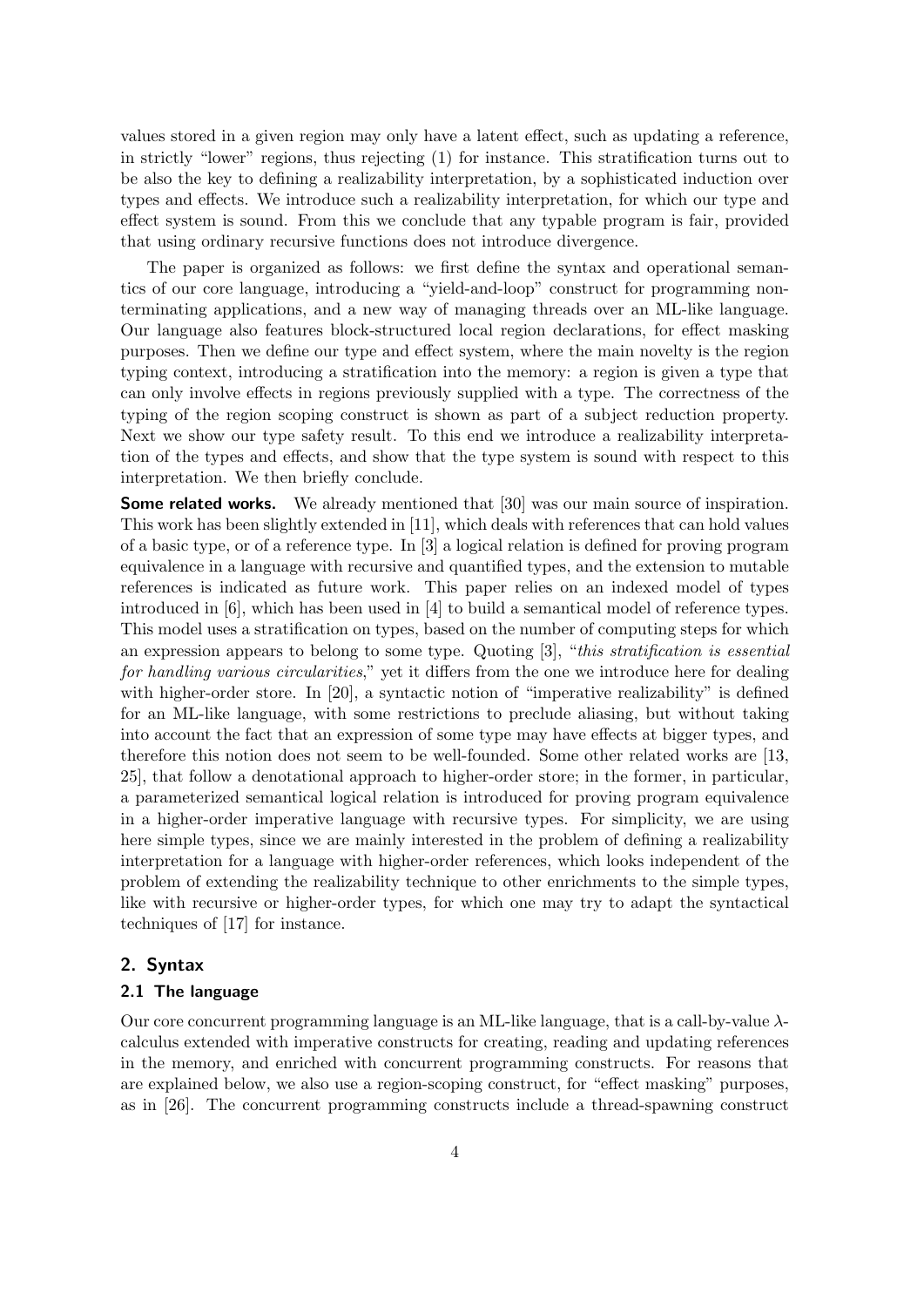values stored in a given region may only have a latent effect, such as updating a reference, in strictly "lower" regions, thus rejecting (1) for instance. This stratification turns out to be also the key to defining a realizability interpretation, by a sophisticated induction over types and effects. We introduce such a realizability interpretation, for which our type and effect system is sound. From this we conclude that any typable program is fair, provided that using ordinary recursive functions does not introduce divergence.

The paper is organized as follows: we first define the syntax and operational semantics of our core language, introducing a "yield-and-loop" construct for programming nonterminating applications, and a new way of managing threads over an ML-like language. Our language also features block-structured local region declarations, for effect masking purposes. Then we define our type and effect system, where the main novelty is the region typing context, introducing a stratification into the memory: a region is given a type that can only involve effects in regions previously supplied with a type. The correctness of the typing of the region scoping construct is shown as part of a subject reduction property. Next we show our type safety result. To this end we introduce a realizability interpretation of the types and effects, and show that the type system is sound with respect to this interpretation. We then briefly conclude.

**Some related works.** We already mentioned that [30] was our main source of inspiration. This work has been slightly extended in [11], which deals with references that can hold values of a basic type, or of a reference type. In [3] a logical relation is defined for proving program equivalence in a language with recursive and quantified types, and the extension to mutable references is indicated as future work. This paper relies on an indexed model of types introduced in [6], which has been used in [4] to build a semantical model of reference types. This model uses a stratification on types, based on the number of computing steps for which an expression appears to belong to some type. Quoting [3], "*this stratification is essential for handling various circularities*," yet it differs from the one we introduce here for dealing with higher-order store. In [20], a syntactic notion of "imperative realizability" is defined for an ML-like language, with some restrictions to preclude aliasing, but without taking into account the fact that an expression of some type may have effects at bigger types, and therefore this notion does not seem to be well-founded. Some other related works are [13, 25], that follow a denotational approach to higher-order store; in the former, in particular, a parameterized semantical logical relation is introduced for proving program equivalence in a higher-order imperative language with recursive types. For simplicity, we are using here simple types, since we are mainly interested in the problem of defining a realizability interpretation for a language with higher-order references, which looks independent of the problem of extending the realizability technique to other enrichments to the simple types, like with recursive or higher-order types, for which one may try to adapt the syntactical techniques of [17] for instance.

## 2. Syntax

### 2.1 The language

Our core concurrent programming language is an ML-like language, that is a call-by-value $\lambda$-calculus extended with imperative constructs for creating, reading and updating references in the memory, and enriched with concurrent programming constructs. For reasons that are explained below, we also use a region-scoping construct, for "effect masking" purposes, as in [26]. The concurrent programming constructs include a thread-spawning construct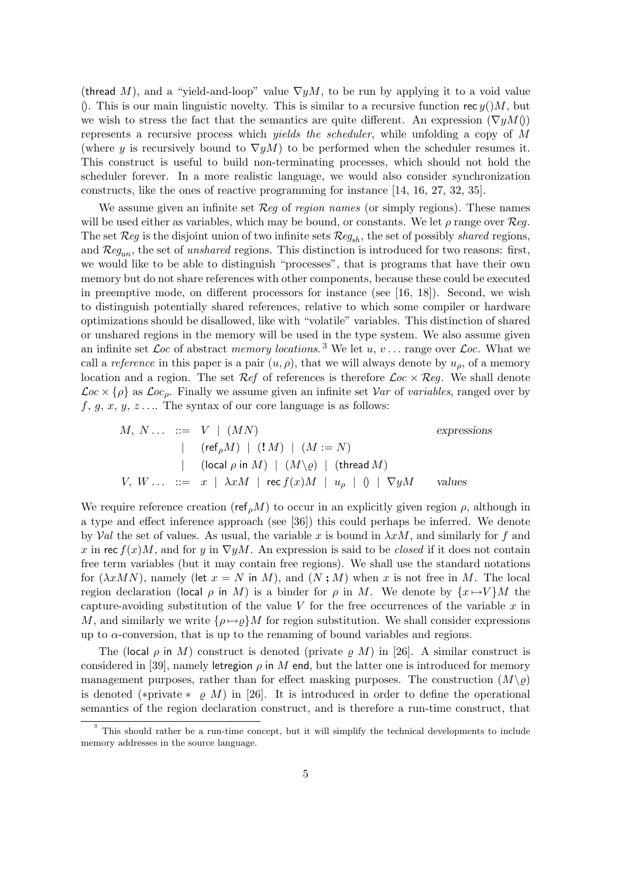(thread $M$), and a "yield-and-loop" value $\nabla y M$, to be run by applying it to a void value $()$. This is our main linguistic novelty. This is similar to a recursive function $\mathsf{rec}\, y() M$, but we wish to stress the fact that the semantics are quite different. An expression $(\nabla y M ())$ represents a recursive process which *yields the scheduler*, while unfolding a copy of $M$ (where $y$ is recursively bound to $\nabla y M$) to be performed when the scheduler resumes it. This construct is useful to build non-terminating processes, which should not hold the scheduler forever. In a more realistic language, we would also consider synchronization constructs, like the ones of reactive programming for instance [14, 16, 27, 32, 35].

We assume given an infinite set $\mathcal{R}eg$ of *region names* (or simply regions). These names will be used either as variables, which may be bound, or constants. We let $\rho$ range over $\mathcal{R}eg$. The set $\mathcal{R}eg$ is the disjoint union of two infinite sets $\mathcal{R}eg_{sh}$, the set of possibly *shared* regions, and $\mathcal{R}eg_{un}$, the set of *unshared* regions. This distinction is introduced for two reasons: first, we would like to be able to distinguish "processes", that is programs that have their own memory but do not share references with other components, because these could be executed in preemptive mode, on different processors for instance (see [16, 18]). Second, we wish to distinguish potentially shared references, relative to which some compiler or hardware optimizations should be disallowed, like with "volatile" variables. This distinction of shared or unshared regions in the memory will be used in the type system. We also assume given an infinite set $\mathcal{L}oc$ of abstract *memory locations*.[3] We let $u$, $v \ldots$ range over $\mathcal{L}oc$. What we call a *reference* in this paper is a pair $(u, \rho)$, that we will always denote by $u_\rho$, of a memory location and a region. The set $\mathcal{R}ef$ of references is therefore $\mathcal{L}oc \times \mathcal{R}eg$. We shall denote $\mathcal{L}oc \times \{\rho\}$ as $\mathcal{L}oc_\rho$. Finally we assume given an infinite set $\mathcal{V}ar$ of *variables*, ranged over by $f$, $g$, $x$, $y$, $z \ldots$. The syntax of our core language is as follows:

$$
\begin{array}{llll}
M,\, N \ldots & ::= & V \mid (MN) & \textit{expressions} \\
& \mid & (\mathsf{ref}_\rho M) \mid (!\, M) \mid (M := N) & \\
& \mid & (\mathsf{local}\ \rho\ \mathsf{in}\ M) \mid (M\backslash\varrho) \mid (\mathsf{thread}\, M) & \\
V,\, W \ldots & ::= & x \mid \lambda x M \mid \mathsf{rec}\, f(x) M \mid u_\rho \mid () \mid \nabla y M & \textit{values}
\end{array}
$$

We require reference creation $(\mathsf{ref}_\rho M)$ to occur in an explicitly given region $\rho$, although in a type and effect inference approach (see [36]) this could perhaps be inferred. We denote by $\mathcal{V}al$ the set of values. As usual, the variable $x$ is bound in $\lambda x M$, and similarly for $f$ and $x$ in $\mathsf{rec}\, f(x) M$, and for $y$ in $\nabla y M$. An expression is said to be *closed* if it does not contain free term variables (but it may contain free regions). We shall use the standard notations for $(\lambda x M N)$, namely $(\mathsf{let}\ x = N\ \mathsf{in}\ M)$, and $(N\, ;\, M)$ when $x$ is not free in $M$. The local region declaration $(\mathsf{local}\ \rho\ \mathsf{in}\ M)$ is a binder for $\rho$ in $M$. We denote by $\{x \mapsto V\} M$ the capture-avoiding substitution of the value $V$ for the free occurrences of the variable $x$ in $M$, and similarly we write $\{\rho \mapsto \varrho\} M$ for region substitution. We shall consider expressions up to $\alpha$-conversion, that is up to the renaming of bound variables and regions.

The $(\mathsf{local}\ \rho\ \mathsf{in}\ M)$ construct is denoted (private $\varrho$ $M$) in [26]. A similar construct is considered in [39], namely $\mathsf{letregion}\ \rho\ \mathsf{in}\ M\ \mathsf{end}$, but the latter one is introduced for memory management purposes, rather than for effect masking purposes. The construction $(M\backslash\varrho)$ is denoted (∗private ∗ $\varrho$ $M$) in [26]. It is introduced in order to define the operational semantics of the region declaration construct, and is therefore a run-time construct, that

[3] This should rather be a run-time concept, but it will simplify the technical developments to include memory addresses in the source language.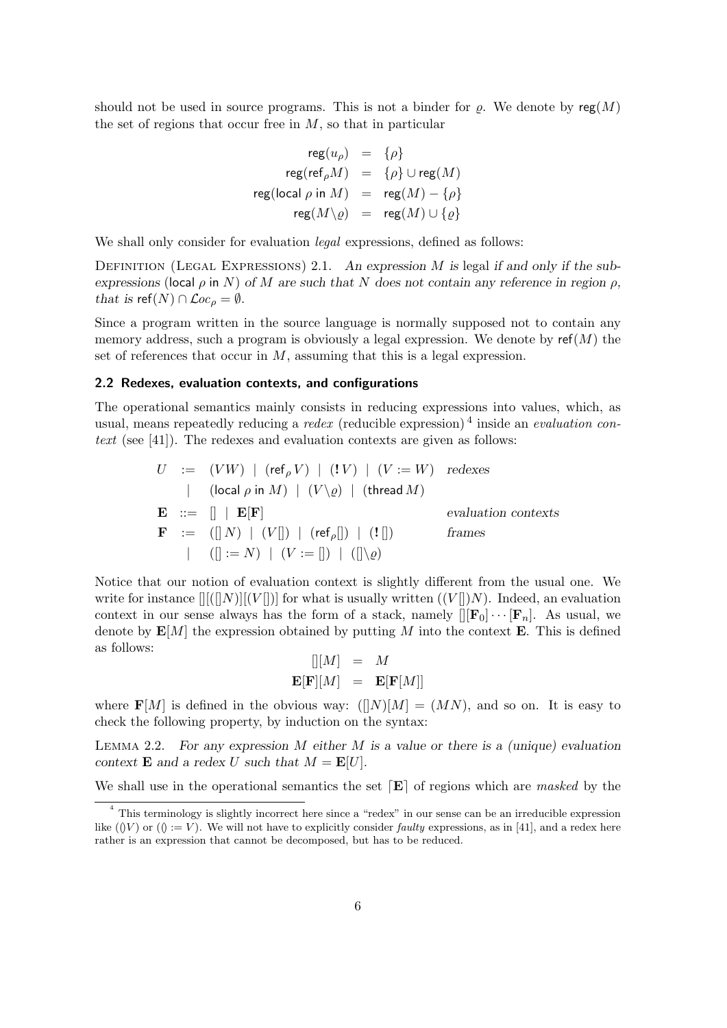should not be used in source programs. This is not a binder for $\varrho$. We denote by $\mathsf{reg}(M)$ the set of regions that occur free in $M$, so that in particular

$$\begin{aligned}
\mathsf{reg}(u_\rho) &= \{\rho\} \\
\mathsf{reg}(\mathsf{ref}_\rho M) &= \{\rho\} \cup \mathsf{reg}(M) \\
\mathsf{reg}(\mathsf{local}\ \rho\ \mathsf{in}\ M) &= \mathsf{reg}(M) - \{\rho\} \\
\mathsf{reg}(M \backslash \varrho) &= \mathsf{reg}(M) \cup \{\varrho\}
\end{aligned}$$

We shall only consider for evaluation *legal* expressions, defined as follows:

Definition (Legal Expressions) 2.1. *An expression $M$ is* legal *if and only if the subexpressions* ($\mathsf{local}\ \rho\ \mathsf{in}\ N$) *of $M$ are such that $N$ does not contain any reference in region $\rho$, that is $\mathsf{ref}(N) \cap \mathcal{L}oc_\rho = \emptyset$.*

Since a program written in the source language is normally supposed not to contain any memory address, such a program is obviously a legal expression. We denote by $\mathsf{ref}(M)$ the set of references that occur in $M$, assuming that this is a legal expression.

### 2.2 Redexes, evaluation contexts, and configurations

The operational semantics mainly consists in reducing expressions into values, which, as usual, means repeatedly reducing a *redex* (reducible expression) [4] inside an *evaluation context* (see [41]). The redexes and evaluation contexts are given as follows:

$$\begin{array}{rcll}
U & := & (VW) \mid (\mathsf{ref}_\rho V) \mid (!\,V) \mid (V := W) & \textit{redexes} \\
 & \mid & (\mathsf{local}\ \rho\ \mathsf{in}\ M) \mid (V \backslash \varrho) \mid (\mathsf{thread}\, M) & \\
\mathbf{E} & ::= & [] \mid \mathbf{E}[\mathbf{F}] & \textit{evaluation contexts} \\
\mathbf{F} & := & ([]\,N) \mid (V[]) \mid (\mathsf{ref}_\rho[]) \mid (!\,[]) & \textit{frames} \\
 & \mid & ([] := N) \mid (V := []) \mid ([]\backslash\varrho) &
\end{array}$$

Notice that our notion of evaluation context is slightly different from the usual one. We write for instance $[][([]N)][(V[])]$ for what is usually written $((V[])N)$. Indeed, an evaluation context in our sense always has the form of a stack, namely $[][\mathbf{F}_0]\cdots[\mathbf{F}_n]$. As usual, we denote by $\mathbf{E}[M]$ the expression obtained by putting $M$ into the context $\mathbf{E}$. This is defined as follows:

$$\begin{aligned}
[][M] &= M \\
\mathbf{E}[\mathbf{F}][M] &= \mathbf{E}[\mathbf{F}[M]]
\end{aligned}$$

where $\mathbf{F}[M]$ is defined in the obvious way: $([]N)[M] = (MN)$, and so on. It is easy to check the following property, by induction on the syntax:

Lemma 2.2. *For any expression $M$ either $M$ is a value or there is a (unique) evaluation context $\mathbf{E}$ and a redex $U$ such that $M = \mathbf{E}[U]$.*

We shall use in the operational semantics the set $\lceil\mathbf{E}\rceil$ of regions which are *masked* by the

[4] This terminology is slightly incorrect here since a "redex" in our sense can be an irreducible expression like $(()V)$ or $(() := V)$. We will not have to explicitly consider *faulty* expressions, as in [41], and a redex here rather is an expression that cannot be decomposed, but has to be reduced.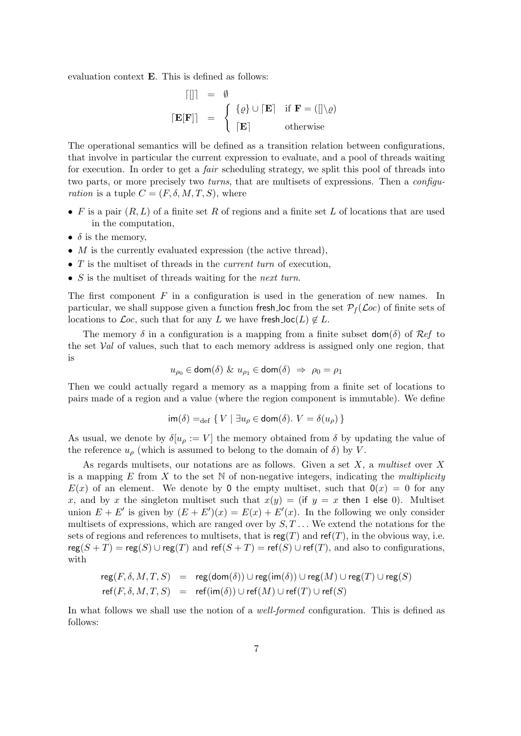evaluation context $\mathbf{E}$. This is defined as follows:

$$\begin{array}{rcl} \lceil [] \rceil & = & \emptyset \\ \lceil \mathbf{E}[\mathbf{F}] \rceil & = & \left\{ \begin{array}{ll} \{\varrho\} \cup \lceil \mathbf{E} \rceil & \text{if } \mathbf{F} = ([]\backslash\varrho) \\ \lceil \mathbf{E} \rceil & \text{otherwise} \end{array} \right. \end{array}$$

The operational semantics will be defined as a transition relation between configurations, that involve in particular the current expression to evaluate, and a pool of threads waiting for execution. In order to get a *fair* scheduling strategy, we split this pool of threads into two parts, or more precisely two *turns*, that are multisets of expressions. Then a *configuration* is a tuple $C = (F, \delta, M, T, S)$, where

- $F$ is a pair $(R, L)$ of a finite set $R$ of regions and a finite set $L$ of locations that are used in the computation,
- $\delta$ is the memory,
- $M$ is the currently evaluated expression (the active thread),
- $T$ is the multiset of threads in the *current turn* of execution,
- $S$ is the multiset of threads waiting for the *next turn*.

The first component $F$ in a configuration is used in the generation of new names. In particular, we shall suppose given a function $\mathsf{fresh\_loc}$ from the set $\mathcal{P}_f(\mathcal{L}oc)$ of finite sets of locations to $\mathcal{L}oc$, such that for any $L$ we have $\mathsf{fresh\_loc}(L) \notin L$.

The memory $\delta$ in a configuration is a mapping from a finite subset $\mathsf{dom}(\delta)$ of $\mathcal{R}ef$ to the set $\mathcal{V}al$ of values, such that to each memory address is assigned only one region, that is

$$u_{\rho_0} \in \mathsf{dom}(\delta) \;\&\; u_{\rho_1} \in \mathsf{dom}(\delta) \;\Rightarrow\; \rho_0 = \rho_1$$

Then we could actually regard a memory as a mapping from a finite set of locations to pairs made of a region and a value (where the region component is immutable). We define

$$\mathsf{im}(\delta) =_{\mathrm{def}} \{\, V \mid \exists u_\rho \in \mathsf{dom}(\delta).\ V = \delta(u_\rho) \,\}$$

As usual, we denote by $\delta[u_\rho := V]$ the memory obtained from $\delta$ by updating the value of the reference $u_\rho$ (which is assumed to belong to the domain of $\delta$) by $V$.

As regards multisets, our notations are as follows. Given a set $X$, a *multiset* over $X$ is a mapping $E$ from $X$ to the set $\mathbb{N}$ of non-negative integers, indicating the *multiplicity* $E(x)$ of an element. We denote by $\mathsf{0}$ the empty multiset, such that $\mathsf{0}(x) = 0$ for any $x$, and by $x$ the singleton multiset such that $x(y) = (\mathsf{if}\ y = x\ \mathsf{then}\ 1\ \mathsf{else}\ 0)$. Multiset union $E + E'$ is given by $(E + E')(x) = E(x) + E'(x)$. In the following we only consider multisets of expressions, which are ranged over by $S, T \ldots$ We extend the notations for the sets of regions and references to multisets, that is $\mathsf{reg}(T)$ and $\mathsf{ref}(T)$, in the obvious way, i.e. $\mathsf{reg}(S + T) = \mathsf{reg}(S) \cup \mathsf{reg}(T)$ and $\mathsf{ref}(S + T) = \mathsf{ref}(S) \cup \mathsf{ref}(T)$, and also to configurations, with

$$\begin{array}{rcl} \mathsf{reg}(F, \delta, M, T, S) & = & \mathsf{reg}(\mathsf{dom}(\delta)) \cup \mathsf{reg}(\mathsf{im}(\delta)) \cup \mathsf{reg}(M) \cup \mathsf{reg}(T) \cup \mathsf{reg}(S) \\ \mathsf{ref}(F, \delta, M, T, S) & = & \mathsf{ref}(\mathsf{im}(\delta)) \cup \mathsf{ref}(M) \cup \mathsf{ref}(T) \cup \mathsf{ref}(S) \end{array}$$

In what follows we shall use the notion of a *well-formed* configuration. This is defined as follows: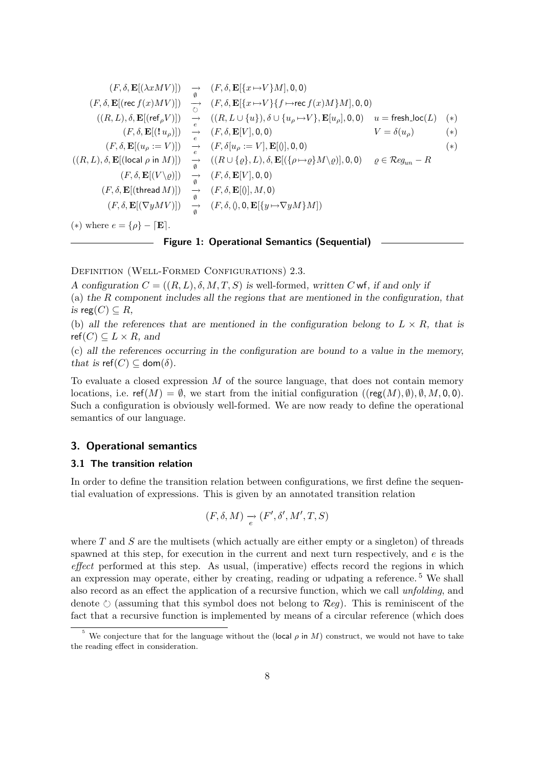$$
\begin{array}{rcll}
(F,\delta,\mathbf{E}[(\lambda x M V)]) & \underset{\emptyset}{\rightarrow} & (F,\delta,\mathbf{E}[\{x \mapsto V\}M],0,0) & \\
(F,\delta,\mathbf{E}[(\mathsf{rec}\, f(x) M V)]) & \underset{\circlearrowleft}{\rightarrow} & (F,\delta,\mathbf{E}[\{x \mapsto V\}\{f \mapsto \mathsf{rec}\, f(x) M\}M],0,0) & \\
((R,L),\delta,\mathbf{E}[(\mathsf{ref}_\rho V)]) & \underset{e}{\rightarrow} & ((R, L\cup\{u\}),\delta \cup \{u_\rho \mapsto V\},\mathbf{E}[u_\rho],0,0) & u = \mathsf{fresh\_loc}(L) \quad (*)\\
(F,\delta,\mathbf{E}[(!\, u_\rho)]) & \underset{e}{\rightarrow} & (F,\delta,\mathbf{E}[V],0,0) & V = \delta(u_\rho) \quad (*)\\
(F,\delta,\mathbf{E}[(u_\rho := V)]) & \underset{e}{\rightarrow} & (F,\delta[u_\rho := V],\mathbf{E}[()],0,0) & (*)\\
((R,L),\delta,\mathbf{E}[(\mathsf{local}\ \rho\ \mathsf{in}\ M)]) & \underset{\emptyset}{\rightarrow} & ((R\cup\{\varrho\},L),\delta,\mathbf{E}[(\{\rho \mapsto \varrho\}M \backslash \varrho)],0,0) & \varrho \in \mathcal{R}eg_{un} - R\\
(F,\delta,\mathbf{E}[(V \backslash \varrho)]) & \underset{\emptyset}{\rightarrow} & (F,\delta,\mathbf{E}[V],0,0) & \\
(F,\delta,\mathbf{E}[(\mathsf{thread}\, M)]) & \underset{\emptyset}{\rightarrow} & (F,\delta,\mathbf{E}[()],M,0) & \\
(F,\delta,\mathbf{E}[(\nabla y M V)]) & \underset{\emptyset}{\rightarrow} & (F,\delta,(),0,\mathbf{E}[\{y \mapsto \nabla y M\}M]) &
\end{array}
$$

$(*)$ where $e = \{\rho\} - \lceil \mathbf{E} \rceil$.

**Figure 1: Operational Semantics (Sequential)**

Definition (Well-Formed Configurations) 2.3.

*A configuration $C = ((R, L), \delta, M, T, S)$ is* well-formed*, written $C\,\mathsf{wf}$, if and only if*

(a) *the $R$ component includes all the regions that are mentioned in the configuration, that is $\mathsf{reg}(C) \subseteq R$,*

(b) *all the references that are mentioned in the configuration belong to $L \times R$, that is $\mathsf{ref}(C) \subseteq L \times R$, and*

(c) *all the references occurring in the configuration are bound to a value in the memory, that is $\mathsf{ref}(C) \subseteq \mathsf{dom}(\delta)$.*

To evaluate a closed expression $M$ of the source language, that does not contain memory locations, i.e. $\mathsf{ref}(M) = \emptyset$, we start from the initial configuration $((\mathsf{reg}(M), \emptyset), \emptyset, M, 0, 0)$. Such a configuration is obviously well-formed. We are now ready to define the operational semantics of our language.

## 3. Operational semantics

### 3.1 The transition relation

In order to define the transition relation between configurations, we first define the sequential evaluation of expressions. This is given by an annotated transition relation

$$
(F, \delta, M) \underset{e}{\rightarrow} (F', \delta', M', T, S)
$$

where $T$ and $S$ are the multisets (which actually are either empty or a singleton) of threads spawned at this step, for execution in the current and next turn respectively, and $e$ is the *effect* performed at this step. As usual, (imperative) effects record the regions in which an expression may operate, either by creating, reading or udpating a reference.[5] We shall also record as an effect the application of a recursive function, which we call *unfolding*, and denote $\circlearrowleft$ (assuming that this symbol does not belong to $\mathcal{R}eg$). This is reminiscent of the fact that a recursive function is implemented by means of a circular reference (which does

[5] We conjecture that for the language without the (local $\rho$ in $M$) construct, we would not have to take the reading effect in consideration.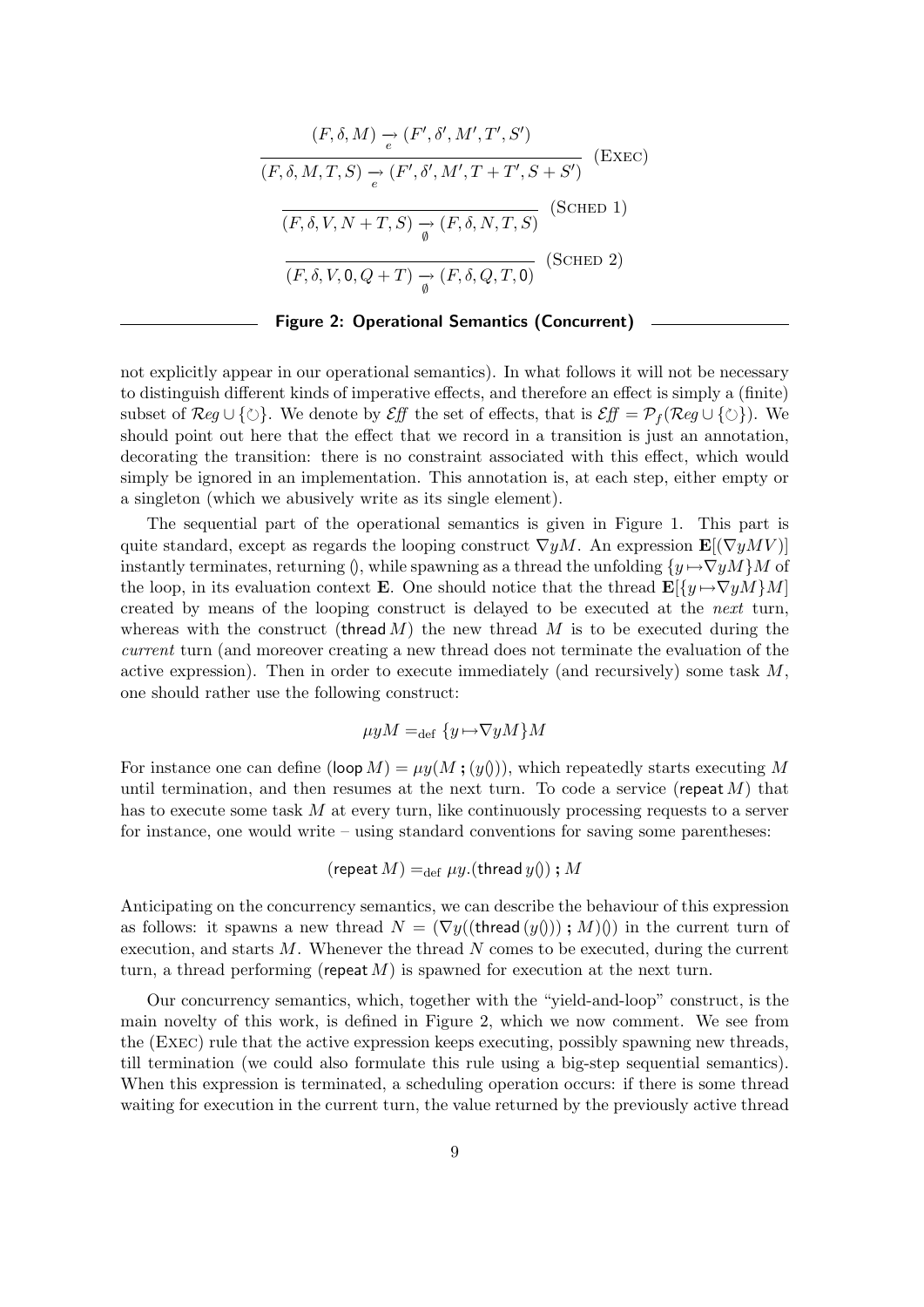$$\frac{(F,\delta,M) \xrightarrow[e]{} (F',\delta',M',T',S')}{(F,\delta,M,T,S) \xrightarrow[e]{} (F',\delta',M',T+T',S+S')} \quad (\text{Exec})$$

$$\frac{}{(F,\delta,V,N+T,S) \xrightarrow[\emptyset]{} (F,\delta,N,T,S)} \quad (\text{Sched 1})$$

$$\frac{}{(F,\delta,V,\mathsf{0},Q+T) \xrightarrow[\emptyset]{} (F,\delta,Q,T,\mathsf{0})} \quad (\text{Sched 2})$$

**Figure 2: Operational Semantics (Concurrent)**

not explicitly appear in our operational semantics). In what follows it will not be necessary to distinguish different kinds of imperative effects, and therefore an effect is simply a (finite) subset of $\mathcal{R}eg \cup \{\circlearrowleft\}$. We denote by $\mathcal{E}\!f\!f$ the set of effects, that is $\mathcal{E}\!f\!f = \mathcal{P}_f(\mathcal{R}eg \cup \{\circlearrowleft\})$. We should point out here that the effect that we record in a transition is just an annotation, decorating the transition: there is no constraint associated with this effect, which would simply be ignored in an implementation. This annotation is, at each step, either empty or a singleton (which we abusively write as its single element).

The sequential part of the operational semantics is given in Figure 1. This part is quite standard, except as regards the looping construct $\nabla y M$. An expression $\mathbf{E}[(\nabla y M V)]$ instantly terminates, returning $()$, while spawning as a thread the unfolding $\{y \mapsto \nabla y M\}M$ of the loop, in its evaluation context $\mathbf{E}$. One should notice that the thread $\mathbf{E}[\{y \mapsto \nabla y M\}M]$ created by means of the looping construct is delayed to be executed at the *next* turn, whereas with the construct $(\mathsf{thread}\, M)$ the new thread $M$ is to be executed during the *current* turn (and moreover creating a new thread does not terminate the evaluation of the active expression). Then in order to execute immediately (and recursively) some task $M$, one should rather use the following construct:

$$\mu y M =_{\text{def}} \{y \mapsto \nabla y M\}M$$

For instance one can define $(\mathsf{loop}\, M) = \mu y(M \,\mathbf{;}\, (y()))$, which repeatedly starts executing $M$ until termination, and then resumes at the next turn. To code a service $(\mathsf{repeat}\, M)$ that has to execute some task $M$ at every turn, like continuously processing requests to a server for instance, one would write – using standard conventions for saving some parentheses:

$$(\mathsf{repeat}\, M) =_{\text{def}} \mu y.(\mathsf{thread}\, y()) \,\mathbf{;}\, M$$

Anticipating on the concurrency semantics, we can describe the behaviour of this expression as follows: it spawns a new thread $N = (\nabla y((\mathsf{thread}\,(y())) \,\mathbf{;}\, M)())$ in the current turn of execution, and starts $M$. Whenever the thread $N$ comes to be executed, during the current turn, a thread performing $(\mathsf{repeat}\, M)$ is spawned for execution at the next turn.

Our concurrency semantics, which, together with the "yield-and-loop" construct, is the main novelty of this work, is defined in Figure 2, which we now comment. We see from the (Exec) rule that the active expression keeps executing, possibly spawning new threads, till termination (we could also formulate this rule using a big-step sequential semantics). When this expression is terminated, a scheduling operation occurs: if there is some thread waiting for execution in the current turn, the value returned by the previously active thread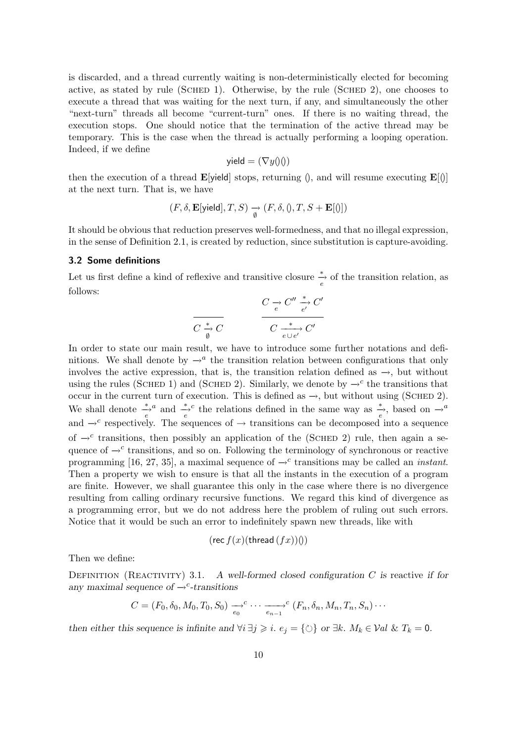is discarded, and a thread currently waiting is non-deterministically elected for becoming active, as stated by rule (Sched 1). Otherwise, by the rule (Sched 2), one chooses to execute a thread that was waiting for the next turn, if any, and simultaneously the other "next-turn" threads all become "current-turn" ones. If there is no waiting thread, the execution stops. One should notice that the termination of the active thread may be temporary. This is the case when the thread is actually performing a looping operation. Indeed, if we define

$$\mathsf{yield} = (\nabla y ()())$$

then the execution of a thread $\mathbf{E}[\mathsf{yield}]$ stops, returning $()$, and will resume executing $\mathbf{E}[()]$ at the next turn. That is, we have

$$(F, \delta, \mathbf{E}[\mathsf{yield}], T, S) \underset{\emptyset}{\rightarrow} (F, \delta, (), T, S + \mathbf{E}[()])$$

It should be obvious that reduction preserves well-formedness, and that no illegal expression, in the sense of Definition 2.1, is created by reduction, since substitution is capture-avoiding.

### 3.2 Some definitions

Let us first define a kind of reflexive and transitive closure $\overset{*}{\underset{e}{\rightarrow}}$ of the transition relation, as follows:

$$\frac{}{C \overset{*}{\underset{\emptyset}{\rightarrow}} C} \qquad \frac{C \underset{e}{\rightarrow} C'' \overset{*}{\underset{e'}{\rightarrow}} C'}{C \overset{*}{\underset{e \cup e'}{\longrightarrow}} C'}$$

In order to state our main result, we have to introduce some further notations and definitions. We shall denote by $\rightarrow^a$ the transition relation between configurations that only involves the active expression, that is, the transition relation defined as $\rightarrow$, but without using the rules (Sched 1) and (Sched 2). Similarly, we denote by $\rightarrow^c$ the transitions that occur in the current turn of execution. This is defined as $\rightarrow$, but without using (Sched 2). We shall denote $\overset{*}{\underset{e}{\rightarrow}}{}^a$ and $\overset{*}{\underset{e}{\rightarrow}}{}^c$ the relations defined in the same way as $\overset{*}{\underset{e}{\rightarrow}}$, based on $\rightarrow^a$ and $\rightarrow^c$ respectively. The sequences of $\rightarrow$ transitions can be decomposed into a sequence of $\rightarrow^c$ transitions, then possibly an application of the (Sched 2) rule, then again a sequence of $\rightarrow^c$ transitions, and so on. Following the terminology of synchronous or reactive programming [16, 27, 35], a maximal sequence of $\rightarrow^c$ transitions may be called an *instant*. Then a property we wish to ensure is that all the instants in the execution of a program are finite. However, we shall guarantee this only in the case where there is no divergence resulting from calling ordinary recursive functions. We regard this kind of divergence as a programming error, but we do not address here the problem of ruling out such errors. Notice that it would be such an error to indefinitely spawn new threads, like with

$$(\mathsf{rec}\, f(x)(\mathsf{thread}\,(fx))())$$

Then we define:

Definition (Reactivity) 3.1. *A well-formed closed configuration $C$ is* reactive *if for any maximal sequence of $\rightarrow^c$-transitions*

$$C = (F_0, \delta_0, M_0, T_0, S_0) \underset{e_0}{\rightarrow}{}^c \cdots \underset{e_{n-1}}{\longrightarrow}{}^c (F_n, \delta_n, M_n, T_n, S_n) \cdots$$

*then either this sequence is infinite and $\forall i\, \exists j \geqslant i.\ e_j = \{\circlearrowleft\}$ or $\exists k.\ M_k \in \mathcal{V}al\ \&\ T_k = \mathsf{0}$.*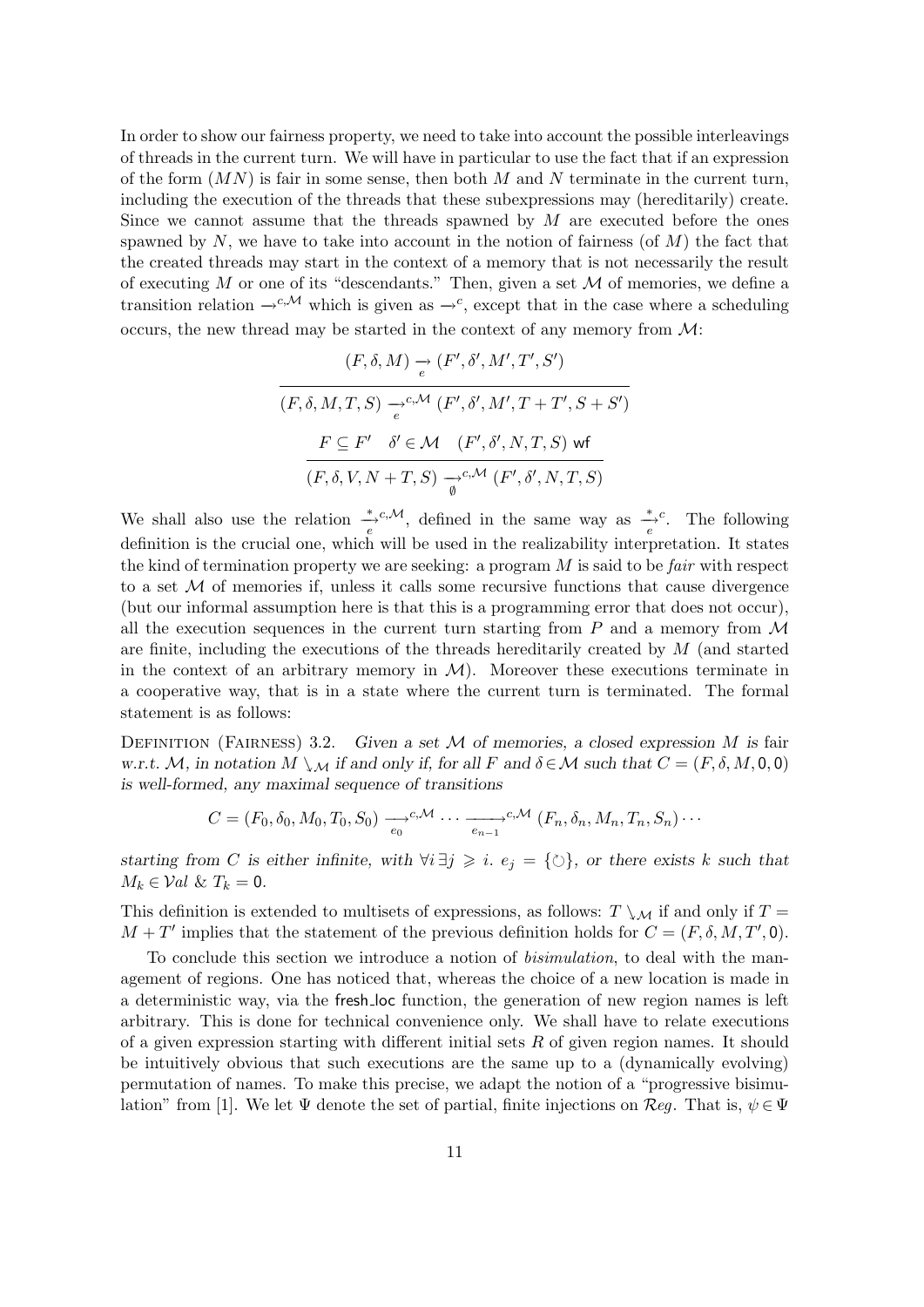In order to show our fairness property, we need to take into account the possible interleavings of threads in the current turn. We will have in particular to use the fact that if an expression of the form $(MN)$ is fair in some sense, then both $M$ and $N$ terminate in the current turn, including the execution of the threads that these subexpressions may (hereditarily) create. Since we cannot assume that the threads spawned by $M$ are executed before the ones spawned by $N$, we have to take into account in the notion of fairness (of $M$) the fact that the created threads may start in the context of a memory that is not necessarily the result of executing $M$ or one of its "descendants." Then, given a set $\mathcal{M}$ of memories, we define a transition relation $\rightarrow^{c,\mathcal{M}}$ which is given as $\rightarrow^{c}$, except that in the case where a scheduling occurs, the new thread may be started in the context of any memory from $\mathcal{M}$:

$$\frac{(F,\delta,M) \underset{e}{\rightarrow} (F',\delta',M',T',S')}{(F,\delta,M,T,S) \underset{e}{\rightarrow}^{c,\mathcal{M}} (F',\delta',M',T+T',S+S')}$$

$$\frac{F \subseteq F' \quad \delta' \in \mathcal{M} \quad (F',\delta',N,T,S)\ \mathsf{wf}}{(F,\delta,V,N+T,S) \underset{\emptyset}{\rightarrow}^{c,\mathcal{M}} (F',\delta',N,T,S)}$$

We shall also use the relation $\overset{*}{\underset{e}{\rightarrow}}{}^{c,\mathcal{M}}$, defined in the same way as $\overset{*}{\underset{e}{\rightarrow}}{}^{c}$. The following definition is the crucial one, which will be used in the realizability interpretation. It states the kind of termination property we are seeking: a program $M$ is said to be *fair* with respect to a set $\mathcal{M}$ of memories if, unless it calls some recursive functions that cause divergence (but our informal assumption here is that this is a programming error that does not occur), all the execution sequences in the current turn starting from $P$ and a memory from $\mathcal{M}$ are finite, including the executions of the threads hereditarily created by $M$ (and started in the context of an arbitrary memory in $\mathcal{M}$). Moreover these executions terminate in a cooperative way, that is in a state where the current turn is terminated. The formal statement is as follows:

Definition (Fairness) 3.2. *Given a set $\mathcal{M}$ of memories, a closed expression $M$ is* fair *w.r.t. $\mathcal{M}$, in notation $M \searrow_{\mathcal{M}}$ if and only if, for all $F$ and $\delta \in \mathcal{M}$ such that $C = (F,\delta,M,\mathsf{0},\mathsf{0})$ is well-formed, any maximal sequence of transitions*

$$C = (F_0,\delta_0,M_0,T_0,S_0) \underset{e_0}{\longrightarrow}^{c,\mathcal{M}} \cdots \underset{e_{n-1}}{\longrightarrow}^{c,\mathcal{M}} (F_n,\delta_n,M_n,T_n,S_n) \cdots$$

*starting from $C$ is either infinite, with $\forall i\, \exists j \geqslant i.\ e_j = \{\circlearrowleft\}$, or there exists $k$ such that $M_k \in \mathcal{V}al$ & $T_k = \mathsf{0}$.*

This definition is extended to multisets of expressions, as follows: $T \searrow_{\mathcal{M}}$ if and only if $T = M + T'$ implies that the statement of the previous definition holds for $C = (F,\delta,M,T',\mathsf{0})$.

To conclude this section we introduce a notion of *bisimulation*, to deal with the management of regions. One has noticed that, whereas the choice of a new location is made in a deterministic way, via the fresh_loc function, the generation of new region names is left arbitrary. This is done for technical convenience only. We shall have to relate executions of a given expression starting with different initial sets $R$ of given region names. It should be intuitively obvious that such executions are the same up to a (dynamically evolving) permutation of names. To make this precise, we adapt the notion of a "progressive bisimulation" from [1]. We let $\Psi$ denote the set of partial, finite injections on $\mathcal{R}eg$. That is, $\psi \in \Psi$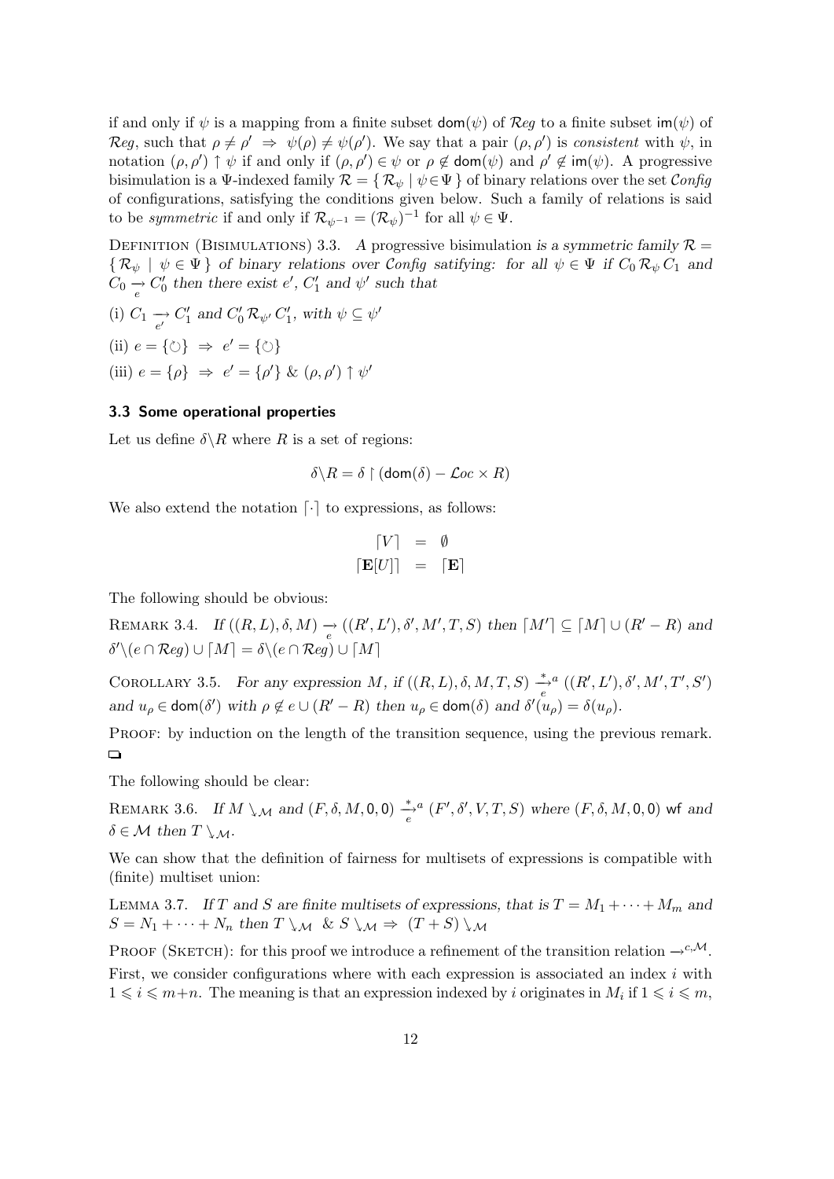if and only if $\psi$ is a mapping from a finite subset $\mathsf{dom}(\psi)$ of $\mathcal{R}eg$ to a finite subset $\mathsf{im}(\psi)$ of $\mathcal{R}eg$, such that $\rho \neq \rho' \;\Rightarrow\; \psi(\rho) \neq \psi(\rho')$. We say that a pair $(\rho, \rho')$ is *consistent* with $\psi$, in notation $(\rho, \rho') \uparrow \psi$ if and only if $(\rho, \rho') \in \psi$ or $\rho \notin \mathsf{dom}(\psi)$ and $\rho' \notin \mathsf{im}(\psi)$. A progressive bisimulation is a $\Psi$-indexed family $\mathcal{R} = \{\, \mathcal{R}_\psi \mid \psi \in \Psi \,\}$ of binary relations over the set $\mathcal{C}onfig$ of configurations, satisfying the conditions given below. Such a family of relations is said to be *symmetric* if and only if $\mathcal{R}_{\psi^{-1}} = (\mathcal{R}_\psi)^{-1}$ for all $\psi \in \Psi$.

Definition (Bisimulations) 3.3. *A* progressive bisimulation *is a symmetric family* $\mathcal{R} = \{\, \mathcal{R}_\psi \mid \psi \in \Psi \,\}$ *of binary relations over* $\mathcal{C}onfig$ *satisfying: for all* $\psi \in \Psi$ *if* $C_0 \, \mathcal{R}_\psi \, C_1$ *and* $C_0 \underset{e}{\rightarrow} C_0'$ *then there exist* $e'$, $C_1'$ *and* $\psi'$ *such that*

(i) $C_1 \underset{e'}{\rightarrow} C_1'$ and $C_0' \, \mathcal{R}_{\psi'} \, C_1'$, with $\psi \subseteq \psi'$

(ii) $e = \{\circlearrowleft\} \;\Rightarrow\; e' = \{\circlearrowleft\}$

(iii) $e = \{\rho\} \;\Rightarrow\; e' = \{\rho'\} \;\&\; (\rho, \rho') \uparrow \psi'$

### 3.3 Some operational properties

Let us define $\delta \backslash R$ where $R$ is a set of regions:

$$\delta \backslash R = \delta \restriction (\mathsf{dom}(\delta) - \mathcal{L}oc \times R)$$

We also extend the notation $\lceil \cdot \rceil$ to expressions, as follows:

$$\begin{array}{rcl} \lceil V \rceil & = & \emptyset \\ \lceil \mathbf{E}[U] \rceil & = & \lceil \mathbf{E} \rceil \end{array}$$

The following should be obvious:

Remark 3.4. *If* $((R, L), \delta, M) \underset{e}{\rightarrow} ((R', L'), \delta', M', T, S)$ *then* $\lceil M' \rceil \subseteq \lceil M \rceil \cup (R' - R)$ *and* $\delta' \backslash (e \cap \mathcal{R}eg) \cup \lceil M \rceil = \delta \backslash (e \cap \mathcal{R}eg) \cup \lceil M \rceil$

Corollary 3.5. *For any expression* $M$, *if* $((R, L), \delta, M, T, S) \overset{*}{\underset{e}{\rightarrow}}{}^{a} ((R', L'), \delta', M', T', S')$ *and* $u_\rho \in \mathsf{dom}(\delta')$ *with* $\rho \notin e \cup (R' - R)$ *then* $u_\rho \in \mathsf{dom}(\delta)$ *and* $\delta'(u_\rho) = \delta(u_\rho)$.

Proof: by induction on the length of the transition sequence, using the previous remark. ❑

The following should be clear:

Remark 3.6. *If* $M \searrow_{\mathcal{M}}$ *and* $(F, \delta, M, \mathsf{0}, \mathsf{0}) \overset{*}{\underset{e}{\rightarrow}}{}^{a} (F', \delta', V, T, S)$ *where* $(F, \delta, M, \mathsf{0}, \mathsf{0})$ wf *and* $\delta \in \mathcal{M}$ *then* $T \searrow_{\mathcal{M}}$.

We can show that the definition of fairness for multisets of expressions is compatible with (finite) multiset union:

Lemma 3.7. *If* $T$ *and* $S$ *are finite multisets of expressions, that is* $T = M_1 + \cdots + M_m$ *and* $S = N_1 + \cdots + N_n$ *then* $T \searrow_{\mathcal{M}} \;\&\; S \searrow_{\mathcal{M}} \Rightarrow (T + S) \searrow_{\mathcal{M}}$

Proof (Sketch): for this proof we introduce a refinement of the transition relation $\rightarrow^{c,\mathcal{M}}$. First, we consider configurations where with each expression is associated an index $i$ with $1 \leqslant i \leqslant m{+}n$. The meaning is that an expression indexed by $i$ originates in $M_i$ if $1 \leqslant i \leqslant m$,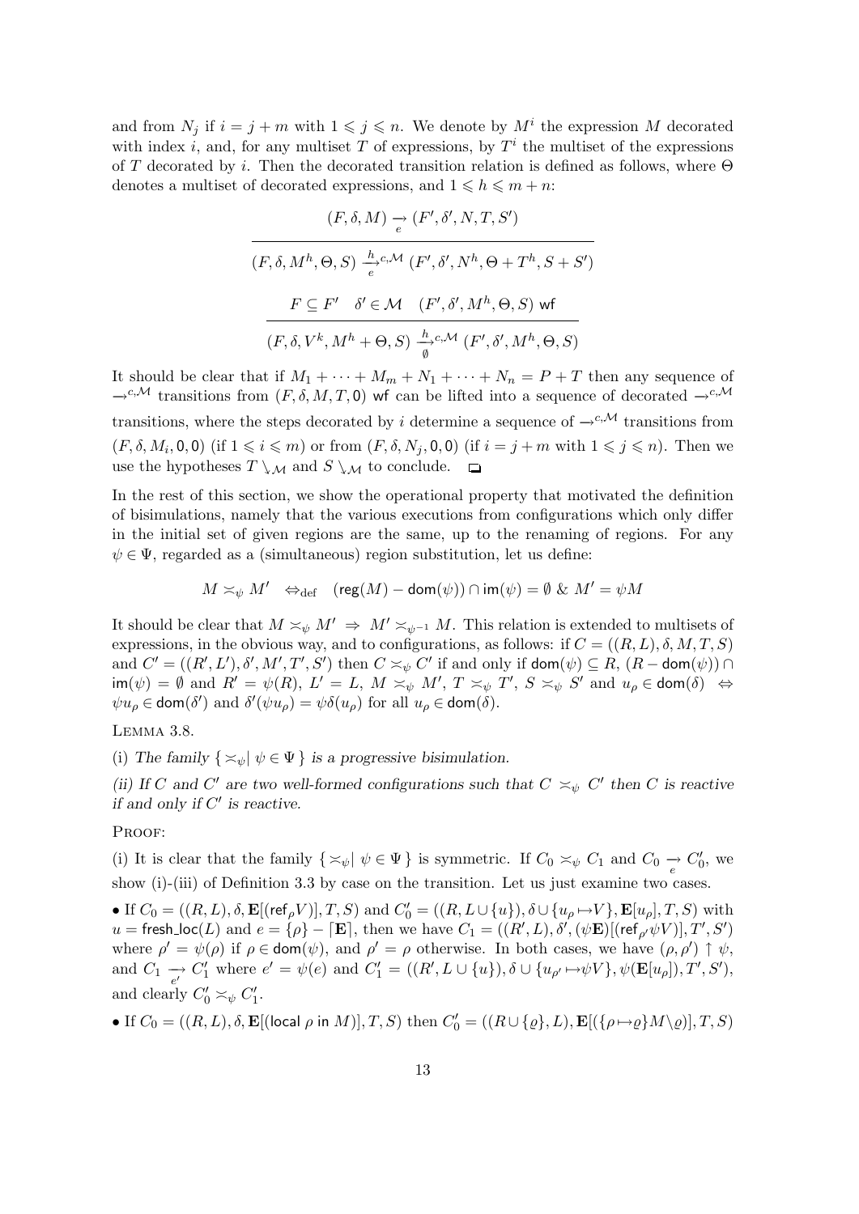and from $N_j$ if $i = j + m$ with $1 \leqslant j \leqslant n$. We denote by $M^i$ the expression $M$ decorated with index $i$, and, for any multiset $T$ of expressions, by $T^i$ the multiset of the expressions of $T$ decorated by $i$. Then the decorated transition relation is defined as follows, where $\Theta$ denotes a multiset of decorated expressions, and $1 \leqslant h \leqslant m + n$:

$$\frac{(F, \delta, M) \underset{e}{\rightarrow} (F', \delta', N, T, S')}{(F, \delta, M^h, \Theta, S) \xrightarrow[e]{h}{}^{c,\mathcal{M}} (F', \delta', N^h, \Theta + T^h, S + S')}$$

$$\frac{F \subseteq F' \quad \delta' \in \mathcal{M} \quad (F', \delta', M^h, \Theta, S) \ \mathsf{wf}}{(F, \delta, V^k, M^h + \Theta, S) \xrightarrow[\emptyset]{h}{}^{c,\mathcal{M}} (F', \delta', M^h, \Theta, S)}$$

It should be clear that if $M_1 + \cdots + M_m + N_1 + \cdots + N_n = P + T$ then any sequence of $\rightarrow^{c,\mathcal{M}}$ transitions from $(F, \delta, M, T, 0)$ wf can be lifted into a sequence of decorated $\rightarrow^{c,\mathcal{M}}$ transitions, where the steps decorated by $i$ determine a sequence of $\rightarrow^{c,\mathcal{M}}$ transitions from $(F, \delta, M_i, 0, 0)$ (if $1 \leqslant i \leqslant m$) or from $(F, \delta, N_j, 0, 0)$ (if $i = j + m$ with $1 \leqslant j \leqslant n$). Then we use the hypotheses $T \searrow_{\mathcal{M}}$ and $S \searrow_{\mathcal{M}}$ to conclude. ◻

In the rest of this section, we show the operational property that motivated the definition of bisimulations, namely that the various executions from configurations which only differ in the initial set of given regions are the same, up to the renaming of regions. For any $\psi \in \Psi$, regarded as a (simultaneous) region substitution, let us define:

$$M \asymp_\psi M' \quad \Leftrightarrow_{\mathrm{def}} \quad (\mathsf{reg}(M) - \mathsf{dom}(\psi)) \cap \mathsf{im}(\psi) = \emptyset \ \& \ M' = \psi M$$

It should be clear that $M \asymp_\psi M' \ \Rightarrow \ M' \asymp_{\psi^{-1}} M$. This relation is extended to multisets of expressions, in the obvious way, and to configurations, as follows: if $C = ((R, L), \delta, M, T, S)$ and $C' = ((R', L'), \delta', M', T', S')$ then $C \asymp_\psi C'$ if and only if $\mathsf{dom}(\psi) \subseteq R$, $(R - \mathsf{dom}(\psi)) \cap \mathsf{im}(\psi) = \emptyset$ and $R' = \psi(R)$, $L' = L$, $M \asymp_\psi M'$, $T \asymp_\psi T'$, $S \asymp_\psi S'$ and $u_\rho \in \mathsf{dom}(\delta) \ \Leftrightarrow \ \psi u_\rho \in \mathsf{dom}(\delta')$ and $\delta'(\psi u_\rho) = \psi\delta(u_\rho)$ for all $u_\rho \in \mathsf{dom}(\delta)$.

Lemma 3.8.

(i) *The family* $\{ \asymp_\psi \mid \psi \in \Psi \}$ *is a progressive bisimulation.*

*(ii) If $C$ and $C'$ are two well-formed configurations such that $C \asymp_\psi C'$ then $C$ is reactive if and only if $C'$ is reactive.*

Proof:

(i) It is clear that the family $\{ \asymp_\psi \mid \psi \in \Psi \}$ is symmetric. If $C_0 \asymp_\psi C_1$ and $C_0 \underset{e}{\rightarrow} C_0'$, we show (i)-(iii) of Definition 3.3 by case on the transition. Let us just examine two cases.

- If $C_0 = ((R, L), \delta, \mathbf{E}[(\mathsf{ref}_\rho V)], T, S)$ and $C_0' = ((R, L \cup \{u\}), \delta \cup \{u_\rho \mapsto V\}, \mathbf{E}[u_\rho], T, S)$ with $u = \mathsf{fresh\_loc}(L)$ and $e = \{\rho\} - \lceil \mathbf{E} \rceil$, then we have $C_1 = ((R', L), \delta', (\psi\mathbf{E})[(\mathsf{ref}_{\rho'} \psi V)], T', S')$ where $\rho' = \psi(\rho)$ if $\rho \in \mathsf{dom}(\psi)$, and $\rho' = \rho$ otherwise. In both cases, we have $(\rho, \rho') \uparrow \psi$, and $C_1 \underset{e'}{\rightarrow} C_1'$ where $e' = \psi(e)$ and $C_1' = ((R', L \cup \{u\}), \delta \cup \{u_{\rho'} \mapsto \psi V\}, \psi(\mathbf{E}[u_\rho]), T', S')$, and clearly $C_0' \asymp_\psi C_1'$.
- If $C_0 = ((R, L), \delta, \mathbf{E}[(\mathsf{local}\ \rho\ \mathsf{in}\ M)], T, S)$ then $C_0' = ((R \cup \{\varrho\}, L), \mathbf{E}[(\{\rho \mapsto \varrho\} M \backslash \varrho)], T, S)$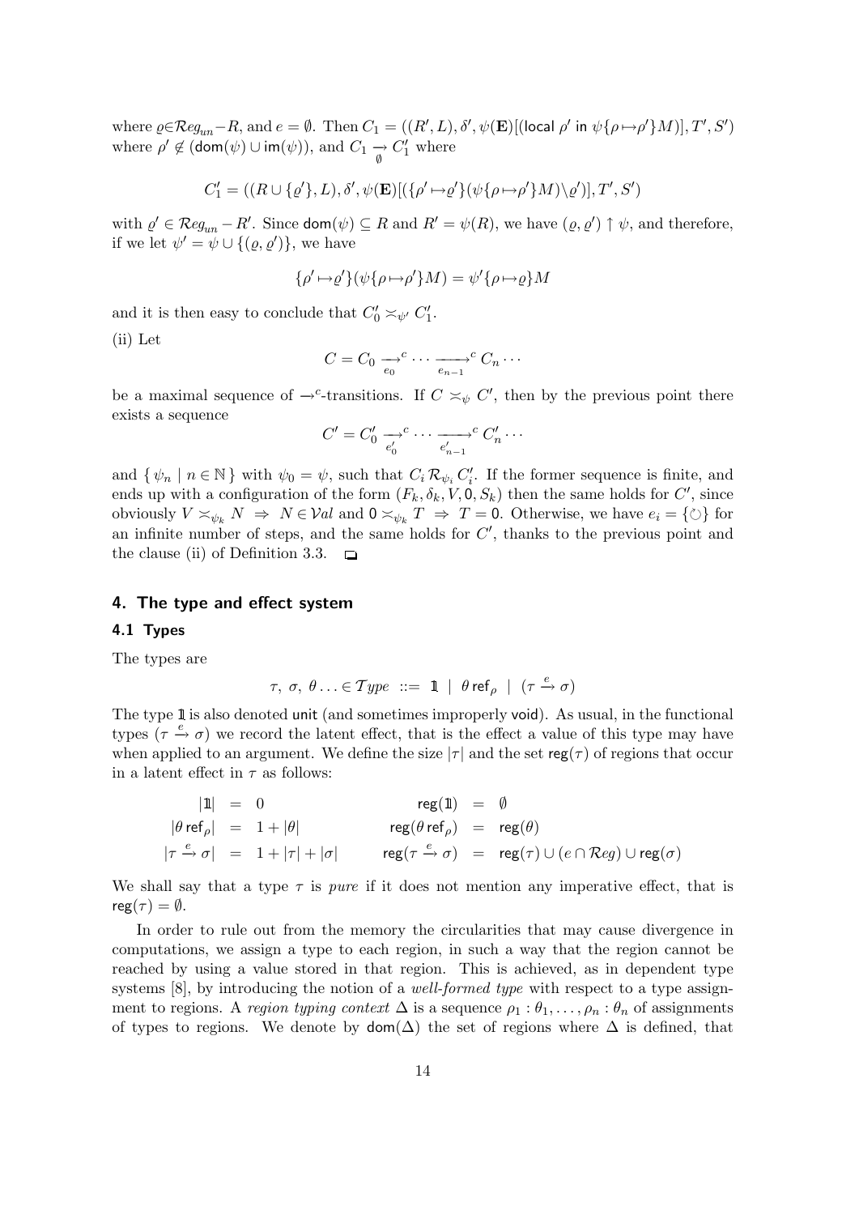where $\varrho \in \mathcal{R}eg_{un} - R$, and $e = \emptyset$. Then $C_1 = ((R', L), \delta', \psi(\mathbf{E})[(\mathsf{local}\ \rho' \ \mathsf{in}\ \psi\{\rho \mapsto \rho'\}M)], T', S')$ where $\rho' \notin (\mathsf{dom}(\psi) \cup \mathsf{im}(\psi))$, and $C_1 \underset{\emptyset}{\rightarrow} C_1'$ where

$$C_1' = ((R \cup \{\varrho'\}, L), \delta', \psi(\mathbf{E})[(\{\rho' \mapsto \varrho'\}(\psi\{\rho \mapsto \rho'\}M) \backslash \varrho')], T', S')$$

with $\varrho' \in \mathcal{R}eg_{un} - R'$. Since $\mathsf{dom}(\psi) \subseteq R$ and $R' = \psi(R)$, we have $(\varrho, \varrho') \uparrow \psi$, and therefore, if we let $\psi' = \psi \cup \{(\varrho, \varrho')\}$, we have

$$\{\rho' \mapsto \varrho'\}(\psi\{\rho \mapsto \rho'\}M) = \psi'\{\rho \mapsto \varrho\}M$$

and it is then easy to conclude that $C_0' \asymp_{\psi'} C_1'$.

(ii) Let

$$C = C_0 \xrightarrow[e_0]{}^{c} \cdots \xrightarrow[e_{n-1}]{}^{c} C_n \cdots$$

be a maximal sequence of $\rightarrow^c$-transitions. If $C \asymp_\psi C'$, then by the previous point there exists a sequence

$$C' = C_0' \xrightarrow[e_0']{}^{c} \cdots \xrightarrow[e_{n-1}']{}^{c} C_n' \cdots$$

and $\{\, \psi_n \mid n \in \mathbb{N} \,\}$ with $\psi_0 = \psi$, such that $C_i \,\mathcal{R}_{\psi_i}\, C_i'$. If the former sequence is finite, and ends up with a configuration of the form $(F_k, \delta_k, V, \mathsf{0}, S_k)$ then the same holds for $C'$, since obviously $V \asymp_{\psi_k} N \;\Rightarrow\; N \in \mathcal{V}al$ and $\mathsf{0} \asymp_{\psi_k} T \;\Rightarrow\; T = \mathsf{0}$. Otherwise, we have $e_i = \{\circlearrowleft\}$ for an infinite number of steps, and the same holds for $C'$, thanks to the previous point and the clause (ii) of Definition 3.3. $\square$

## 4. The type and effect system

### 4.1 Types

The types are

$$\tau,\ \sigma,\ \theta \ldots \in \mathcal{T}ype \ ::= \ \mathbb{1} \ \mid \ \theta\,\mathsf{ref}_\rho \ \mid \ (\tau \xrightarrow{e} \sigma)$$

The type $\mathbb{1}$ is also denoted unit (and sometimes improperly void). As usual, in the functional types $(\tau \xrightarrow{e} \sigma)$ we record the latent effect, that is the effect a value of this type may have when applied to an argument. We define the size $|\tau|$ and the set $\mathsf{reg}(\tau)$ of regions that occur in a latent effect in $\tau$ as follows:

$$\begin{array}{rclcrcl}
|\mathbb{1}| & = & 0 & \qquad & \mathsf{reg}(\mathbb{1}) & = & \emptyset \\
|\theta\,\mathsf{ref}_\rho| & = & 1 + |\theta| & & \mathsf{reg}(\theta\,\mathsf{ref}_\rho) & = & \mathsf{reg}(\theta) \\
|\tau \xrightarrow{e} \sigma| & = & 1 + |\tau| + |\sigma| & & \mathsf{reg}(\tau \xrightarrow{e} \sigma) & = & \mathsf{reg}(\tau) \cup (e \cap \mathcal{R}eg) \cup \mathsf{reg}(\sigma)
\end{array}$$

We shall say that a type $\tau$ is *pure* if it does not mention any imperative effect, that is $\mathsf{reg}(\tau) = \emptyset$.

In order to rule out from the memory the circularities that may cause divergence in computations, we assign a type to each region, in such a way that the region cannot be reached by using a value stored in that region. This is achieved, as in dependent type systems [8], by introducing the notion of a *well-formed type* with respect to a type assignment to regions. A *region typing context* $\Delta$ is a sequence $\rho_1 : \theta_1, \ldots, \rho_n : \theta_n$ of assignments of types to regions. We denote by $\mathsf{dom}(\Delta)$ the set of regions where $\Delta$ is defined, that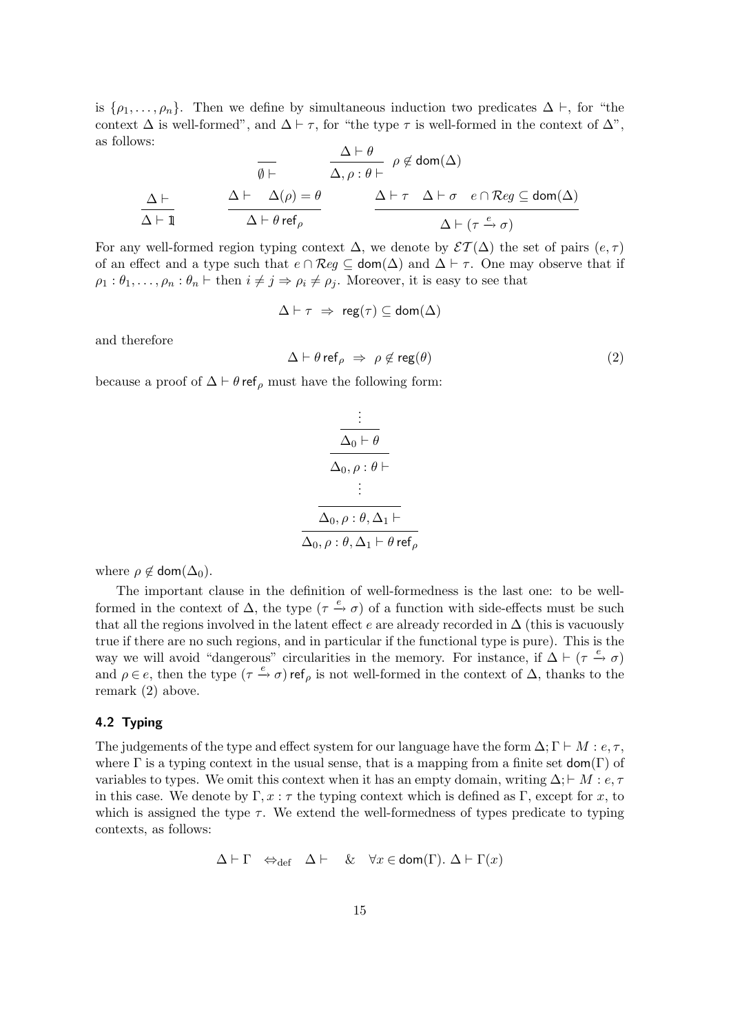is $\{\rho_1, \ldots, \rho_n\}$. Then we define by simultaneous induction two predicates $\Delta \vdash$, for "the context $\Delta$ is well-formed", and $\Delta \vdash \tau$, for "the type $\tau$ is well-formed in the context of $\Delta$", as follows:

$$\frac{}{\emptyset \vdash} \qquad \frac{\Delta \vdash \theta}{\Delta, \rho : \theta \vdash}\ \rho \notin \mathsf{dom}(\Delta)$$

$$\frac{\Delta \vdash}{\Delta \vdash \mathbb{1}} \qquad \frac{\Delta \vdash \quad \Delta(\rho) = \theta}{\Delta \vdash \theta\,\mathsf{ref}_\rho} \qquad \frac{\Delta \vdash \tau \quad \Delta \vdash \sigma \quad e \cap \mathcal{R}eg \subseteq \mathsf{dom}(\Delta)}{\Delta \vdash (\tau \xrightarrow{e} \sigma)}$$

For any well-formed region typing context $\Delta$, we denote by $\mathcal{ET}(\Delta)$ the set of pairs $(e, \tau)$ of an effect and a type such that $e \cap \mathcal{R}eg \subseteq \mathsf{dom}(\Delta)$ and $\Delta \vdash \tau$. One may observe that if $\rho_1 : \theta_1, \ldots, \rho_n : \theta_n \vdash$ then $i \neq j \Rightarrow \rho_i \neq \rho_j$. Moreover, it is easy to see that

$$\Delta \vdash \tau \ \Rightarrow\ \mathsf{reg}(\tau) \subseteq \mathsf{dom}(\Delta)$$

and therefore

$$\Delta \vdash \theta\,\mathsf{ref}_\rho \ \Rightarrow\ \rho \notin \mathsf{reg}(\theta) \tag{2}$$

because a proof of $\Delta \vdash \theta\,\mathsf{ref}_\rho$ must have the following form:

$$\dfrac{\dfrac{\vdots}{\dfrac{\Delta_0 \vdash \theta}{\Delta_0, \rho : \theta \vdash}}\ \ \vdots}{\dfrac{\Delta_0, \rho : \theta, \Delta_1 \vdash}{\Delta_0, \rho : \theta, \Delta_1 \vdash \theta\,\mathsf{ref}_\rho}}$$

where $\rho \notin \mathsf{dom}(\Delta_0)$.

The important clause in the definition of well-formedness is the last one: to be well-formed in the context of $\Delta$, the type $(\tau \xrightarrow{e} \sigma)$ of a function with side-effects must be such that all the regions involved in the latent effect $e$ are already recorded in $\Delta$ (this is vacuously true if there are no such regions, and in particular if the functional type is pure). This is the way we will avoid "dangerous" circularities in the memory. For instance, if $\Delta \vdash (\tau \xrightarrow{e} \sigma)$ and $\rho \in e$, then the type $(\tau \xrightarrow{e} \sigma)\,\mathsf{ref}_\rho$ is not well-formed in the context of $\Delta$, thanks to the remark (2) above.

### 4.2 Typing

The judgements of the type and effect system for our language have the form $\Delta; \Gamma \vdash M : e, \tau$, where $\Gamma$ is a typing context in the usual sense, that is a mapping from a finite set $\mathsf{dom}(\Gamma)$ of variables to types. We omit this context when it has an empty domain, writing $\Delta; \vdash M : e, \tau$ in this case. We denote by $\Gamma, x : \tau$ the typing context which is defined as $\Gamma$, except for $x$, to which is assigned the type $\tau$. We extend the well-formedness of types predicate to typing contexts, as follows:

$$\Delta \vdash \Gamma \quad \Leftrightarrow_{\text{def}} \quad \Delta \vdash \quad \& \quad \forall x \in \mathsf{dom}(\Gamma).\ \Delta \vdash \Gamma(x)$$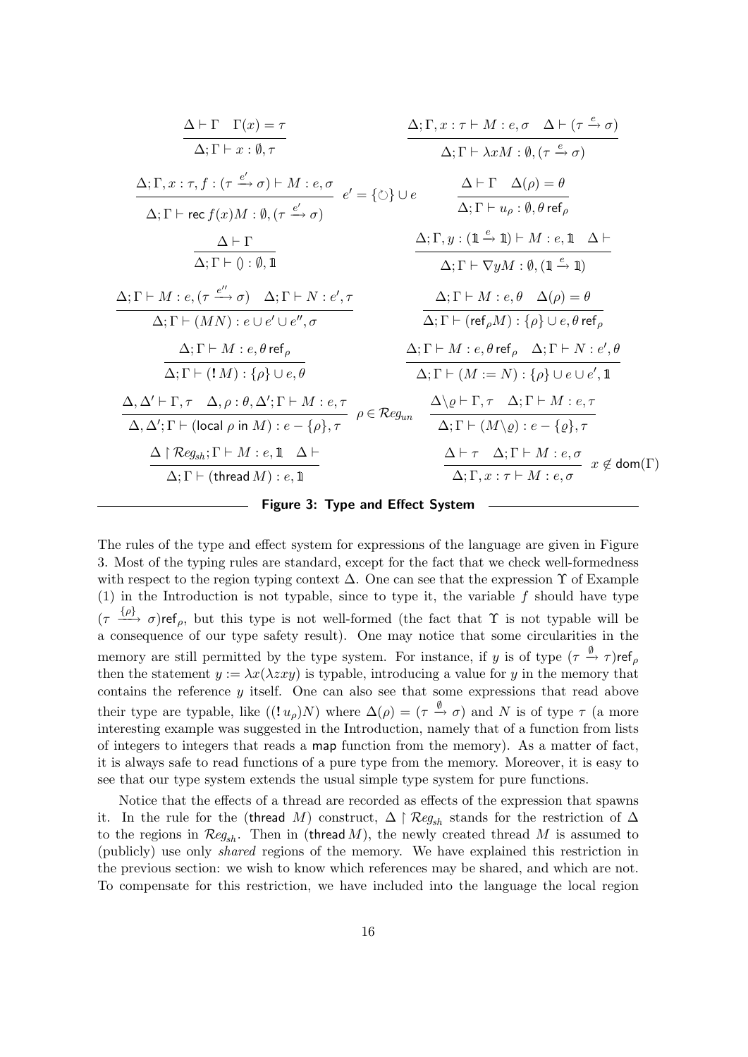$$\frac{\Delta \vdash \Gamma \quad \Gamma(x) = \tau}{\Delta; \Gamma \vdash x : \emptyset, \tau} \qquad \frac{\Delta; \Gamma, x : \tau \vdash M : e, \sigma \quad \Delta \vdash (\tau \xrightarrow{e} \sigma)}{\Delta; \Gamma \vdash \lambda x M : \emptyset, (\tau \xrightarrow{e} \sigma)}$$

$$\frac{\Delta; \Gamma, x : \tau, f : (\tau \xrightarrow{e'} \sigma) \vdash M : e, \sigma}{\Delta; \Gamma \vdash \mathsf{rec}\, f(x) M : \emptyset, (\tau \xrightarrow{e'} \sigma)} \; e' = \{\circlearrowleft\} \cup e \qquad \frac{\Delta \vdash \Gamma \quad \Delta(\rho) = \theta}{\Delta; \Gamma \vdash u_\rho : \emptyset, \theta\, \mathsf{ref}_\rho}$$

$$\frac{\Delta \vdash \Gamma}{\Delta; \Gamma \vdash () : \emptyset, \mathbb{1}} \qquad \frac{\Delta; \Gamma, y : (\mathbb{1} \xrightarrow{e} \mathbb{1}) \vdash M : e, \mathbb{1} \quad \Delta \vdash}{\Delta; \Gamma \vdash \nabla y M : \emptyset, (\mathbb{1} \xrightarrow{e} \mathbb{1})}$$

$$\frac{\Delta; \Gamma \vdash M : e, (\tau \xrightarrow{e''} \sigma) \quad \Delta; \Gamma \vdash N : e', \tau}{\Delta; \Gamma \vdash (MN) : e \cup e' \cup e'', \sigma} \qquad \frac{\Delta; \Gamma \vdash M : e, \theta \quad \Delta(\rho) = \theta}{\Delta; \Gamma \vdash (\mathsf{ref}_\rho M) : \{\rho\} \cup e, \theta\, \mathsf{ref}_\rho}$$

$$\frac{\Delta; \Gamma \vdash M : e, \theta\, \mathsf{ref}_\rho}{\Delta; \Gamma \vdash (!\, M) : \{\rho\} \cup e, \theta} \qquad \frac{\Delta; \Gamma \vdash M : e, \theta\, \mathsf{ref}_\rho \quad \Delta; \Gamma \vdash N : e', \theta}{\Delta; \Gamma \vdash (M := N) : \{\rho\} \cup e \cup e', \mathbb{1}}$$

$$\frac{\Delta, \Delta' \vdash \Gamma, \tau \quad \Delta, \rho : \theta, \Delta'; \Gamma \vdash M : e, \tau}{\Delta, \Delta'; \Gamma \vdash (\mathsf{local}\ \rho\ \mathsf{in}\ M) : e - \{\rho\}, \tau} \; \rho \in \mathcal{R}eg_{un} \qquad \frac{\Delta \backslash \varrho \vdash \Gamma, \tau \quad \Delta; \Gamma \vdash M : e, \tau}{\Delta; \Gamma \vdash (M \backslash \varrho) : e - \{\varrho\}, \tau}$$

$$\frac{\Delta \upharpoonright \mathcal{R}eg_{sh}; \Gamma \vdash M : e, \mathbb{1} \quad \Delta \vdash}{\Delta; \Gamma \vdash (\mathsf{thread}\, M) : e, \mathbb{1}} \qquad \frac{\Delta \vdash \tau \quad \Delta; \Gamma \vdash M : e, \sigma}{\Delta; \Gamma, x : \tau \vdash M : e, \sigma} \; x \notin \mathsf{dom}(\Gamma)$$

**Figure 3: Type and Effect System**

The rules of the type and effect system for expressions of the language are given in Figure 3. Most of the typing rules are standard, except for the fact that we check well-formedness with respect to the region typing context $\Delta$. One can see that the expression $\Upsilon$ of Example (1) in the Introduction is not typable, since to type it, the variable $f$ should have type $(\tau \xrightarrow{\{\rho\}} \sigma)\mathsf{ref}_\rho$, but this type is not well-formed (the fact that $\Upsilon$ is not typable will be a consequence of our type safety result). One may notice that some circularities in the memory are still permitted by the type system. For instance, if $y$ is of type $(\tau \xrightarrow{\emptyset} \tau)\mathsf{ref}_\rho$ then the statement $y := \lambda x(\lambda z x y)$ is typable, introducing a value for $y$ in the memory that contains the reference $y$ itself. One can also see that some expressions that read above their type are typable, like $((!\, u_\rho)N)$ where $\Delta(\rho) = (\tau \xrightarrow{\emptyset} \sigma)$ and $N$ is of type $\tau$ (a more interesting example was suggested in the Introduction, namely that of a function from lists of integers to integers that reads a map function from the memory). As a matter of fact, it is always safe to read functions of a pure type from the memory. Moreover, it is easy to see that our type system extends the usual simple type system for pure functions.

Notice that the effects of a thread are recorded as effects of the expression that spawns it. In the rule for the (thread $M$) construct, $\Delta \upharpoonright \mathcal{R}eg_{sh}$ stands for the restriction of $\Delta$ to the regions in $\mathcal{R}eg_{sh}$. Then in (thread $M$), the newly created thread $M$ is assumed to (publicly) use only *shared* regions of the memory. We have explained this restriction in the previous section: we wish to know which references may be shared, and which are not. To compensate for this restriction, we have included into the language the local region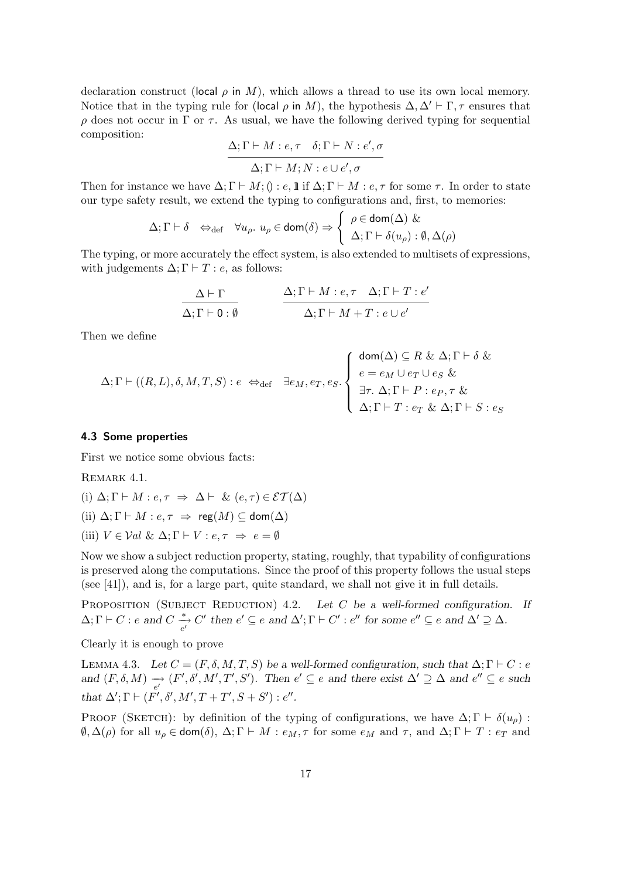declaration construct (local $\rho$ in $M$), which allows a thread to use its own local memory. Notice that in the typing rule for (local $\rho$ in $M$), the hypothesis $\Delta, \Delta' \vdash \Gamma, \tau$ ensures that $\rho$ does not occur in $\Gamma$ or $\tau$. As usual, we have the following derived typing for sequential composition:

$$\frac{\Delta; \Gamma \vdash M : e, \tau \quad \delta; \Gamma \vdash N : e', \sigma}{\Delta; \Gamma \vdash M; N : e \cup e', \sigma}$$

Then for instance we have $\Delta; \Gamma \vdash M; () : e, \mathbb{1}$ if $\Delta; \Gamma \vdash M : e, \tau$ for some $\tau$. In order to state our type safety result, we extend the typing to configurations and, first, to memories:

$$\Delta; \Gamma \vdash \delta \quad \Leftrightarrow_{\text{def}} \quad \forall u_\rho.\ u_\rho \in \mathsf{dom}(\delta) \Rightarrow \begin{cases} \rho \in \mathsf{dom}(\Delta)\ \& \\ \Delta; \Gamma \vdash \delta(u_\rho) : \emptyset, \Delta(\rho) \end{cases}$$

The typing, or more accurately the effect system, is also extended to multisets of expressions, with judgements $\Delta; \Gamma \vdash T : e$, as follows:

$$\frac{\Delta \vdash \Gamma}{\Delta; \Gamma \vdash \mathsf{0} : \emptyset} \qquad \frac{\Delta; \Gamma \vdash M : e, \tau \quad \Delta; \Gamma \vdash T : e'}{\Delta; \Gamma \vdash M + T : e \cup e'}$$

Then we define

$$\Delta; \Gamma \vdash ((R, L), \delta, M, T, S) : e \ \Leftrightarrow_{\text{def}} \ \exists e_M, e_T, e_S. \begin{cases} \mathsf{dom}(\Delta) \subseteq R\ \&\ \Delta; \Gamma \vdash \delta\ \& \\ e = e_M \cup e_T \cup e_S\ \& \\ \exists \tau.\ \Delta; \Gamma \vdash P : e_P, \tau\ \& \\ \Delta; \Gamma \vdash T : e_T\ \&\ \Delta; \Gamma \vdash S : e_S \end{cases}$$

### 4.3 Some properties

First we notice some obvious facts:

Remark 4.1.

(i) $\Delta; \Gamma \vdash M : e, \tau \ \Rightarrow\ \Delta \vdash\ \&\ (e, \tau) \in \mathcal{ET}(\Delta)$

(ii) $\Delta; \Gamma \vdash M : e, \tau \ \Rightarrow\ \mathsf{reg}(M) \subseteq \mathsf{dom}(\Delta)$

(iii) $V \in \mathcal{V}al\ \&\ \Delta; \Gamma \vdash V : e, \tau \ \Rightarrow\ e = \emptyset$

Now we show a subject reduction property, stating, roughly, that typability of configurations is preserved along the computations. Since the proof of this property follows the usual steps (see [41]), and is, for a large part, quite standard, we shall not give it in full details.

Proposition (Subject Reduction) 4.2. *Let $C$ be a well-formed configuration. If $\Delta; \Gamma \vdash C : e$ and $C \xrightarrow[e']{*} C'$ then $e' \subseteq e$ and $\Delta'; \Gamma \vdash C' : e''$ for some $e'' \subseteq e$ and $\Delta' \supseteq \Delta$.*

Clearly it is enough to prove

Lemma 4.3. *Let $C = (F, \delta, M, T, S)$ be a well-formed configuration, such that $\Delta; \Gamma \vdash C : e$ and $(F, \delta, M) \xrightarrow[e']{} (F', \delta', M', T', S')$. Then $e' \subseteq e$ and there exist $\Delta' \supseteq \Delta$ and $e'' \subseteq e$ such that $\Delta'; \Gamma \vdash (F', \delta', M', T + T', S + S') : e''$.*

Proof (Sketch): by definition of the typing of configurations, we have $\Delta; \Gamma \vdash \delta(u_\rho) : \emptyset, \Delta(\rho)$ for all $u_\rho \in \mathsf{dom}(\delta)$, $\Delta; \Gamma \vdash M : e_M, \tau$ for some $e_M$ and $\tau$, and $\Delta; \Gamma \vdash T : e_T$ and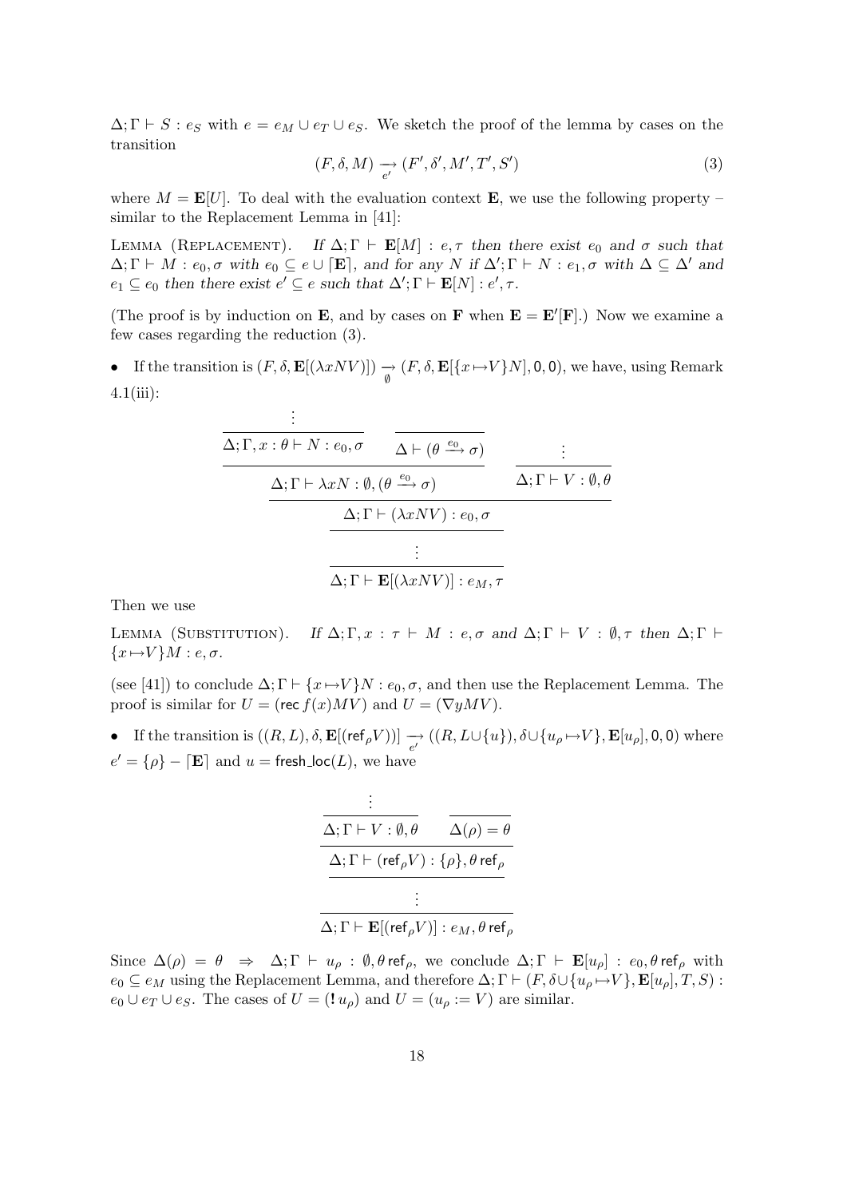$\Delta;\Gamma \vdash S : e_S$ with $e = e_M \cup e_T \cup e_S$. We sketch the proof of the lemma by cases on the transition

$$(F, \delta, M) \xrightarrow[e']{} (F', \delta', M', T', S') \tag{3}$$

where $M = \mathbf{E}[U]$. To deal with the evaluation context $\mathbf{E}$, we use the following property – similar to the Replacement Lemma in [41]:

Lemma (Replacement). *If $\Delta;\Gamma \vdash \mathbf{E}[M] : e, \tau$ then there exist $e_0$ and $\sigma$ such that $\Delta;\Gamma \vdash M : e_0, \sigma$ with $e_0 \subseteq e \cup \lceil \mathbf{E} \rceil$, and for any $N$ if $\Delta';\Gamma \vdash N : e_1, \sigma$ with $\Delta \subseteq \Delta'$ and $e_1 \subseteq e_0$ then there exist $e' \subseteq e$ such that $\Delta';\Gamma \vdash \mathbf{E}[N] : e', \tau$.*

(The proof is by induction on $\mathbf{E}$, and by cases on $\mathbf{F}$ when $\mathbf{E} = \mathbf{E}'[\mathbf{F}]$.) Now we examine a few cases regarding the reduction (3).

- If the transition is $(F, \delta, \mathbf{E}[(\lambda x N V)]) \xrightarrow[\emptyset]{} (F, \delta, \mathbf{E}[\{x \mapsto V\}N], 0, 0)$, we have, using Remark 4.1(iii):

$$\dfrac{\dfrac{\dfrac{\dfrac{\vdots}{\Delta;\Gamma, x : \theta \vdash N : e_0, \sigma} \qquad \dfrac{}{\Delta \vdash (\theta \xrightarrow{e_0} \sigma)}}{\Delta;\Gamma \vdash \lambda x N : \emptyset, (\theta \xrightarrow{e_0} \sigma)} \qquad \dfrac{\vdots}{\Delta;\Gamma \vdash V : \emptyset, \theta}}{\Delta;\Gamma \vdash (\lambda x N V) : e_0, \sigma}}{\dfrac{\vdots}{\Delta;\Gamma \vdash \mathbf{E}[(\lambda x N V)] : e_M, \tau}}$$

Then we use

Lemma (Substitution). *If $\Delta;\Gamma, x : \tau \vdash M : e, \sigma$ and $\Delta;\Gamma \vdash V : \emptyset, \tau$ then $\Delta;\Gamma \vdash \{x \mapsto V\}M : e, \sigma$.*

(see [41]) to conclude $\Delta;\Gamma \vdash \{x \mapsto V\}N : e_0, \sigma$, and then use the Replacement Lemma. The proof is similar for $U = (\mathsf{rec}\, f(x) M V)$ and $U = (\nabla y M V)$.

- If the transition is $((R, L), \delta, \mathbf{E}[(\mathsf{ref}_\rho V)]) \xrightarrow[e']{} ((R, L \cup \{u\}), \delta \cup \{u_\rho \mapsto V\}, \mathbf{E}[u_\rho], 0, 0)$ where $e' = \{\rho\} - \lceil \mathbf{E} \rceil$ and $u = \mathsf{fresh\_loc}(L)$, we have

$$\dfrac{\dfrac{\dfrac{\vdots}{\Delta;\Gamma \vdash V : \emptyset, \theta} \qquad \dfrac{}{\Delta(\rho) = \theta}}{\Delta;\Gamma \vdash (\mathsf{ref}_\rho V) : \{\rho\}, \theta\, \mathsf{ref}_\rho}}{\dfrac{\vdots}{\Delta;\Gamma \vdash \mathbf{E}[(\mathsf{ref}_\rho V)] : e_M, \theta\, \mathsf{ref}_\rho}}$$

Since $\Delta(\rho) = \theta \;\Rightarrow\; \Delta;\Gamma \vdash u_\rho : \emptyset, \theta\, \mathsf{ref}_\rho$, we conclude $\Delta;\Gamma \vdash \mathbf{E}[u_\rho] : e_0, \theta\, \mathsf{ref}_\rho$ with $e_0 \subseteq e_M$ using the Replacement Lemma, and therefore $\Delta;\Gamma \vdash (F, \delta \cup \{u_\rho \mapsto V\}, \mathbf{E}[u_\rho], T, S) : e_0 \cup e_T \cup e_S$. The cases of $U = (!\, u_\rho)$ and $U = (u_\rho := V)$ are similar.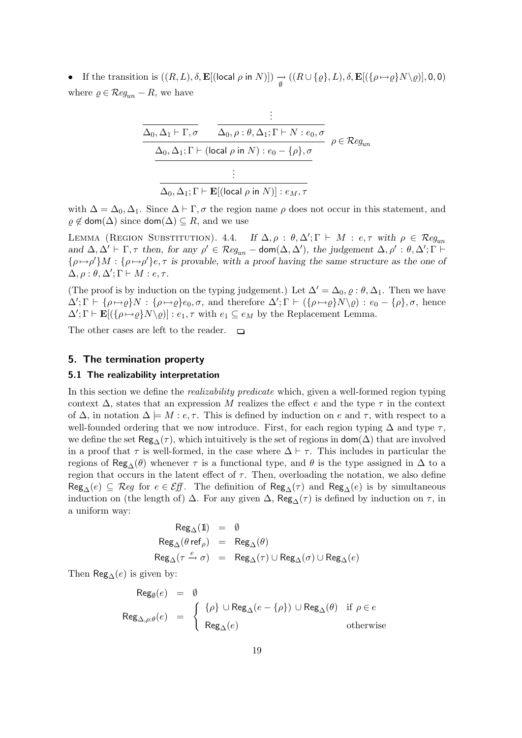- If the transition is $((R,L),\delta,\mathbf{E}[(\mathsf{local}\ \rho\ \mathsf{in}\ N)]) \underset{\emptyset}{\rightarrow} ((R\cup\{\varrho\},L),\delta,\mathbf{E}[(\{\rho\mapsto\varrho\}N\backslash\varrho)],\mathsf{0},\mathsf{0})$ where $\varrho \in \mathcal{R}eg_{un} - R$, we have

$$
\dfrac{\dfrac{\overline{\Delta_0,\Delta_1 \vdash \Gamma,\sigma} \qquad \dfrac{\vdots}{\Delta_0,\rho:\theta,\Delta_1;\Gamma \vdash N : e_0,\sigma}}{\Delta_0,\Delta_1;\Gamma \vdash (\mathsf{local}\ \rho\ \mathsf{in}\ N) : e_0 - \{\rho\},\sigma}\ \rho \in \mathcal{R}eg_{un}}{\dfrac{\vdots}{\Delta_0,\Delta_1;\Gamma \vdash \mathbf{E}[(\mathsf{local}\ \rho\ \mathsf{in}\ N)] : e_M,\tau}}
$$

with $\Delta = \Delta_0,\Delta_1$. Since $\Delta \vdash \Gamma,\sigma$ the region name $\rho$ does not occur in this statement, and $\varrho \notin \mathsf{dom}(\Delta)$ since $\mathsf{dom}(\Delta) \subseteq R$, and we use

Lemma (Region Substitution). 4.4. *If $\Delta,\rho:\theta,\Delta';\Gamma \vdash M : e,\tau$ with $\rho \in \mathcal{R}eg_{un}$ and $\Delta,\Delta' \vdash \Gamma,\tau$ then, for any $\rho' \in \mathcal{R}eg_{un} - \mathsf{dom}(\Delta,\Delta')$, the judgement $\Delta,\rho':\theta,\Delta';\Gamma \vdash \{\rho\mapsto\rho'\}M : \{\rho\mapsto\rho'\}e,\tau$ is provable, with a proof having the same structure as the one of $\Delta,\rho:\theta,\Delta';\Gamma \vdash M : e,\tau$.*

(The proof is by induction on the typing judgement.) Let $\Delta' = \Delta_0,\varrho:\theta,\Delta_1$. Then we have $\Delta';\Gamma \vdash \{\rho\mapsto\varrho\}N : \{\rho\mapsto\varrho\}e_0,\sigma$, and therefore $\Delta';\Gamma \vdash (\{\rho\mapsto\varrho\}N\backslash\varrho) : e_0 - \{\rho\},\sigma$, hence $\Delta';\Gamma \vdash \mathbf{E}[(\{\rho\mapsto\varrho\}N\backslash\varrho)] : e_1,\tau$ with $e_1 \subseteq e_M$ by the Replacement Lemma.

The other cases are left to the reader. $\square$

## 5. The termination property

### 5.1 The realizability interpretation

In this section we define the *realizability predicate* which, given a well-formed region typing context $\Delta$, states that an expression $M$ realizes the effect $e$ and the type $\tau$ in the context of $\Delta$, in notation $\Delta \models M : e,\tau$. This is defined by induction on $e$ and $\tau$, with respect to a well-founded ordering that we now introduce. First, for each region typing $\Delta$ and type $\tau$, we define the set $\mathsf{Reg}_\Delta(\tau)$, which intuitively is the set of regions in $\mathsf{dom}(\Delta)$ that are involved in a proof that $\tau$ is well-formed, in the case where $\Delta \vdash \tau$. This includes in particular the regions of $\mathsf{Reg}_\Delta(\theta)$ whenever $\tau$ is a functional type, and $\theta$ is the type assigned in $\Delta$ to a region that occurs in the latent effect of $\tau$. Then, overloading the notation, we also define $\mathsf{Reg}_\Delta(e) \subseteq \mathcal{R}eg$ for $e \in \mathcal{E}f\!f$. The definition of $\mathsf{Reg}_\Delta(\tau)$ and $\mathsf{Reg}_\Delta(e)$ is by simultaneous induction on (the length of) $\Delta$. For any given $\Delta$, $\mathsf{Reg}_\Delta(\tau)$ is defined by induction on $\tau$, in a uniform way:

$$
\begin{array}{rcl}
\mathsf{Reg}_\Delta(\mathbb{1}) & = & \emptyset \\
\mathsf{Reg}_\Delta(\theta\,\mathsf{ref}_\rho) & = & \mathsf{Reg}_\Delta(\theta) \\
\mathsf{Reg}_\Delta(\tau \xrightarrow{e} \sigma) & = & \mathsf{Reg}_\Delta(\tau) \cup \mathsf{Reg}_\Delta(\sigma) \cup \mathsf{Reg}_\Delta(e)
\end{array}
$$

Then $\mathsf{Reg}_\Delta(e)$ is given by:

$$
\begin{array}{rcl}
\mathsf{Reg}_\emptyset(e) & = & \emptyset \\
\mathsf{Reg}_{\Delta,\rho:\theta}(e) & = & \left\{ \begin{array}{ll} \{\rho\} \cup \mathsf{Reg}_\Delta(e - \{\rho\}) \cup \mathsf{Reg}_\Delta(\theta) & \text{if } \rho \in e \\ \mathsf{Reg}_\Delta(e) & \text{otherwise} \end{array} \right.
\end{array}
$$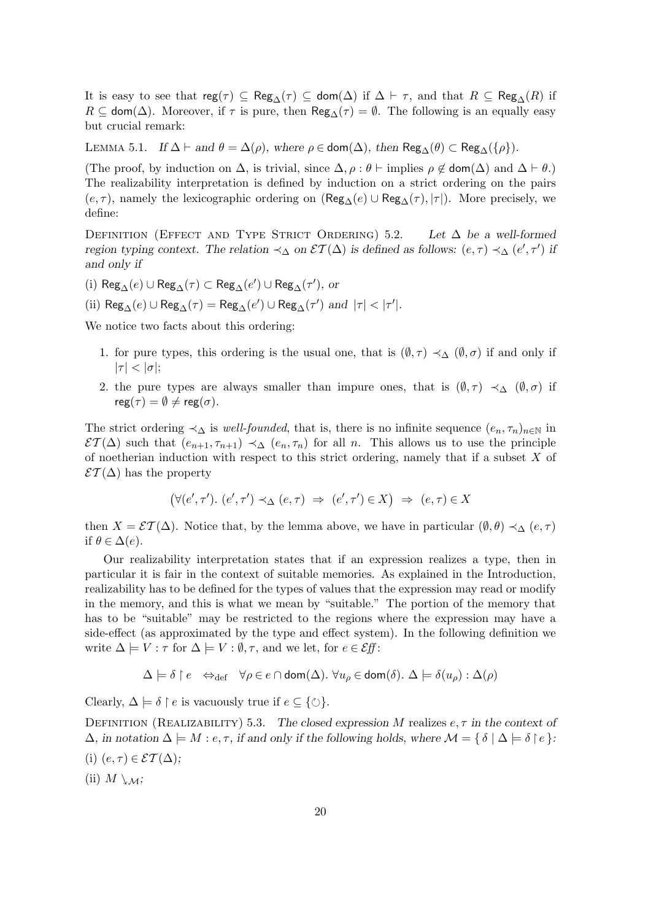It is easy to see that $\mathsf{reg}(\tau) \subseteq \mathsf{Reg}_\Delta(\tau) \subseteq \mathsf{dom}(\Delta)$ if $\Delta \vdash \tau$, and that $R \subseteq \mathsf{Reg}_\Delta(R)$ if $R \subseteq \mathsf{dom}(\Delta)$. Moreover, if $\tau$ is pure, then $\mathsf{Reg}_\Delta(\tau) = \emptyset$. The following is an equally easy but crucial remark:

Lemma 5.1. *If $\Delta \vdash$ and $\theta = \Delta(\rho)$, where $\rho \in \mathsf{dom}(\Delta)$, then $\mathsf{Reg}_\Delta(\theta) \subset \mathsf{Reg}_\Delta(\{\rho\})$.*

(The proof, by induction on $\Delta$, is trivial, since $\Delta, \rho : \theta \vdash$ implies $\rho \notin \mathsf{dom}(\Delta)$ and $\Delta \vdash \theta$.) The realizability interpretation is defined by induction on a strict ordering on the pairs $(e, \tau)$, namely the lexicographic ordering on $(\mathsf{Reg}_\Delta(e) \cup \mathsf{Reg}_\Delta(\tau), |\tau|)$. More precisely, we define:

Definition (Effect and Type Strict Ordering) 5.2. *Let $\Delta$ be a well-formed region typing context. The relation $\prec_\Delta$ on $\mathcal{ET}(\Delta)$ is defined as follows: $(e, \tau) \prec_\Delta (e', \tau')$ if and only if*

(i) $\mathsf{Reg}_\Delta(e) \cup \mathsf{Reg}_\Delta(\tau) \subset \mathsf{Reg}_\Delta(e') \cup \mathsf{Reg}_\Delta(\tau')$*, or*

(ii) $\mathsf{Reg}_\Delta(e) \cup \mathsf{Reg}_\Delta(\tau) = \mathsf{Reg}_\Delta(e') \cup \mathsf{Reg}_\Delta(\tau')$ *and* $|\tau| < |\tau'|$.

We notice two facts about this ordering:

1. for pure types, this ordering is the usual one, that is $(\emptyset, \tau) \prec_\Delta (\emptyset, \sigma)$ if and only if $|\tau| < |\sigma|$;
2. the pure types are always smaller than impure ones, that is $(\emptyset, \tau) \prec_\Delta (\emptyset, \sigma)$ if $\mathsf{reg}(\tau) = \emptyset \neq \mathsf{reg}(\sigma)$.

The strict ordering $\prec_\Delta$ is *well-founded*, that is, there is no infinite sequence $(e_n, \tau_n)_{n\in\mathbb{N}}$ in $\mathcal{ET}(\Delta)$ such that $(e_{n+1}, \tau_{n+1}) \prec_\Delta (e_n, \tau_n)$ for all $n$. This allows us to use the principle of noetherian induction with respect to this strict ordering, namely that if a subset $X$ of $\mathcal{ET}(\Delta)$ has the property

$$\big(\forall (e', \tau').\ (e', \tau') \prec_\Delta (e, \tau) \ \Rightarrow\ (e', \tau') \in X\big) \ \Rightarrow\ (e, \tau) \in X$$

then $X = \mathcal{ET}(\Delta)$. Notice that, by the lemma above, we have in particular $(\emptyset, \theta) \prec_\Delta (e, \tau)$ if $\theta \in \Delta(e)$.

Our realizability interpretation states that if an expression realizes a type, then in particular it is fair in the context of suitable memories. As explained in the Introduction, realizability has to be defined for the types of values that the expression may read or modify in the memory, and this is what we mean by "suitable." The portion of the memory that has to be "suitable" may be restricted to the regions where the expression may have a side-effect (as approximated by the type and effect system). In the following definition we write $\Delta \models V : \tau$ for $\Delta \models V : \emptyset, \tau$, and we let, for $e \in \mathcal{E\!f\!f}$:

$$\Delta \models \delta \restriction e \quad \Leftrightarrow_{\mathrm{def}} \quad \forall \rho \in e \cap \mathsf{dom}(\Delta).\ \forall u_\rho \in \mathsf{dom}(\delta).\ \Delta \models \delta(u_\rho) : \Delta(\rho)$$

Clearly, $\Delta \models \delta \restriction e$ is vacuously true if $e \subseteq \{\circlearrowleft\}$.

Definition (Realizability) 5.3. *The closed expression $M$ realizes $e, \tau$ in the context of $\Delta$, in notation $\Delta \models M : e, \tau$, if and only if the following holds, where $\mathcal{M} = \{\, \delta \mid \Delta \models \delta \restriction e \,\}$:*

(i) $(e, \tau) \in \mathcal{ET}(\Delta)$;

(ii) $M \searrow_{\mathcal{M}}$;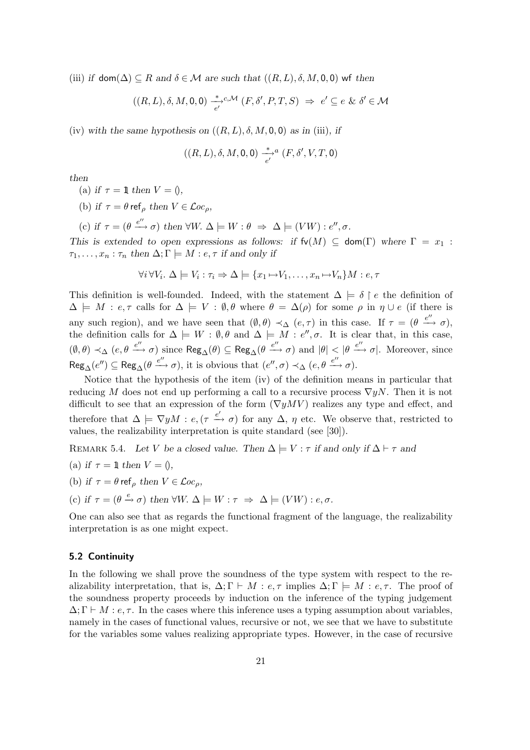(iii) *if* $\mathsf{dom}(\Delta) \subseteq R$ *and* $\delta \in \mathcal{M}$ *are such that* $((R,L),\delta,M,\mathsf{0},\mathsf{0})$ wf *then*

$$((R,L),\delta,M,\mathsf{0},\mathsf{0}) \xrightarrow[e']{*}{}^{c,\mathcal{M}} (F,\delta',P,T,S) \;\Rightarrow\; e' \subseteq e \;\&\; \delta' \in \mathcal{M}$$

(iv) *with the same hypothesis on* $((R,L),\delta,M,\mathsf{0},\mathsf{0})$ *as in* (iii)*, if*

$$((R,L),\delta,M,\mathsf{0},\mathsf{0}) \xrightarrow[e']{*}{}^{a} (F,\delta',V,T,\mathsf{0})$$

*then*

(a) *if* $\tau = \mathbb{1}$ *then* $V = ()$,

(b) *if* $\tau = \theta\,\mathsf{ref}_\rho$ *then* $V \in \mathcal{L}oc_\rho$,

(c) *if* $\tau = (\theta \xrightarrow{e''} \sigma)$ *then* $\forall W.\ \Delta \models W : \theta \;\Rightarrow\; \Delta \models (VW) : e'', \sigma$.

*This is extended to open expressions as follows: if* $\mathsf{fv}(M) \subseteq \mathsf{dom}(\Gamma)$ *where* $\Gamma = x_1 : \tau_1, \ldots, x_n : \tau_n$ *then* $\Delta;\Gamma \models M : e,\tau$ *if and only if*

$$\forall i\,\forall V_i.\ \Delta \models V_i : \tau_i \Rightarrow \Delta \models \{x_1 \mapsto V_1, \ldots, x_n \mapsto V_n\}M : e,\tau$$

This definition is well-founded. Indeed, with the statement $\Delta \models \delta \restriction e$ the definition of $\Delta \models M : e,\tau$ calls for $\Delta \models V : \emptyset,\theta$ where $\theta = \Delta(\rho)$ for some $\rho$ in $\eta \cup e$ (if there is any such region), and we have seen that $(\emptyset,\theta) \prec_\Delta (e,\tau)$ in this case. If $\tau = (\theta \xrightarrow{e''} \sigma)$, the definition calls for $\Delta \models W : \emptyset,\theta$ and $\Delta \models M : e'',\sigma$. It is clear that, in this case, $(\emptyset,\theta) \prec_\Delta (e, \theta \xrightarrow{e''} \sigma)$ since $\mathsf{Reg}_\Delta(\theta) \subseteq \mathsf{Reg}_\Delta(\theta \xrightarrow{e''} \sigma)$ and $|\theta| < |\theta \xrightarrow{e''} \sigma|$. Moreover, since $\mathsf{Reg}_\Delta(e'') \subseteq \mathsf{Reg}_\Delta(\theta \xrightarrow{e''} \sigma)$, it is obvious that $(e'',\sigma) \prec_\Delta (e, \theta \xrightarrow{e''} \sigma)$.

Notice that the hypothesis of the item (iv) of the definition means in particular that reducing $M$ does not end up performing a call to a recursive process $\nabla y N$. Then it is not difficult to see that an expression of the form $(\nabla y M V)$ realizes any type and effect, and therefore that $\Delta \models \nabla y M : e, (\tau \xrightarrow{e'} \sigma)$ for any $\Delta$, $\eta$ etc. We observe that, restricted to values, the realizability interpretation is quite standard (see [30]).

Remark 5.4. *Let* $V$ *be a closed value. Then* $\Delta \models V : \tau$ *if and only if* $\Delta \vdash \tau$ *and*

(a) *if* $\tau = \mathbb{1}$ *then* $V = ()$,

(b) *if* $\tau = \theta\,\mathsf{ref}_\rho$ *then* $V \in \mathcal{L}oc_\rho$,

(c) *if* $\tau = (\theta \xrightarrow{e} \sigma)$ *then* $\forall W.\ \Delta \models W : \tau \;\Rightarrow\; \Delta \models (VW) : e,\sigma$.

One can also see that as regards the functional fragment of the language, the realizability interpretation is as one might expect.

### 5.2 Continuity

In the following we shall prove the soundness of the type system with respect to the realizability interpretation, that is, $\Delta;\Gamma \vdash M : e,\tau$ implies $\Delta;\Gamma \models M : e,\tau$. The proof of the soundness property proceeds by induction on the inference of the typing judgement $\Delta;\Gamma \vdash M : e,\tau$. In the cases where this inference uses a typing assumption about variables, namely in the cases of functional values, recursive or not, we see that we have to substitute for the variables some values realizing appropriate types. However, in the case of recursive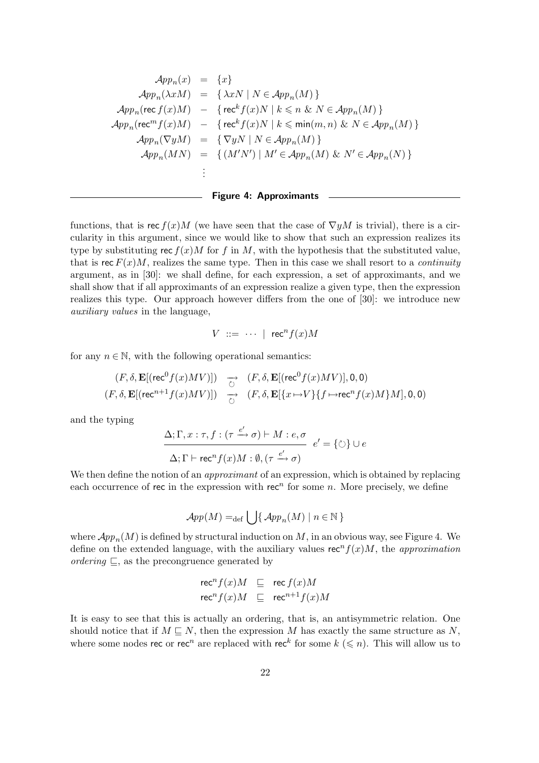$$
\begin{array}{rcl}
\mathcal{A}pp_n(x) & = & \{x\} \\
\mathcal{A}pp_n(\lambda x M) & = & \{\, \lambda x N \mid N \in \mathcal{A}pp_n(M) \,\} \\
\mathcal{A}pp_n(\mathsf{rec}\, f(x)M) & - & \{\, \mathsf{rec}^k f(x)N \mid k \leqslant n \ \&\ N \in \mathcal{A}pp_n(M) \,\} \\
\mathcal{A}pp_n(\mathsf{rec}^m f(x)M) & - & \{\, \mathsf{rec}^k f(x)N \mid k \leqslant \mathsf{min}(m,n) \ \&\ N \in \mathcal{A}pp_n(M) \,\} \\
\mathcal{A}pp_n(\nabla y M) & = & \{\, \nabla y N \mid N \in \mathcal{A}pp_n(M) \,\} \\
\mathcal{A}pp_n(MN) & = & \{\, (M'N') \mid M' \in \mathcal{A}pp_n(M) \ \&\ N' \in \mathcal{A}pp_n(N) \,\} \\
 & \vdots &
\end{array}
$$

**Figure 4: Approximants**

functions, that is $\mathsf{rec}\, f(x)M$ (we have seen that the case of $\nabla y M$ is trivial), there is a circularity in this argument, since we would like to show that such an expression realizes its type by substituting $\mathsf{rec}\, f(x)M$ for $f$ in $M$, with the hypothesis that the substituted value, that is $\mathsf{rec}\, F(x)M$, realizes the same type. Then in this case we shall resort to a *continuity* argument, as in [30]: we shall define, for each expression, a set of approximants, and we shall show that if all approximants of an expression realize a given type, then the expression realizes this type. Our approach however differs from the one of [30]: we introduce new *auxiliary values* in the language,

$$V \ ::= \ \cdots \ \mid \ \mathsf{rec}^n f(x)M$$

for any $n \in \mathbb{N}$, with the following operational semantics:

$$
\begin{array}{rcl}
(F, \delta, \mathbf{E}[(\mathsf{rec}^0 f(x)MV)]) & \underset{\circlearrowleft}{\rightarrow} & (F, \delta, \mathbf{E}[(\mathsf{rec}^0 f(x)MV)], \mathsf{0}, \mathsf{0}) \\
(F, \delta, \mathbf{E}[(\mathsf{rec}^{n+1} f(x)MV)]) & \underset{\circlearrowleft}{\rightarrow} & (F, \delta, \mathbf{E}[\{x \mapsto V\}\{f \mapsto \mathsf{rec}^n f(x)M\}M], \mathsf{0}, \mathsf{0})
\end{array}
$$

and the typing

$$\frac{\Delta; \Gamma, x : \tau, f : (\tau \xrightarrow{e'} \sigma) \vdash M : e, \sigma}{\Delta; \Gamma \vdash \mathsf{rec}^n f(x)M : \emptyset, (\tau \xrightarrow{e'} \sigma)} \ e' = \{\circlearrowleft\} \cup e$$

We then define the notion of an *approximant* of an expression, which is obtained by replacing each occurrence of $\mathsf{rec}$ in the expression with $\mathsf{rec}^n$ for some $n$. More precisely, we define

$$\mathcal{A}pp(M) =_{\mathrm{def}} \bigcup \{\, \mathcal{A}pp_n(M) \mid n \in \mathbb{N} \,\}$$

where $\mathcal{A}pp_n(M)$ is defined by structural induction on $M$, in an obvious way, see Figure 4. We define on the extended language, with the auxiliary values $\mathsf{rec}^n f(x)M$, the *approximation ordering* $\sqsubseteq$, as the precongruence generated by

$$
\begin{array}{rcl}
\mathsf{rec}^n f(x)M & \sqsubseteq & \mathsf{rec}\, f(x)M \\
\mathsf{rec}^n f(x)M & \sqsubseteq & \mathsf{rec}^{n+1} f(x)M
\end{array}
$$

It is easy to see that this is actually an ordering, that is, an antisymmetric relation. One should notice that if $M \sqsubseteq N$, then the expression $M$ has exactly the same structure as $N$, where some nodes $\mathsf{rec}$ or $\mathsf{rec}^n$ are replaced with $\mathsf{rec}^k$ for some $k$ ($\leqslant n$). This will allow us to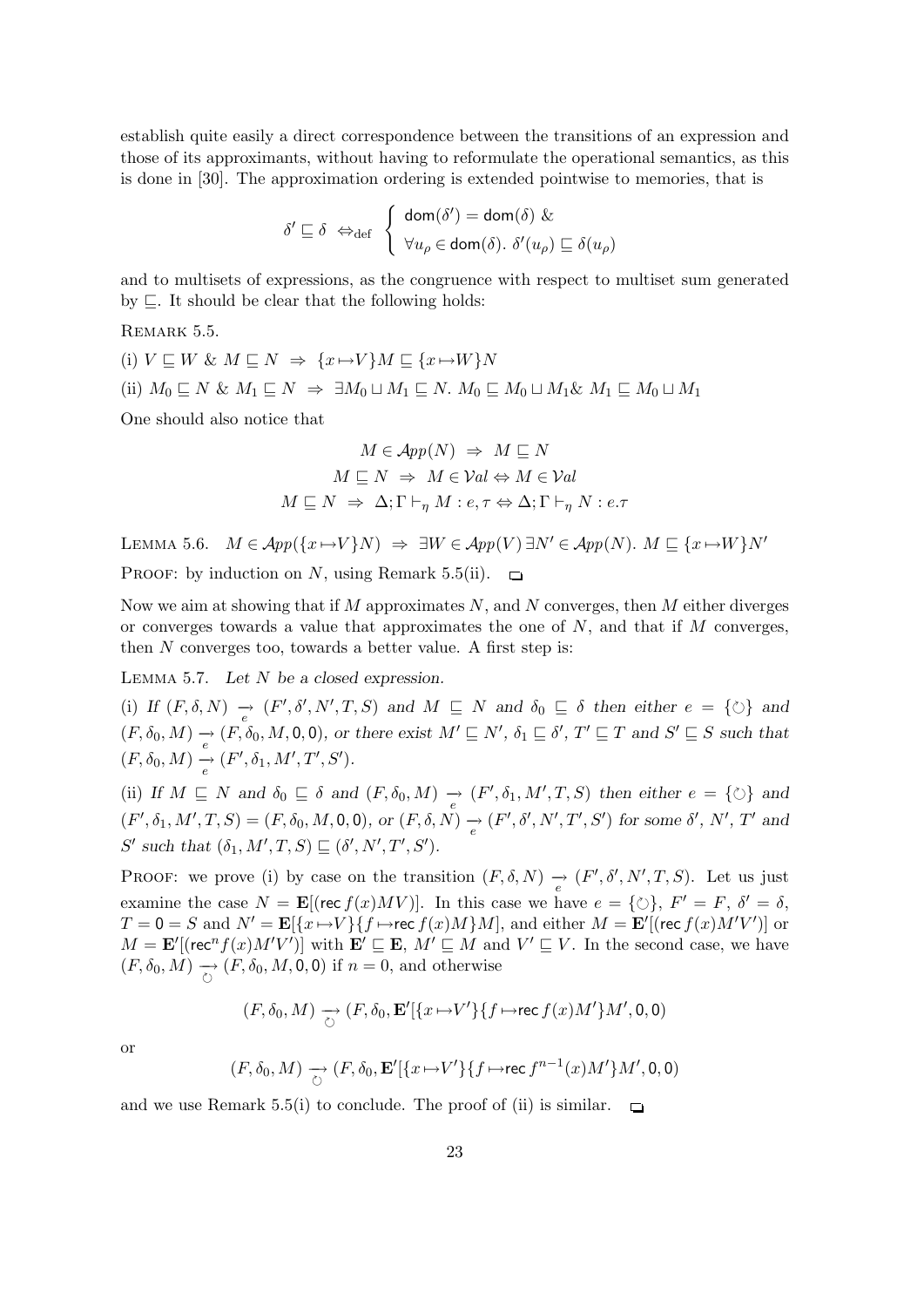establish quite easily a direct correspondence between the transitions of an expression and those of its approximants, without having to reformulate the operational semantics, as this is done in [30]. The approximation ordering is extended pointwise to memories, that is

$$\delta' \sqsubseteq \delta \;\Leftrightarrow_{\text{def}}\; \begin{cases} \mathsf{dom}(\delta') = \mathsf{dom}(\delta) \;\& \\ \forall u_\rho \in \mathsf{dom}(\delta).\; \delta'(u_\rho) \sqsubseteq \delta(u_\rho) \end{cases}$$

and to multisets of expressions, as the congruence with respect to multiset sum generated by $\sqsubseteq$. It should be clear that the following holds:

REMARK 5.5.

(i) $V \sqsubseteq W \;\&\; M \sqsubseteq N \;\Rightarrow\; \{x \mapsto V\}M \sqsubseteq \{x \mapsto W\}N$

(ii) $M_0 \sqsubseteq N \;\&\; M_1 \sqsubseteq N \;\Rightarrow\; \exists M_0 \sqcup M_1 \sqsubseteq N.\; M_0 \sqsubseteq M_0 \sqcup M_1 \& \; M_1 \sqsubseteq M_0 \sqcup M_1$

One should also notice that

$$\begin{gathered} M \in \mathcal{A}pp(N) \;\Rightarrow\; M \sqsubseteq N \\ M \sqsubseteq N \;\Rightarrow\; M \in \mathcal{V}al \Leftrightarrow M \in \mathcal{V}al \\ M \sqsubseteq N \;\Rightarrow\; \Delta;\Gamma \vdash_\eta M : e,\tau \Leftrightarrow \Delta;\Gamma \vdash_\eta N : e.\tau \end{gathered}$$

LEMMA 5.6. $M \in \mathcal{A}pp(\{x \mapsto V\}N) \;\Rightarrow\; \exists W \in \mathcal{A}pp(V)\, \exists N' \in \mathcal{A}pp(N).\; M \sqsubseteq \{x \mapsto W\}N'$

PROOF: by induction on $N$, using Remark 5.5(ii). ❑

Now we aim at showing that if $M$ approximates $N$, and $N$ converges, then $M$ either diverges or converges towards a value that approximates the one of $N$, and that if $M$ converges, then $N$ converges too, towards a better value. A first step is:

LEMMA 5.7. *Let $N$ be a closed expression.*

(i) *If $(F,\delta,N) \xrightarrow[e]{} (F',\delta',N',T,S)$ and $M \sqsubseteq N$ and $\delta_0 \sqsubseteq \delta$ then either $e = \{\circlearrowleft\}$ and $(F,\delta_0,M) \xrightarrow[e]{} (F,\delta_0,M,\mathsf{0},\mathsf{0})$, or there exist $M' \sqsubseteq N'$, $\delta_1 \sqsubseteq \delta'$, $T' \sqsubseteq T$ and $S' \sqsubseteq S$ such that $(F,\delta_0,M) \xrightarrow[e]{} (F',\delta_1,M',T',S')$.*

(ii) *If $M \sqsubseteq N$ and $\delta_0 \sqsubseteq \delta$ and $(F,\delta_0,M) \xrightarrow[e]{} (F',\delta_1,M',T,S)$ then either $e = \{\circlearrowleft\}$ and $(F',\delta_1,M',T,S) = (F,\delta_0,M,\mathsf{0},\mathsf{0})$, or $(F,\delta,N) \xrightarrow[e]{} (F',\delta',N',T',S')$ for some $\delta'$, $N'$, $T'$ and $S'$ such that $(\delta_1,M',T,S) \sqsubseteq (\delta',N',T',S')$.*

PROOF: we prove (i) by case on the transition $(F,\delta,N) \xrightarrow[e]{} (F',\delta',N',T,S)$. Let us just examine the case $N = \mathbf{E}[(\mathsf{rec}\, f(x)MV)]$. In this case we have $e = \{\circlearrowleft\}$, $F' = F$, $\delta' = \delta$, $T = \mathsf{0} = S$ and $N' = \mathbf{E}[\{x \mapsto V\}\{f \mapsto \mathsf{rec}\, f(x)M\}M]$, and either $M = \mathbf{E}'[(\mathsf{rec}\, f(x)M'V')]$ or $M = \mathbf{E}'[(\mathsf{rec}^n f(x)M'V')]$ with $\mathbf{E}' \sqsubseteq \mathbf{E}$, $M' \sqsubseteq M$ and $V' \sqsubseteq V$. In the second case, we have $(F,\delta_0,M) \xrightarrow[\circlearrowleft]{} (F,\delta_0,M,\mathsf{0},\mathsf{0})$ if $n = 0$, and otherwise

$$(F,\delta_0,M) \xrightarrow[\circlearrowleft]{} (F,\delta_0,\mathbf{E}'[\{x \mapsto V'\}\{f \mapsto \mathsf{rec}\, f(x)M'\}M',\mathsf{0},\mathsf{0})$$

or

$$(F,\delta_0,M) \xrightarrow[\circlearrowleft]{} (F,\delta_0,\mathbf{E}'[\{x \mapsto V'\}\{f \mapsto \mathsf{rec}\, f^{n-1}(x)M'\}M',\mathsf{0},\mathsf{0})$$

and we use Remark 5.5(i) to conclude. The proof of (ii) is similar. ❑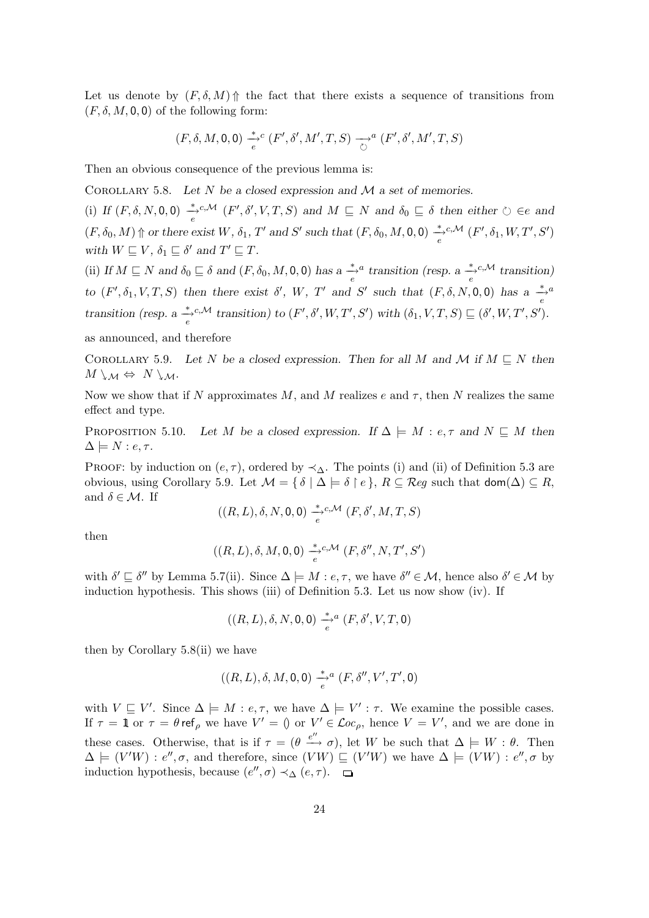Let us denote by $(F, \delta, M)\Uparrow$ the fact that there exists a sequence of transitions from $(F, \delta, M, \mathsf{0}, \mathsf{0})$ of the following form:

$$(F, \delta, M, \mathsf{0}, \mathsf{0}) \xrightarrow[e]{*}{}^{c} (F', \delta', M', T, S) \xrightarrow[\circlearrowleft]{}{}^{a} (F', \delta', M', T, S)$$

Then an obvious consequence of the previous lemma is:

COROLLARY 5.8. *Let $N$ be a closed expression and $\mathcal{M}$ a set of memories.*

(i) *If $(F, \delta, N, \mathsf{0}, \mathsf{0}) \xrightarrow[e]{*}{}^{c,\mathcal{M}} (F', \delta', V, T, S)$ and $M \sqsubseteq N$ and $\delta_0 \sqsubseteq \delta$ then either $\circlearrowleft \in e$ and $(F, \delta_0, M)\Uparrow$ or there exist $W$, $\delta_1$, $T'$ and $S'$ such that $(F, \delta_0, M, \mathsf{0}, \mathsf{0}) \xrightarrow[e]{*}{}^{c,\mathcal{M}} (F', \delta_1, W, T', S')$ with $W \sqsubseteq V$, $\delta_1 \sqsubseteq \delta'$ and $T' \sqsubseteq T$.*

(ii) *If $M \sqsubseteq N$ and $\delta_0 \sqsubseteq \delta$ and $(F, \delta_0, M, \mathsf{0}, \mathsf{0})$ has a $\xrightarrow[e]{*}{}^{a}$ transition (resp. a $\xrightarrow[e]{*}{}^{c,\mathcal{M}}$ transition) to $(F', \delta_1, V, T, S)$ then there exist $\delta'$, $W$, $T'$ and $S'$ such that $(F, \delta, N, \mathsf{0}, \mathsf{0})$ has a $\xrightarrow[e]{*}{}^{a}$ transition (resp. a $\xrightarrow[e]{*}{}^{c,\mathcal{M}}$ transition) to $(F', \delta', W, T', S')$ with $(\delta_1, V, T, S) \sqsubseteq (\delta', W, T', S')$.*

as announced, and therefore

COROLLARY 5.9. *Let $N$ be a closed expression. Then for all $M$ and $\mathcal{M}$ if $M \sqsubseteq N$ then $M\searrow_{\mathcal{M}} \Leftrightarrow N\searrow_{\mathcal{M}}$.*

Now we show that if $N$ approximates $M$, and $M$ realizes $e$ and $\tau$, then $N$ realizes the same effect and type.

PROPOSITION 5.10. *Let $M$ be a closed expression. If $\Delta \models M : e, \tau$ and $N \sqsubseteq M$ then $\Delta \models N : e, \tau$.*

PROOF: by induction on $(e, \tau)$, ordered by $\prec_\Delta$. The points (i) and (ii) of Definition 5.3 are obvious, using Corollary 5.9. Let $\mathcal{M} = \{\, \delta \mid \Delta \models \delta \upharpoonright e \,\}$, $R \subseteq \mathcal{R}eg$ such that $\mathsf{dom}(\Delta) \subseteq R$, and $\delta \in \mathcal{M}$. If

$$((R, L), \delta, N, \mathsf{0}, \mathsf{0}) \xrightarrow[e]{*}{}^{c,\mathcal{M}} (F, \delta', M, T, S)$$

then

$$((R, L), \delta, M, \mathsf{0}, \mathsf{0}) \xrightarrow[e]{*}{}^{c,\mathcal{M}} (F, \delta'', N, T', S')$$

with $\delta' \sqsubseteq \delta''$ by Lemma 5.7(ii). Since $\Delta \models M : e, \tau$, we have $\delta'' \in \mathcal{M}$, hence also $\delta' \in \mathcal{M}$ by induction hypothesis. This shows (iii) of Definition 5.3. Let us now show (iv). If

$$((R, L), \delta, N, \mathsf{0}, \mathsf{0}) \xrightarrow[e]{*}{}^{a} (F, \delta', V, T, \mathsf{0})$$

then by Corollary 5.8(ii) we have

$$((R, L), \delta, M, \mathsf{0}, \mathsf{0}) \xrightarrow[e]{*}{}^{a} (F, \delta'', V', T', \mathsf{0})$$

with $V \sqsubseteq V'$. Since $\Delta \models M : e, \tau$, we have $\Delta \models V' : \tau$. We examine the possible cases. If $\tau = \mathbb{1}$ or $\tau = \theta\,\mathsf{ref}_\rho$ we have $V' = ()$ or $V' \in \mathcal{L}oc_\rho$, hence $V = V'$, and we are done in these cases. Otherwise, that is if $\tau = (\theta \xrightarrow{e''} \sigma)$, let $W$ be such that $\Delta \models W : \theta$. Then $\Delta \models (V'W) : e'', \sigma$, and therefore, since $(VW) \sqsubseteq (V'W)$ we have $\Delta \models (VW) : e'', \sigma$ by induction hypothesis, because $(e'', \sigma) \prec_\Delta (e, \tau)$. $\square$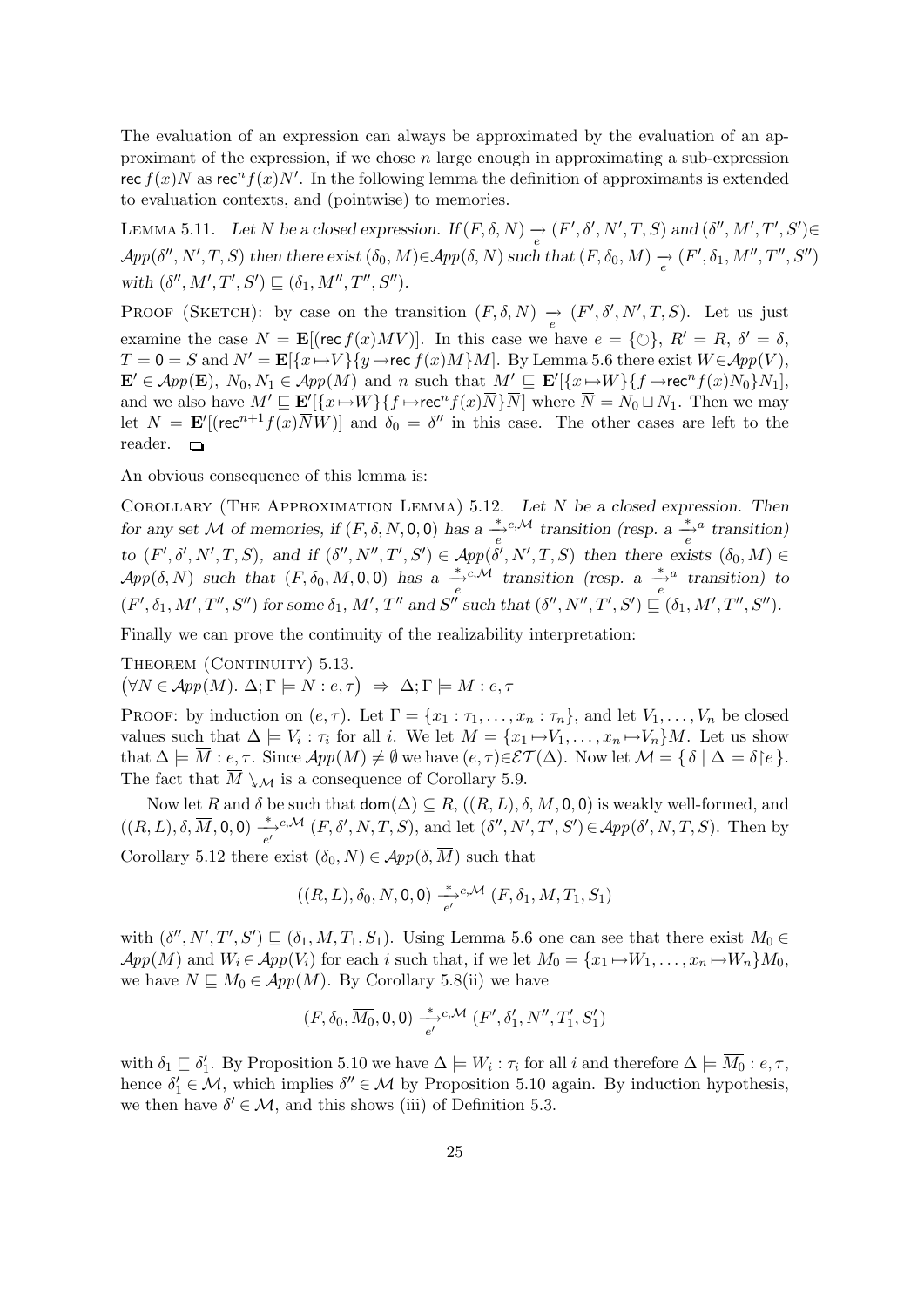The evaluation of an expression can always be approximated by the evaluation of an approximant of the expression, if we chose $n$ large enough in approximating a sub-expression $\mathsf{rec}\, f(x)N$ as $\mathsf{rec}^n f(x)N'$. In the following lemma the definition of approximants is extended to evaluation contexts, and (pointwise) to memories.

Lemma 5.11. *Let $N$ be a closed expression. If $(F, \delta, N) \underset{e}{\rightarrow} (F', \delta', N', T, S)$ and $(\delta'', M', T', S') \in \mathcal{A}pp(\delta'', N', T, S)$ then there exist $(\delta_0, M) \in \mathcal{A}pp(\delta, N)$ such that $(F, \delta_0, M) \underset{e}{\rightarrow} (F', \delta_1, M'', T'', S'')$ with $(\delta'', M', T', S') \sqsubseteq (\delta_1, M'', T'', S'')$.*

Proof (Sketch): by case on the transition $(F, \delta, N) \underset{e}{\rightarrow} (F', \delta', N', T, S)$. Let us just examine the case $N = \mathbf{E}[(\mathsf{rec}\, f(x)MV)]$. In this case we have $e = \{\circlearrowleft\}$, $R' = R$, $\delta' = \delta$, $T = \mathsf{0} = S$ and $N' = \mathbf{E}[\{x \mapsto V\}\{y \mapsto \mathsf{rec}\, f(x)M\}M]$. By Lemma 5.6 there exist $W \in \mathcal{A}pp(V)$, $\mathbf{E}' \in \mathcal{A}pp(\mathbf{E})$, $N_0, N_1 \in \mathcal{A}pp(M)$ and $n$ such that $M' \sqsubseteq \mathbf{E}'[\{x \mapsto W\}\{f \mapsto \mathsf{rec}^n f(x)N_0\}N_1]$, and we also have $M' \sqsubseteq \mathbf{E}'[\{x \mapsto W\}\{f \mapsto \mathsf{rec}^n f(x)\overline{N}\}\overline{N}]$ where $\overline{N} = N_0 \sqcup N_1$. Then we may let $N = \mathbf{E}'[(\mathsf{rec}^{n+1} f(x)\overline{N}W)]$ and $\delta_0 = \delta''$ in this case. The other cases are left to the reader. ❑

An obvious consequence of this lemma is:

Corollary (The Approximation Lemma) 5.12. *Let $N$ be a closed expression. Then for any set $\mathcal{M}$ of memories, if $(F, \delta, N, \mathsf{0}, \mathsf{0})$ has a $\overset{*}{\underset{e}{\rightarrow}}{}^{c,\mathcal{M}}$ transition (resp. a $\overset{*}{\underset{e}{\rightarrow}}{}^{a}$ transition) to $(F', \delta', N', T, S)$, and if $(\delta'', N'', T', S') \in \mathcal{A}pp(\delta', N', T, S)$ then there exists $(\delta_0, M) \in \mathcal{A}pp(\delta, N)$ such that $(F, \delta_0, M, \mathsf{0}, \mathsf{0})$ has a $\overset{*}{\underset{e}{\rightarrow}}{}^{c,\mathcal{M}}$ transition (resp. a $\overset{*}{\underset{e}{\rightarrow}}{}^{a}$ transition) to $(F', \delta_1, M', T'', S'')$ for some $\delta_1$, $M'$, $T''$ and $S''$ such that $(\delta'', N'', T', S') \sqsubseteq (\delta_1, M', T'', S'')$.*

Finally we can prove the continuity of the realizability interpretation:

Theorem (Continuity) 5.13.
$\big(\forall N \in \mathcal{A}pp(M).\ \Delta; \Gamma \models N : e, \tau\big) \ \Rightarrow\ \Delta; \Gamma \models M : e, \tau$

Proof: by induction on $(e, \tau)$. Let $\Gamma = \{x_1 : \tau_1, \ldots, x_n : \tau_n\}$, and let $V_1, \ldots, V_n$ be closed values such that $\Delta \models V_i : \tau_i$ for all $i$. We let $\overline{M} = \{x_1 \mapsto V_1, \ldots, x_n \mapsto V_n\}M$. Let us show that $\Delta \models \overline{M} : e, \tau$. Since $\mathcal{A}pp(M) \neq \emptyset$ we have $(e, \tau) \in \mathcal{ET}(\Delta)$. Now let $\mathcal{M} = \{\, \delta \mid \Delta \models \delta \restriction e \,\}$. The fact that $\overline{M} \searrow_{\mathcal{M}}$ is a consequence of Corollary 5.9.

Now let $R$ and $\delta$ be such that $\mathsf{dom}(\Delta) \subseteq R$, $((R, L), \delta, \overline{M}, \mathsf{0}, \mathsf{0})$ is weakly well-formed, and $((R, L), \delta, \overline{M}, \mathsf{0}, \mathsf{0}) \overset{*}{\underset{e'}{\longrightarrow}}{}^{c,\mathcal{M}} (F, \delta', N, T, S)$, and let $(\delta'', N', T', S') \in \mathcal{A}pp(\delta', N, T, S)$. Then by Corollary 5.12 there exist $(\delta_0, N) \in \mathcal{A}pp(\delta, \overline{M})$ such that

$$((R, L), \delta_0, N, \mathsf{0}, \mathsf{0}) \overset{*}{\underset{e'}{\longrightarrow}}{}^{c,\mathcal{M}} (F, \delta_1, M, T_1, S_1)$$

with $(\delta'', N', T', S') \sqsubseteq (\delta_1, M, T_1, S_1)$. Using Lemma 5.6 one can see that there exist $M_0 \in \mathcal{A}pp(M)$ and $W_i \in \mathcal{A}pp(V_i)$ for each $i$ such that, if we let $\overline{M_0} = \{x_1 \mapsto W_1, \ldots, x_n \mapsto W_n\}M_0$, we have $N \sqsubseteq \overline{M_0} \in \mathcal{A}pp(\overline{M})$. By Corollary 5.8(ii) we have

$$(F, \delta_0, \overline{M_0}, \mathsf{0}, \mathsf{0}) \overset{*}{\underset{e'}{\longrightarrow}}{}^{c,\mathcal{M}} (F', \delta_1', N'', T_1', S_1')$$

with $\delta_1 \sqsubseteq \delta_1'$. By Proposition 5.10 we have $\Delta \models W_i : \tau_i$ for all $i$ and therefore $\Delta \models \overline{M_0} : e, \tau$, hence $\delta_1' \in \mathcal{M}$, which implies $\delta'' \in \mathcal{M}$ by Proposition 5.10 again. By induction hypothesis, we then have $\delta' \in \mathcal{M}$, and this shows (iii) of Definition 5.3.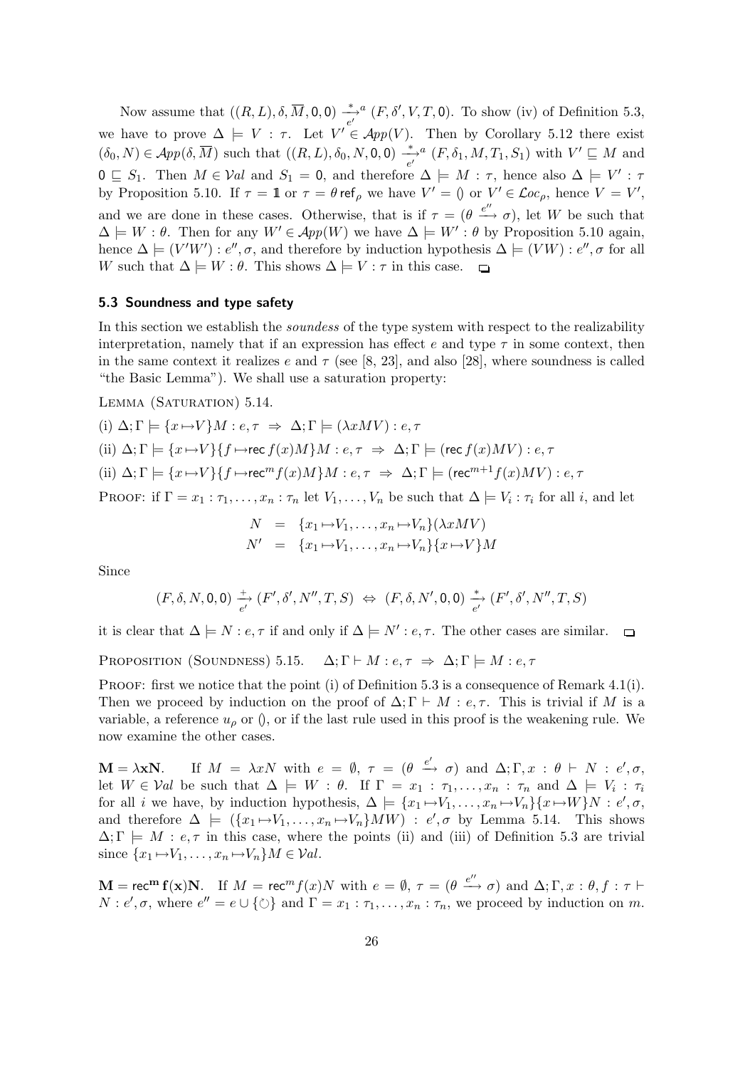Now assume that $((R,L),\delta,\overline{M},0,0) \xrightarrow[e']{*}{}^{a} (F,\delta',V,T,0)$. To show (iv) of Definition 5.3, we have to prove $\Delta \models V : \tau$. Let $V' \in \mathcal{A}pp(V)$. Then by Corollary 5.12 there exist $(\delta_0, N) \in \mathcal{A}pp(\delta,\overline{M})$ such that $((R,L),\delta_0,N,0,0) \xrightarrow[e']{*}{}^{a} (F,\delta_1,M,T_1,S_1)$ with $V' \sqsubseteq M$ and $0 \sqsubseteq S_1$. Then $M \in \mathcal{V}al$ and $S_1 = 0$, and therefore $\Delta \models M : \tau$, hence also $\Delta \models V' : \tau$ by Proposition 5.10. If $\tau = \mathbb{1}$ or $\tau = \theta\,\mathsf{ref}_\rho$ we have $V' = ()$ or $V' \in \mathcal{L}oc_\rho$, hence $V = V'$, and we are done in these cases. Otherwise, that is if $\tau = (\theta \xrightarrow{e''} \sigma)$, let $W$ be such that $\Delta \models W : \theta$. Then for any $W' \in \mathcal{A}pp(W)$ we have $\Delta \models W' : \theta$ by Proposition 5.10 again, hence $\Delta \models (V'W') : e'', \sigma$, and therefore by induction hypothesis $\Delta \models (VW) : e'', \sigma$ for all $W$ such that $\Delta \models W : \theta$. This shows $\Delta \models V : \tau$ in this case. ◻

### 5.3 Soundness and type safety

In this section we establish the *soundess* of the type system with respect to the realizability interpretation, namely that if an expression has effect $e$ and type $\tau$ in some context, then in the same context it realizes $e$ and $\tau$ (see [8, 23], and also [28], where soundness is called "the Basic Lemma"). We shall use a saturation property:

Lemma (Saturation) 5.14.

(i) $\Delta;\Gamma \models \{x \mapsto V\}M : e,\tau \;\Rightarrow\; \Delta;\Gamma \models (\lambda x M V) : e,\tau$

(ii) $\Delta;\Gamma \models \{x \mapsto V\}\{f \mapsto \mathsf{rec}\,f(x)M\}M : e,\tau \;\Rightarrow\; \Delta;\Gamma \models (\mathsf{rec}\,f(x)MV) : e,\tau$

(ii) $\Delta;\Gamma \models \{x \mapsto V\}\{f \mapsto \mathsf{rec}^m f(x)M\}M : e,\tau \;\Rightarrow\; \Delta;\Gamma \models (\mathsf{rec}^{m+1} f(x)MV) : e,\tau$

Proof: if $\Gamma = x_1 : \tau_1, \ldots, x_n : \tau_n$ let $V_1, \ldots, V_n$ be such that $\Delta \models V_i : \tau_i$ for all $i$, and let

$$\begin{array}{rcl} N & = & \{x_1 \mapsto V_1, \ldots, x_n \mapsto V_n\}(\lambda x M V) \\ N' & = & \{x_1 \mapsto V_1, \ldots, x_n \mapsto V_n\}\{x \mapsto V\}M \end{array}$$

Since

$$(F,\delta,N,0,0) \xrightarrow[e']{+} (F',\delta',N'',T,S) \;\Leftrightarrow\; (F,\delta,N',0,0) \xrightarrow[e']{*} (F',\delta',N'',T,S)$$

it is clear that $\Delta \models N : e,\tau$ if and only if $\Delta \models N' : e,\tau$. The other cases are similar. ◻

Proposition (Soundness) 5.15. $\quad \Delta;\Gamma \vdash M : e,\tau \;\Rightarrow\; \Delta;\Gamma \models M : e,\tau$

Proof: first we notice that the point (i) of Definition 5.3 is a consequence of Remark 4.1(i). Then we proceed by induction on the proof of $\Delta;\Gamma \vdash M : e,\tau$. This is trivial if $M$ is a variable, a reference $u_\rho$ or $()$, or if the last rule used in this proof is the weakening rule. We now examine the other cases.

$\mathbf{M = \lambda x N}$. If $M = \lambda x N$ with $e = \emptyset$, $\tau = (\theta \xrightarrow{e'} \sigma)$ and $\Delta;\Gamma, x : \theta \vdash N : e',\sigma$, let $W \in \mathcal{V}al$ be such that $\Delta \models W : \theta$. If $\Gamma = x_1 : \tau_1, \ldots, x_n : \tau_n$ and $\Delta \models V_i : \tau_i$ for all $i$ we have, by induction hypothesis, $\Delta \models \{x_1 \mapsto V_1, \ldots, x_n \mapsto V_n\}\{x \mapsto W\}N : e',\sigma$, and therefore $\Delta \models (\{x_1 \mapsto V_1, \ldots, x_n \mapsto V_n\}MW) : e',\sigma$ by Lemma 5.14. This shows $\Delta;\Gamma \models M : e,\tau$ in this case, where the points (ii) and (iii) of Definition 5.3 are trivial since $\{x_1 \mapsto V_1, \ldots, x_n \mapsto V_n\}M \in \mathcal{V}al$.

$\mathbf{M = \mathsf{rec}^m f(x) N}$. If $M = \mathsf{rec}^m f(x)N$ with $e = \emptyset$, $\tau = (\theta \xrightarrow{e''} \sigma)$ and $\Delta;\Gamma, x : \theta, f : \tau \vdash N : e',\sigma$, where $e'' = e \cup \{\circlearrowleft\}$ and $\Gamma = x_1 : \tau_1, \ldots, x_n : \tau_n$, we proceed by induction on $m$.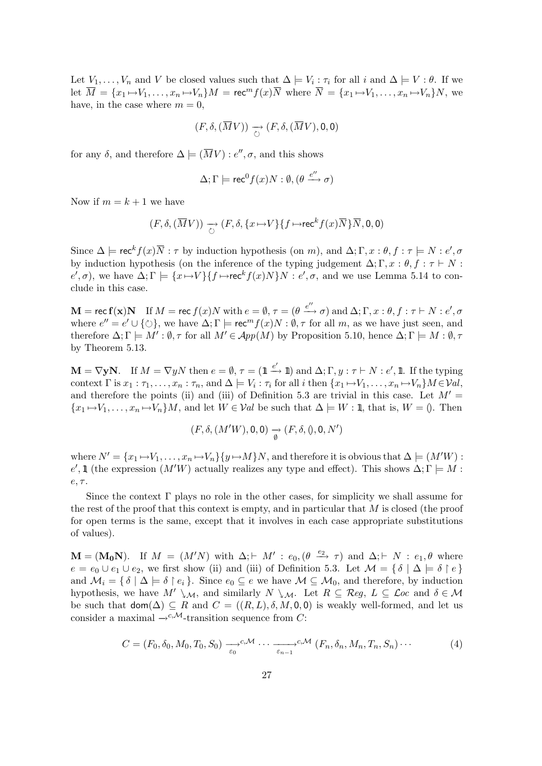Let $V_1, \ldots, V_n$ and $V$ be closed values such that $\Delta \models V_i : \tau_i$ for all $i$ and $\Delta \models V : \theta$. If we let $\overline{M} = \{x_1 \mapsto V_1, \ldots, x_n \mapsto V_n\}M = \mathsf{rec}^m f(x)\overline{N}$ where $\overline{N} = \{x_1 \mapsto V_1, \ldots, x_n \mapsto V_n\}N$, we have, in the case where $m = 0$,

$$(F, \delta, (\overline{M}V)) \underset{\circlearrowleft}{\longrightarrow} (F, \delta, (\overline{M}V), 0, 0)$$

for any $\delta$, and therefore $\Delta \models (\overline{M}V) : e'', \sigma$, and this shows

$$\Delta; \Gamma \models \mathsf{rec}^0 f(x)N : \emptyset, (\theta \xrightarrow{e''} \sigma)$$

Now if $m = k + 1$ we have

$$(F, \delta, (\overline{M}V)) \underset{\circlearrowleft}{\longrightarrow} (F, \delta, \{x \mapsto V\}\{f \mapsto \mathsf{rec}^k f(x)\overline{N}\}\overline{N}, 0, 0)$$

Since $\Delta \models \mathsf{rec}^k f(x)\overline{N} : \tau$ by induction hypothesis (on $m$), and $\Delta; \Gamma, x : \theta, f : \tau \models N : e', \sigma$ by induction hypothesis (on the inference of the typing judgement $\Delta; \Gamma, x : \theta, f : \tau \vdash N : e', \sigma$), we have $\Delta; \Gamma \models \{x \mapsto V\}\{f \mapsto \mathsf{rec}^k f(x)N\}N : e', \sigma$, and we use Lemma 5.14 to conclude in this case.

**$\mathbf{M} = \mathsf{rec}\,\mathbf{f(x)N}$** If $M = \mathsf{rec}\, f(x)N$ with $e = \emptyset$, $\tau = (\theta \xrightarrow{e''} \sigma)$ and $\Delta; \Gamma, x : \theta, f : \tau \vdash N : e', \sigma$ where $e'' = e' \cup \{\circlearrowleft\}$, we have $\Delta; \Gamma \models \mathsf{rec}^m f(x)N : \emptyset, \tau$ for all $m$, as we have just seen, and therefore $\Delta; \Gamma \models M' : \emptyset, \tau$ for all $M' \in \mathcal{A}pp(M)$ by Proposition 5.10, hence $\Delta; \Gamma \models M : \emptyset, \tau$ by Theorem 5.13.

**$\mathbf{M} = \nabla\mathbf{y}\mathbf{N}$.** If $M = \nabla y N$ then $e = \emptyset$, $\tau = (\mathbb{1} \xrightarrow{e'} \mathbb{1})$ and $\Delta; \Gamma, y : \tau \vdash N : e', \mathbb{1}$. If the typing context $\Gamma$ is $x_1 : \tau_1, \ldots, x_n : \tau_n$, and $\Delta \models V_i : \tau_i$ for all $i$ then $\{x_1 \mapsto V_1, \ldots, x_n \mapsto V_n\}M \in \mathcal{V}al$, and therefore the points (ii) and (iii) of Definition 5.3 are trivial in this case. Let $M' = \{x_1 \mapsto V_1, \ldots, x_n \mapsto V_n\}M$, and let $W \in \mathcal{V}al$ be such that $\Delta \models W : \mathbb{1}$, that is, $W = ()$. Then

$$(F, \delta, (M'W), 0, 0) \underset{\emptyset}{\longrightarrow} (F, \delta, (), 0, N')$$

where $N' = \{x_1 \mapsto V_1, \ldots, x_n \mapsto V_n\}\{y \mapsto M\}N$, and therefore it is obvious that $\Delta \models (M'W) : e', \mathbb{1}$ (the expression $(M'W)$ actually realizes any type and effect). This shows $\Delta; \Gamma \models M : e, \tau$.

Since the context $\Gamma$ plays no role in the other cases, for simplicity we shall assume for the rest of the proof that this context is empty, and in particular that $M$ is closed (the proof for open terms is the same, except that it involves in each case appropriate substitutions of values).

**$\mathbf{M} = (\mathbf{M_0 N})$.** If $M = (M'N)$ with $\Delta; \vdash M' : e_0, (\theta \xrightarrow{e_2} \tau)$ and $\Delta; \vdash N : e_1, \theta$ where $e = e_0 \cup e_1 \cup e_2$, we first show (ii) and (iii) of Definition 5.3. Let $\mathcal{M} = \{\, \delta \mid \Delta \models \delta \restriction e \,\}$ and $\mathcal{M}_i = \{\, \delta \mid \Delta \models \delta \restriction e_i \,\}$. Since $e_0 \subseteq e$ we have $\mathcal{M} \subseteq \mathcal{M}_0$, and therefore, by induction hypothesis, we have $M' \searrow_{\mathcal{M}}$, and similarly $N \searrow_{\mathcal{M}}$. Let $R \subseteq \mathcal{R}eg$, $L \subseteq \mathcal{L}oc$ and $\delta \in \mathcal{M}$ be such that $\mathsf{dom}(\Delta) \subseteq R$ and $C = ((R, L), \delta, M, 0, 0)$ is weakly well-formed, and let us consider a maximal $\rightarrow^{c,\mathcal{M}}$-transition sequence from $C$:

$$C = (F_0, \delta_0, M_0, T_0, S_0) \underset{\varepsilon_0}{\longrightarrow}^{c,\mathcal{M}} \cdots \underset{\varepsilon_{n-1}}{\longrightarrow}^{c,\mathcal{M}} (F_n, \delta_n, M_n, T_n, S_n) \cdots \tag{4}$$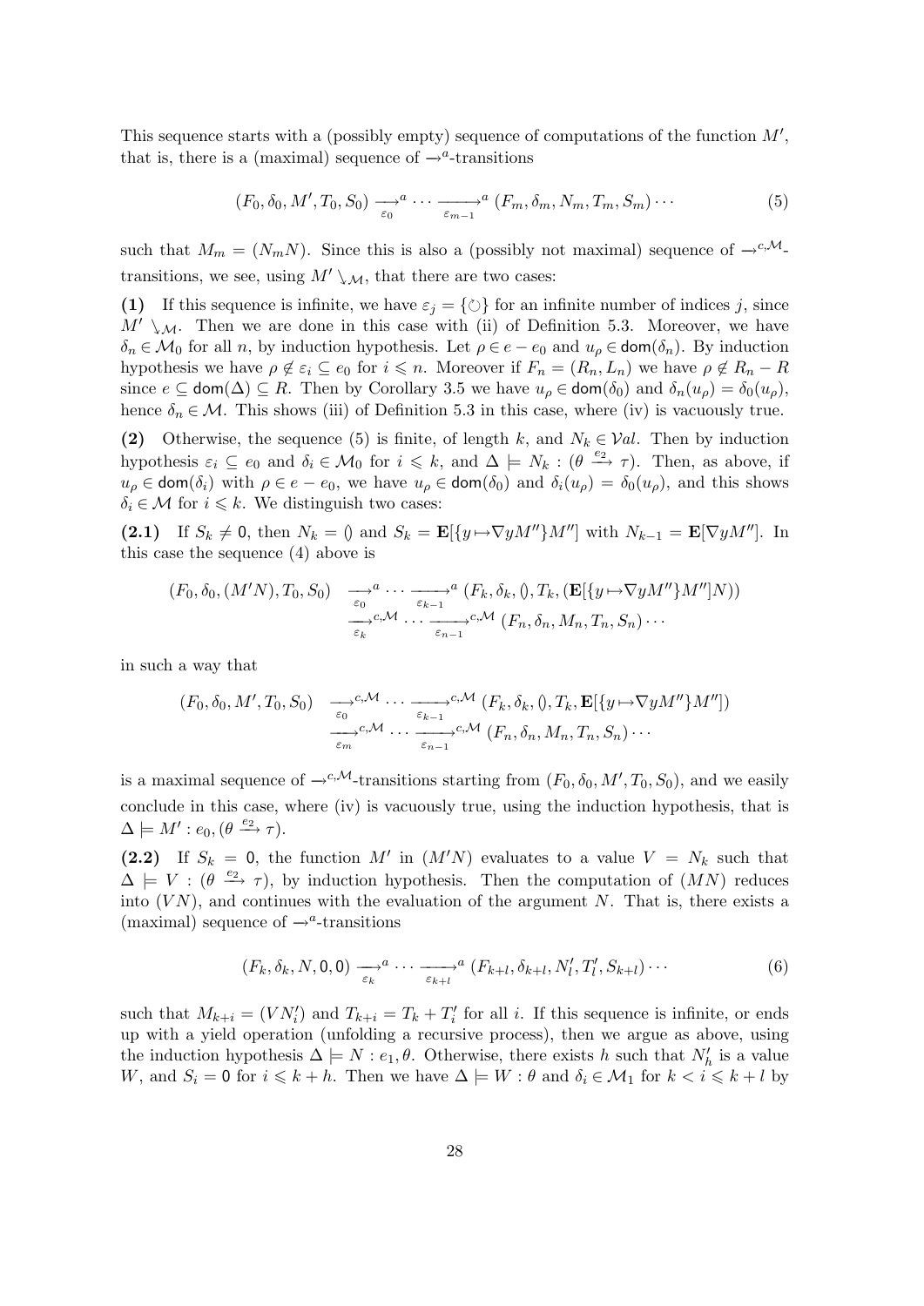This sequence starts with a (possibly empty) sequence of computations of the function $M'$, that is, there is a (maximal) sequence of $\rightarrow^{a}$-transitions

$$(F_0, \delta_0, M', T_0, S_0) \xrightarrow[\varepsilon_0]{}^{a} \cdots \xrightarrow[\varepsilon_{m-1}]{}^{a} (F_m, \delta_m, N_m, T_m, S_m) \cdots \tag{5}$$

such that $M_m = (N_m N)$. Since this is also a (possibly not maximal) sequence of $\rightarrow^{c,\mathcal{M}}$-transitions, we see, using $M' \searrow_{\mathcal{M}}$, that there are two cases:

**(1)** If this sequence is infinite, we have $\varepsilon_j = \{\circlearrowleft\}$ for an infinite number of indices $j$, since $M' \searrow_{\mathcal{M}}$. Then we are done in this case with (ii) of Definition 5.3. Moreover, we have $\delta_n \in \mathcal{M}_0$ for all $n$, by induction hypothesis. Let $\rho \in e - e_0$ and $u_\rho \in \mathsf{dom}(\delta_n)$. By induction hypothesis we have $\rho \notin \varepsilon_i \subseteq e_0$ for $i \leqslant n$. Moreover if $F_n = (R_n, L_n)$ we have $\rho \notin R_n - R$ since $e \subseteq \mathsf{dom}(\Delta) \subseteq R$. Then by Corollary 3.5 we have $u_\rho \in \mathsf{dom}(\delta_0)$ and $\delta_n(u_\rho) = \delta_0(u_\rho)$, hence $\delta_n \in \mathcal{M}$. This shows (iii) of Definition 5.3 in this case, where (iv) is vacuously true.

**(2)** Otherwise, the sequence (5) is finite, of length $k$, and $N_k \in \mathcal{V}al$. Then by induction hypothesis $\varepsilon_i \subseteq e_0$ and $\delta_i \in \mathcal{M}_0$ for $i \leqslant k$, and $\Delta \models N_k : (\theta \xrightarrow{e_2} \tau)$. Then, as above, if $u_\rho \in \mathsf{dom}(\delta_i)$ with $\rho \in e - e_0$, we have $u_\rho \in \mathsf{dom}(\delta_0)$ and $\delta_i(u_\rho) = \delta_0(u_\rho)$, and this shows $\delta_i \in \mathcal{M}$ for $i \leqslant k$. We distinguish two cases:

**(2.1)** If $S_k \neq \mathsf{0}$, then $N_k = ()$ and $S_k = \mathbf{E}[\{y \mapsto \nabla y M''\} M'']$ with $N_{k-1} = \mathbf{E}[\nabla y M'']$. In this case the sequence (4) above is

$$\begin{aligned}(F_0, \delta_0, (M'N), T_0, S_0) \;&\xrightarrow[\varepsilon_0]{}^{a} \cdots \xrightarrow[\varepsilon_{k-1}]{}^{a} (F_k, \delta_k, (), T_k, (\mathbf{E}[\{y \mapsto \nabla y M''\} M'']N)) \\ &\xrightarrow[\varepsilon_k]{}^{c,\mathcal{M}} \cdots \xrightarrow[\varepsilon_{n-1}]{}^{c,\mathcal{M}} (F_n, \delta_n, M_n, T_n, S_n) \cdots\end{aligned}$$

in such a way that

$$\begin{aligned}(F_0, \delta_0, M', T_0, S_0) \;&\xrightarrow[\varepsilon_0]{}^{c,\mathcal{M}} \cdots \xrightarrow[\varepsilon_{k-1}]{}^{c,\mathcal{M}} (F_k, \delta_k, (), T_k, \mathbf{E}[\{y \mapsto \nabla y M''\} M'']) \\ &\xrightarrow[\varepsilon_m]{}^{c,\mathcal{M}} \cdots \xrightarrow[\varepsilon_{n-1}]{}^{c,\mathcal{M}} (F_n, \delta_n, M_n, T_n, S_n) \cdots\end{aligned}$$

is a maximal sequence of $\rightarrow^{c,\mathcal{M}}$-transitions starting from $(F_0, \delta_0, M', T_0, S_0)$, and we easily conclude in this case, where (iv) is vacuously true, using the induction hypothesis, that is $\Delta \models M' : e_0, (\theta \xrightarrow{e_2} \tau)$.

**(2.2)** If $S_k = \mathsf{0}$, the function $M'$ in $(M'N)$ evaluates to a value $V = N_k$ such that $\Delta \models V : (\theta \xrightarrow{e_2} \tau)$, by induction hypothesis. Then the computation of $(MN)$ reduces into $(VN)$, and continues with the evaluation of the argument $N$. That is, there exists a (maximal) sequence of $\rightarrow^{a}$-transitions

$$(F_k, \delta_k, N, \mathsf{0}, \mathsf{0}) \xrightarrow[\varepsilon_k]{}^{a} \cdots \xrightarrow[\varepsilon_{k+l}]{}^{a} (F_{k+l}, \delta_{k+l}, N'_l, T'_l, S_{k+l}) \cdots \tag{6}$$

such that $M_{k+i} = (VN'_i)$ and $T_{k+i} = T_k + T'_i$ for all $i$. If this sequence is infinite, or ends up with a yield operation (unfolding a recursive process), then we argue as above, using the induction hypothesis $\Delta \models N : e_1, \theta$. Otherwise, there exists $h$ such that $N'_h$ is a value $W$, and $S_i = \mathsf{0}$ for $i \leqslant k + h$. Then we have $\Delta \models W : \theta$ and $\delta_i \in \mathcal{M}_1$ for $k < i \leqslant k + l$ by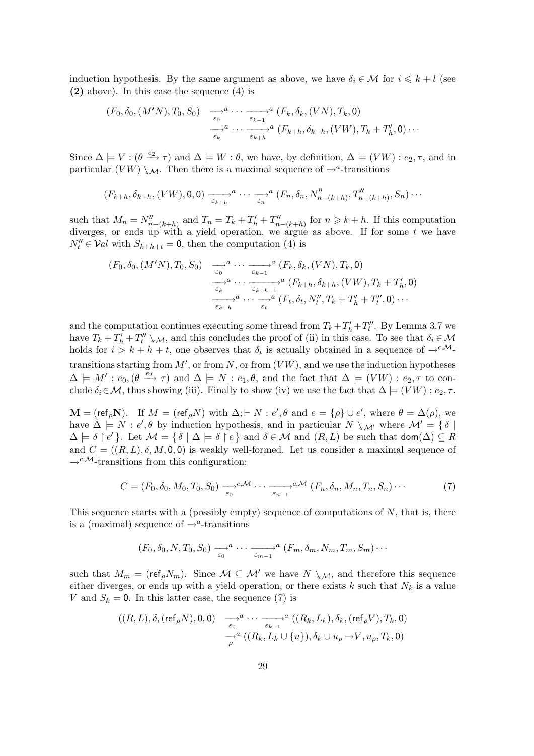induction hypothesis. By the same argument as above, we have $\delta_i \in \mathcal{M}$ for $i \leqslant k+l$ (see **(2)** above). In this case the sequence (4) is

$$\begin{aligned}(F_0, \delta_0, (M'N), T_0, S_0) &\underset{\varepsilon_0}{\longrightarrow}^a \cdots \underset{\varepsilon_{k-1}}{\longrightarrow}^a (F_k, \delta_k, (VN), T_k, \mathsf{0}) \\ &\underset{\varepsilon_k}{\longrightarrow}^a \cdots \underset{\varepsilon_{k+h}}{\longrightarrow}^a (F_{k+h}, \delta_{k+h}, (VW), T_k + T'_h, \mathsf{0}) \cdots\end{aligned}$$

Since $\Delta \models V : (\theta \xrightarrow{e_2} \tau)$ and $\Delta \models W : \theta$, we have, by definition, $\Delta \models (VW) : e_2, \tau$, and in particular $(VW) \searrow_{\mathcal{M}}$. Then there is a maximal sequence of $\rightarrow^a$-transitions

$$(F_{k+h}, \delta_{k+h}, (VW), \mathsf{0}, \mathsf{0}) \underset{\varepsilon_{k+h}}{\longrightarrow}^a \cdots \underset{\varepsilon_n}{\longrightarrow}^a (F_n, \delta_n, N''_{n-(k+h)}, T''_{n-(k+h)}, S_n) \cdots$$

such that $M_n = N''_{n-(k+h)}$ and $T_n = T_k + T'_h + T''_{n-(k+h)}$ for $n \geqslant k+h$. If this computation diverges, or ends up with a yield operation, we argue as above. If for some $t$ we have $N''_t \in \mathcal{V}al$ with $S_{k+h+t} = \mathsf{0}$, then the computation (4) is

$$\begin{aligned}(F_0, \delta_0, (M'N), T_0, S_0) &\underset{\varepsilon_0}{\longrightarrow}^a \cdots \underset{\varepsilon_{k-1}}{\longrightarrow}^a (F_k, \delta_k, (VN), T_k, \mathsf{0}) \\ &\underset{\varepsilon_k}{\longrightarrow}^a \cdots \underset{\varepsilon_{k+h-1}}{\longrightarrow}^a (F_{k+h}, \delta_{k+h}, (VW), T_k + T'_h, \mathsf{0}) \\ &\underset{\varepsilon_{k+h}}{\longrightarrow}^a \cdots \underset{\varepsilon_t}{\longrightarrow}^a (F_t, \delta_t, N''_t, T_k + T'_h + T''_t, \mathsf{0}) \cdots\end{aligned}$$

and the computation continues executing some thread from $T_k + T'_h + T''_t$. By Lemma 3.7 we have $T_k + T'_h + T''_t \searrow_{\mathcal{M}}$, and this concludes the proof of (ii) in this case. To see that $\delta_i \in \mathcal{M}$ holds for $i > k+h+t$, one observes that $\delta_i$ is actually obtained in a sequence of $\rightarrow^{c,\mathcal{M}}$-transitions starting from $M'$, or from $N$, or from $(VW)$, and we use the induction hypotheses $\Delta \models M' : e_0, (\theta \xrightarrow{e_2} \tau)$ and $\Delta \models N : e_1, \theta$, and the fact that $\Delta \models (VW) : e_2, \tau$ to conclude $\delta_i \in \mathcal{M}$, thus showing (iii). Finally to show (iv) we use the fact that $\Delta \models (VW) : e_2, \tau$.

$\mathbf{M} = (\mathsf{ref}_\rho \mathbf{N})$. If $M = (\mathsf{ref}_\rho N)$ with $\Delta; \vdash N : e', \theta$ and $e = \{\rho\} \cup e'$, where $\theta = \Delta(\rho)$, we have $\Delta \models N : e', \theta$ by induction hypothesis, and in particular $N \searrow_{\mathcal{M}'}$ where $\mathcal{M}' = \{ \delta \mid \Delta \models \delta \restriction e' \}$. Let $\mathcal{M} = \{ \delta \mid \Delta \models \delta \restriction e \}$ and $\delta \in \mathcal{M}$ and $(R, L)$ be such that $\mathsf{dom}(\Delta) \subseteq R$ and $C = ((R, L), \delta, M, \mathsf{0}, \mathsf{0})$ is weakly well-formed. Let us consider a maximal sequence of $\rightarrow^{c,\mathcal{M}}$-transitions from this configuration:

$$C = (F_0, \delta_0, M_0, T_0, S_0) \underset{\varepsilon_0}{\longrightarrow}^{c,\mathcal{M}} \cdots \underset{\varepsilon_{n-1}}{\longrightarrow}^{c,\mathcal{M}} (F_n, \delta_n, M_n, T_n, S_n) \cdots \tag{7}$$

This sequence starts with a (possibly empty) sequence of computations of $N$, that is, there is a (maximal) sequence of $\rightarrow^a$-transitions

$$(F_0, \delta_0, N, T_0, S_0) \underset{\varepsilon_0}{\longrightarrow}^a \cdots \underset{\varepsilon_{m-1}}{\longrightarrow}^a (F_m, \delta_m, N_m, T_m, S_m) \cdots$$

such that $M_m = (\mathsf{ref}_\rho N_m)$. Since $\mathcal{M} \subseteq \mathcal{M}'$ we have $N \searrow_{\mathcal{M}}$, and therefore this sequence either diverges, or ends up with a yield operation, or there exists $k$ such that $N_k$ is a value $V$ and $S_k = \mathsf{0}$. In this latter case, the sequence (7) is

$$\begin{aligned}((R, L), \delta, (\mathsf{ref}_\rho N), \mathsf{0}, \mathsf{0}) &\underset{\varepsilon_0}{\longrightarrow}^a \cdots \underset{\varepsilon_{k-1}}{\longrightarrow}^a ((R_k, L_k), \delta_k, (\mathsf{ref}_\rho V), T_k, \mathsf{0}) \\ &\underset{\rho}{\longrightarrow}^a ((R_k, L_k \cup \{u\}), \delta_k \cup u_\rho \mapsto V, u_\rho, T_k, \mathsf{0})\end{aligned}$$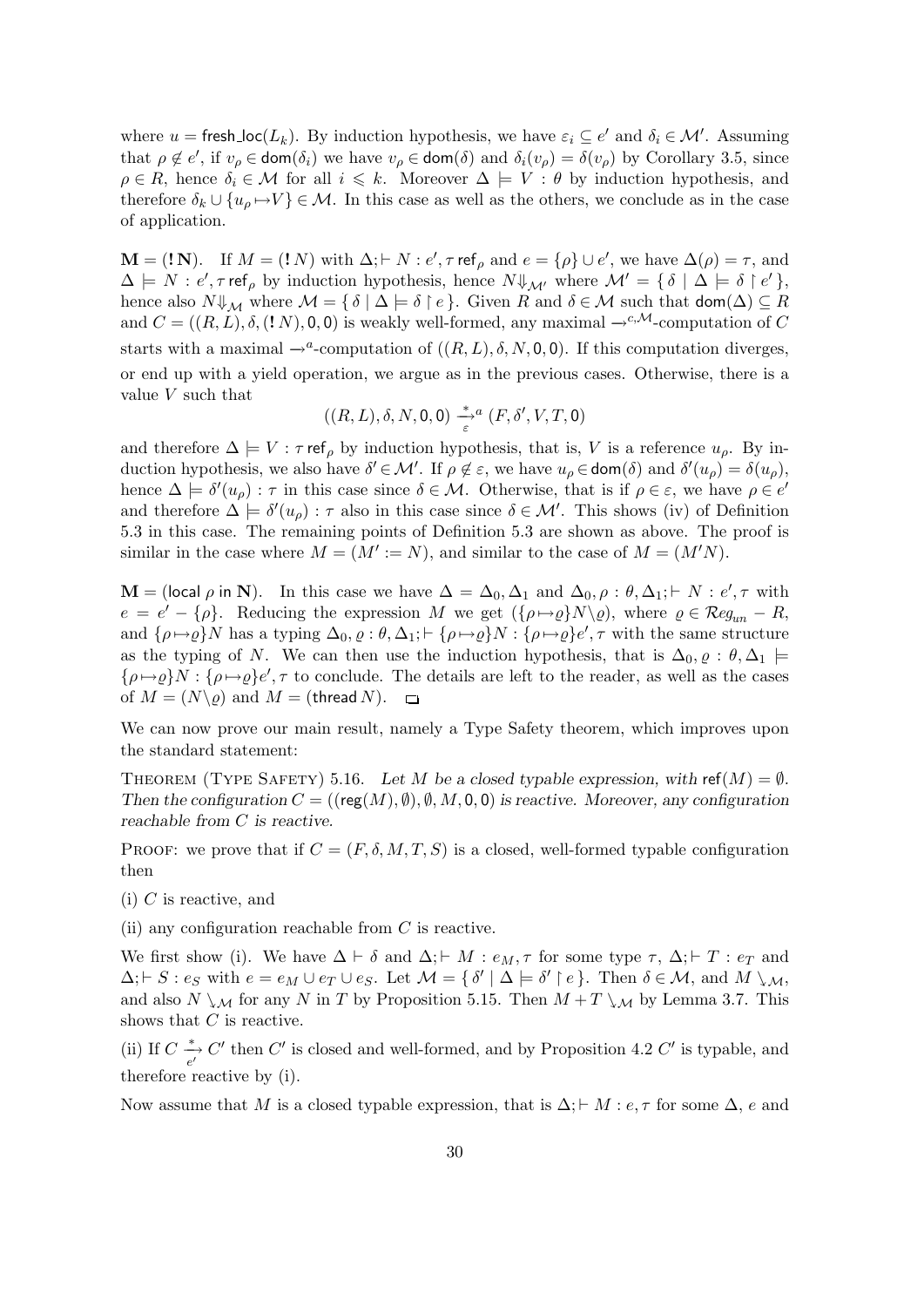where $u = \mathsf{fresh\_loc}(L_k)$. By induction hypothesis, we have $\varepsilon_i \subseteq e'$ and $\delta_i \in \mathcal{M}'$. Assuming that $\rho \notin e'$, if $v_\rho \in \mathsf{dom}(\delta_i)$ we have $v_\rho \in \mathsf{dom}(\delta)$ and $\delta_i(v_\rho) = \delta(v_\rho)$ by Corollary 3.5, since $\rho \in R$, hence $\delta_i \in \mathcal{M}$ for all $i \leqslant k$. Moreover $\Delta \models V : \theta$ by induction hypothesis, and therefore $\delta_k \cup \{u_\rho \mapsto V\} \in \mathcal{M}$. In this case as well as the others, we conclude as in the case of application.

$\mathbf{M} = (\mathbf{!\,N})$. If $M = (!\,N)$ with $\Delta; \vdash N : e', \tau\,\mathsf{ref}_\rho$ and $e = \{\rho\} \cup e'$, we have $\Delta(\rho) = \tau$, and $\Delta \models N : e', \tau\,\mathsf{ref}_\rho$ by induction hypothesis, hence $N \Downarrow_{\mathcal{M}'}$ where $\mathcal{M}' = \{\, \delta \mid \Delta \models \delta \restriction e' \,\}$, hence also $N \Downarrow_{\mathcal{M}}$ where $\mathcal{M} = \{\, \delta \mid \Delta \models \delta \restriction e \,\}$. Given $R$ and $\delta \in \mathcal{M}$ such that $\mathsf{dom}(\Delta) \subseteq R$ and $C = ((R, L), \delta, (!\,N), \mathsf{0}, \mathsf{0})$ is weakly well-formed, any maximal $\rightarrow^{c,\mathcal{M}}$-computation of $C$ starts with a maximal $\rightarrow^{a}$-computation of $((R, L), \delta, N, \mathsf{0}, \mathsf{0})$. If this computation diverges, or end up with a yield operation, we argue as in the previous cases. Otherwise, there is a value $V$ such that

$$((R, L), \delta, N, \mathsf{0}, \mathsf{0}) \xrightarrow[\varepsilon]{*}{}^{a} (F, \delta', V, T, \mathsf{0})$$

and therefore $\Delta \models V : \tau\,\mathsf{ref}_\rho$ by induction hypothesis, that is, $V$ is a reference $u_\rho$. By induction hypothesis, we also have $\delta' \in \mathcal{M}'$. If $\rho \notin \varepsilon$, we have $u_\rho \in \mathsf{dom}(\delta)$ and $\delta'(u_\rho) = \delta(u_\rho)$, hence $\Delta \models \delta'(u_\rho) : \tau$ in this case since $\delta \in \mathcal{M}$. Otherwise, that is if $\rho \in \varepsilon$, we have $\rho \in e'$ and therefore $\Delta \models \delta'(u_\rho) : \tau$ also in this case since $\delta \in \mathcal{M}'$. This shows (iv) of Definition 5.3 in this case. The remaining points of Definition 5.3 are shown as above. The proof is similar in the case where $M = (M' := N)$, and similar to the case of $M = (M'N)$.

$\mathbf{M} = (\mathsf{local}\ \rho\ \mathsf{in}\ \mathbf{N})$. In this case we have $\Delta = \Delta_0, \Delta_1$ and $\Delta_0, \rho : \theta, \Delta_1; \vdash N : e', \tau$ with $e = e' - \{\rho\}$. Reducing the expression $M$ we get $(\{\rho \mapsto \varrho\} N \backslash \varrho)$, where $\varrho \in \mathcal{R}eg_{un} - R$, and $\{\rho \mapsto \varrho\} N$ has a typing $\Delta_0, \varrho : \theta, \Delta_1; \vdash \{\rho \mapsto \varrho\} N : \{\rho \mapsto \varrho\} e', \tau$ with the same structure as the typing of $N$. We can then use the induction hypothesis, that is $\Delta_0, \varrho : \theta, \Delta_1 \models \{\rho \mapsto \varrho\} N : \{\rho \mapsto \varrho\} e', \tau$ to conclude. The details are left to the reader, as well as the cases of $M = (N \backslash \varrho)$ and $M = (\mathsf{thread}\, N)$. $\square$

We can now prove our main result, namely a Type Safety theorem, which improves upon the standard statement:

THEOREM (TYPE SAFETY) 5.16. *Let $M$ be a closed typable expression, with $\mathsf{ref}(M) = \emptyset$. Then the configuration $C = ((\mathsf{reg}(M), \emptyset), \emptyset, M, \mathsf{0}, \mathsf{0})$ is reactive. Moreover, any configuration reachable from $C$ is reactive.*

PROOF: we prove that if $C = (F, \delta, M, T, S)$ is a closed, well-formed typable configuration then

(i) $C$ is reactive, and

(ii) any configuration reachable from $C$ is reactive.

We first show (i). We have $\Delta \vdash \delta$ and $\Delta; \vdash M : e_M, \tau$ for some type $\tau$, $\Delta; \vdash T : e_T$ and $\Delta; \vdash S : e_S$ with $e = e_M \cup e_T \cup e_S$. Let $\mathcal{M} = \{\, \delta' \mid \Delta \models \delta' \restriction e \,\}$. Then $\delta \in \mathcal{M}$, and $M \searrow_{\mathcal{M}}$, and also $N \searrow_{\mathcal{M}}$ for any $N$ in $T$ by Proposition 5.15. Then $M + T \searrow_{\mathcal{M}}$ by Lemma 3.7. This shows that $C$ is reactive.

(ii) If $C \xrightarrow[e']{*} C'$ then $C'$ is closed and well-formed, and by Proposition 4.2 $C'$ is typable, and therefore reactive by (i).

Now assume that $M$ is a closed typable expression, that is $\Delta; \vdash M : e, \tau$ for some $\Delta$, $e$ and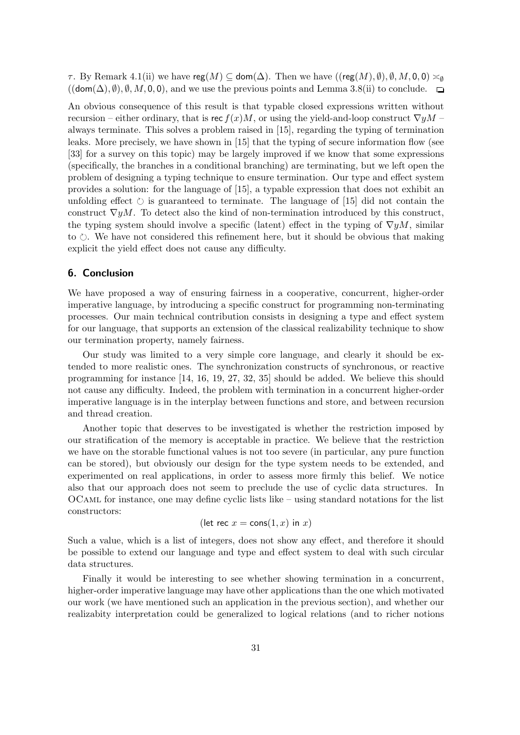$\tau$. By Remark 4.1(ii) we have $\mathsf{reg}(M) \subseteq \mathsf{dom}(\Delta)$. Then we have $((\mathsf{reg}(M), \emptyset), \emptyset, M, \mathsf{0}, \mathsf{0}) \asymp_\emptyset ((\mathsf{dom}(\Delta), \emptyset), \emptyset, M, \mathsf{0}, \mathsf{0})$, and we use the previous points and Lemma 3.8(ii) to conclude. ◻

An obvious consequence of this result is that typable closed expressions written without recursion – either ordinary, that is $\mathsf{rec}\, f(x)M$, or using the yield-and-loop construct $\nabla y M$ – always terminate. This solves a problem raised in [15], regarding the typing of termination leaks. More precisely, we have shown in [15] that the typing of secure information flow (see [33] for a survey on this topic) may be largely improved if we know that some expressions (specifically, the branches in a conditional branching) are terminating, but we left open the problem of designing a typing technique to ensure termination. Our type and effect system provides a solution: for the language of [15], a typable expression that does not exhibit an unfolding effect $\circlearrowleft$ is guaranteed to terminate. The language of [15] did not contain the construct $\nabla y M$. To detect also the kind of non-termination introduced by this construct, the typing system should involve a specific (latent) effect in the typing of $\nabla y M$, similar to $\circlearrowleft$. We have not considered this refinement here, but it should be obvious that making explicit the yield effect does not cause any difficulty.

## 6. Conclusion

We have proposed a way of ensuring fairness in a cooperative, concurrent, higher-order imperative language, by introducing a specific construct for programming non-terminating processes. Our main technical contribution consists in designing a type and effect system for our language, that supports an extension of the classical realizability technique to show our termination property, namely fairness.

Our study was limited to a very simple core language, and clearly it should be extended to more realistic ones. The synchronization constructs of synchronous, or reactive programming for instance [14, 16, 19, 27, 32, 35] should be added. We believe this should not cause any difficulty. Indeed, the problem with termination in a concurrent higher-order imperative language is in the interplay between functions and store, and between recursion and thread creation.

Another topic that deserves to be investigated is whether the restriction imposed by our stratification of the memory is acceptable in practice. We believe that the restriction we have on the storable functional values is not too severe (in particular, any pure function can be stored), but obviously our design for the type system needs to be extended, and experimented on real applications, in order to assess more firmly this belief. We notice also that our approach does not seem to preclude the use of cyclic data structures. In OCaml for instance, one may define cyclic lists like – using standard notations for the list constructors:

$$(\mathsf{let\ rec}\ x = \mathsf{cons}(1, x)\ \mathsf{in}\ x)$$

Such a value, which is a list of integers, does not show any effect, and therefore it should be possible to extend our language and type and effect system to deal with such circular data structures.

Finally it would be interesting to see whether showing termination in a concurrent, higher-order imperative language may have other applications than the one which motivated our work (we have mentioned such an application in the previous section), and whether our realizabity interpretation could be generalized to logical relations (and to richer notions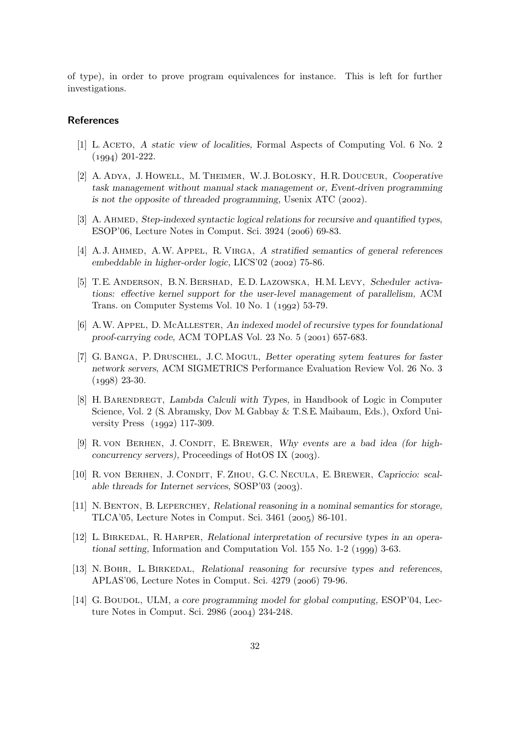of type), in order to prove program equivalences for instance. This is left for further investigations.

## References

[1] L. Aceto, *A static view of localities,* Formal Aspects of Computing Vol. 6 No. 2 (1994) 201-222.

[2] A. Adya, J. Howell, M. Theimer, W. J. Bolosky, H. R. Douceur, *Cooperative task management without manual stack management or, Event-driven programming is not the opposite of threaded programming,* Usenix ATC (2002).

[3] A. Ahmed, *Step-indexed syntactic logical relations for recursive and quantified types,* ESOP'06, Lecture Notes in Comput. Sci. 3924 (2006) 69-83.

[4] A. J. Ahmed, A. W. Appel, R. Virga, *A stratified semantics of general references embeddable in higher-order logic,* LICS'02 (2002) 75-86.

[5] T. E. Anderson, B. N. Bershad, E. D. Lazowska, H. M. Levy, *Scheduler activations: effective kernel support for the user-level management of parallelism,* ACM Trans. on Computer Systems Vol. 10 No. 1 (1992) 53-79.

[6] A. W. Appel, D. McAllester, *An indexed model of recursive types for foundational proof-carrying code,* ACM TOPLAS Vol. 23 No. 5 (2001) 657-683.

[7] G. Banga, P. Druschel, J. C. Mogul, *Better operating sytem features for faster network servers,* ACM SIGMETRICS Performance Evaluation Review Vol. 26 No. 3 (1998) 23-30.

[8] H. Barendregt, *Lambda Calculi with Types,* in Handbook of Logic in Computer Science, Vol. 2 (S. Abramsky, Dov M. Gabbay & T.S.E. Maibaum, Eds.), Oxford University Press (1992) 117-309.

[9] R. von Berhen, J. Condit, E. Brewer, *Why events are a bad idea (for high-concurrency servers),* Proceedings of HotOS IX (2003).

[10] R. von Berhen, J. Condit, F. Zhou, G. C. Necula, E. Brewer, *Capriccio: scalable threads for Internet services,* SOSP'03 (2003).

[11] N. Benton, B. Leperchey, *Relational reasoning in a nominal semantics for storage,* TLCA'05, Lecture Notes in Comput. Sci. 3461 (2005) 86-101.

[12] L. Birkedal, R. Harper, *Relational interpretation of recursive types in an operational setting,* Information and Computation Vol. 155 No. 1-2 (1999) 3-63.

[13] N. Bohr, L. Birkedal, *Relational reasoning for recursive types and references,* APLAS'06, Lecture Notes in Comput. Sci. 4279 (2006) 79-96.

[14] G. Boudol, ULM, *a core programming model for global computing,* ESOP'04, Lecture Notes in Comput. Sci. 2986 (2004) 234-248.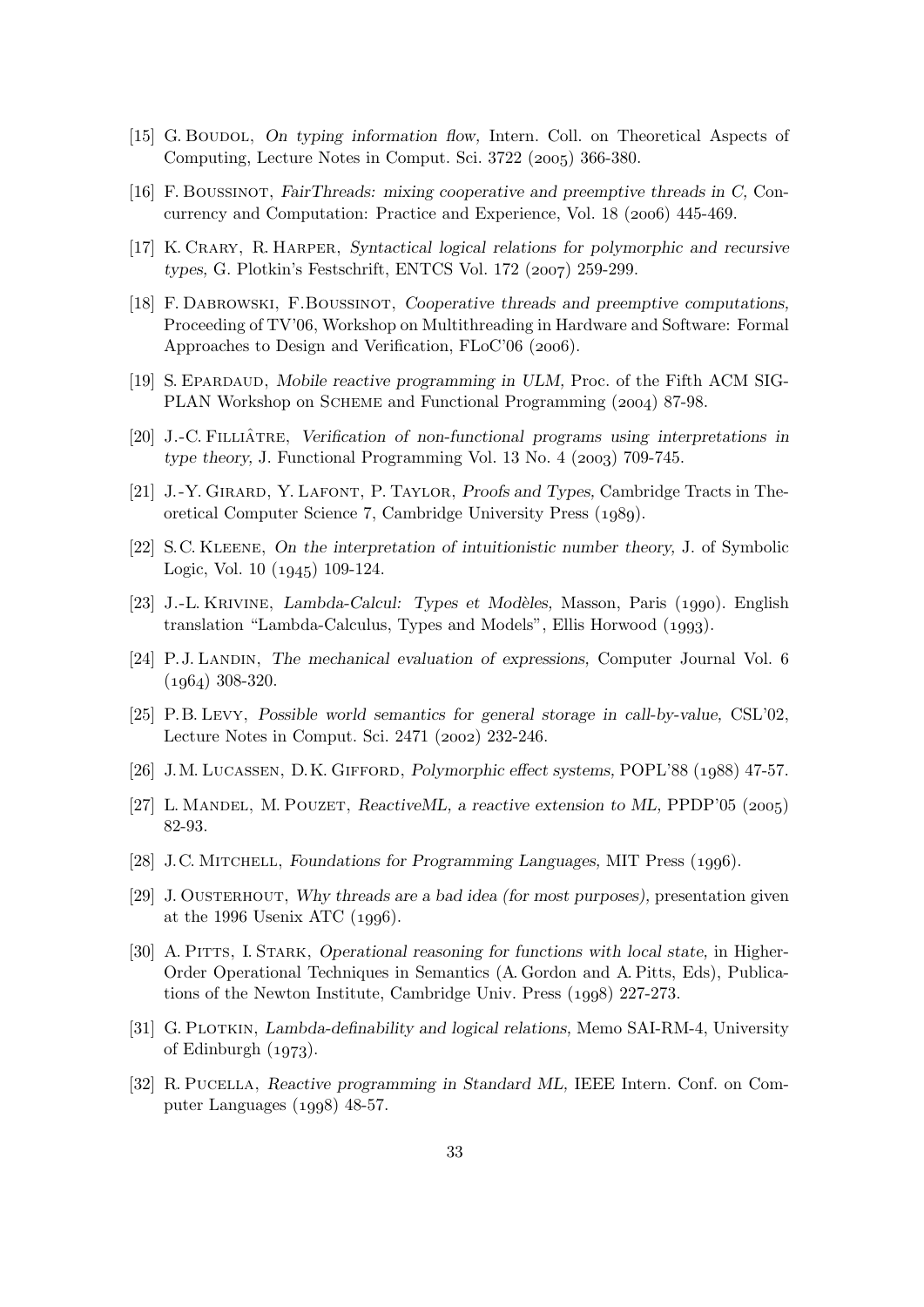[15] G. Boudol, *On typing information flow,* Intern. Coll. on Theoretical Aspects of Computing, Lecture Notes in Comput. Sci. 3722 (2005) 366-380.

[16] F. Boussinot, *FairThreads: mixing cooperative and preemptive threads in C,* Concurrency and Computation: Practice and Experience, Vol. 18 (2006) 445-469.

[17] K. Crary, R. Harper, *Syntactical logical relations for polymorphic and recursive types,* G. Plotkin's Festschrift, ENTCS Vol. 172 (2007) 259-299.

[18] F. Dabrowski, F.Boussinot, *Cooperative threads and preemptive computations,* Proceeding of TV'06, Workshop on Multithreading in Hardware and Software: Formal Approaches to Design and Verification, FLoC'06 (2006).

[19] S. Epardaud, *Mobile reactive programming in ULM,* Proc. of the Fifth ACM SIGPLAN Workshop on Scheme and Functional Programming (2004) 87-98.

[20] J.-C. Filliâtre, *Verification of non-functional programs using interpretations in type theory,* J. Functional Programming Vol. 13 No. 4 (2003) 709-745.

[21] J.-Y. Girard, Y. Lafont, P. Taylor, *Proofs and Types,* Cambridge Tracts in Theoretical Computer Science 7, Cambridge University Press (1989).

[22] S.C. Kleene, *On the interpretation of intuitionistic number theory,* J. of Symbolic Logic, Vol. 10 (1945) 109-124.

[23] J.-L. Krivine, *Lambda-Calcul: Types et Modèles,* Masson, Paris (1990). English translation "Lambda-Calculus, Types and Models", Ellis Horwood (1993).

[24] P.J. Landin, *The mechanical evaluation of expressions,* Computer Journal Vol. 6 (1964) 308-320.

[25] P.B. Levy, *Possible world semantics for general storage in call-by-value,* CSL'02, Lecture Notes in Comput. Sci. 2471 (2002) 232-246.

[26] J.M. Lucassen, D.K. Gifford, *Polymorphic effect systems,* POPL'88 (1988) 47-57.

[27] L. Mandel, M. Pouzet, *ReactiveML, a reactive extension to ML,* PPDP'05 (2005) 82-93.

[28] J.C. Mitchell, *Foundations for Programming Languages,* MIT Press (1996).

[29] J. Ousterhout, *Why threads are a bad idea (for most purposes),* presentation given at the 1996 Usenix ATC (1996).

[30] A. Pitts, I. Stark, *Operational reasoning for functions with local state,* in Higher-Order Operational Techniques in Semantics (A. Gordon and A. Pitts, Eds), Publications of the Newton Institute, Cambridge Univ. Press (1998) 227-273.

[31] G. Plotkin, *Lambda-definability and logical relations,* Memo SAI-RM-4, University of Edinburgh (1973).

[32] R. Pucella, *Reactive programming in Standard ML,* IEEE Intern. Conf. on Computer Languages (1998) 48-57.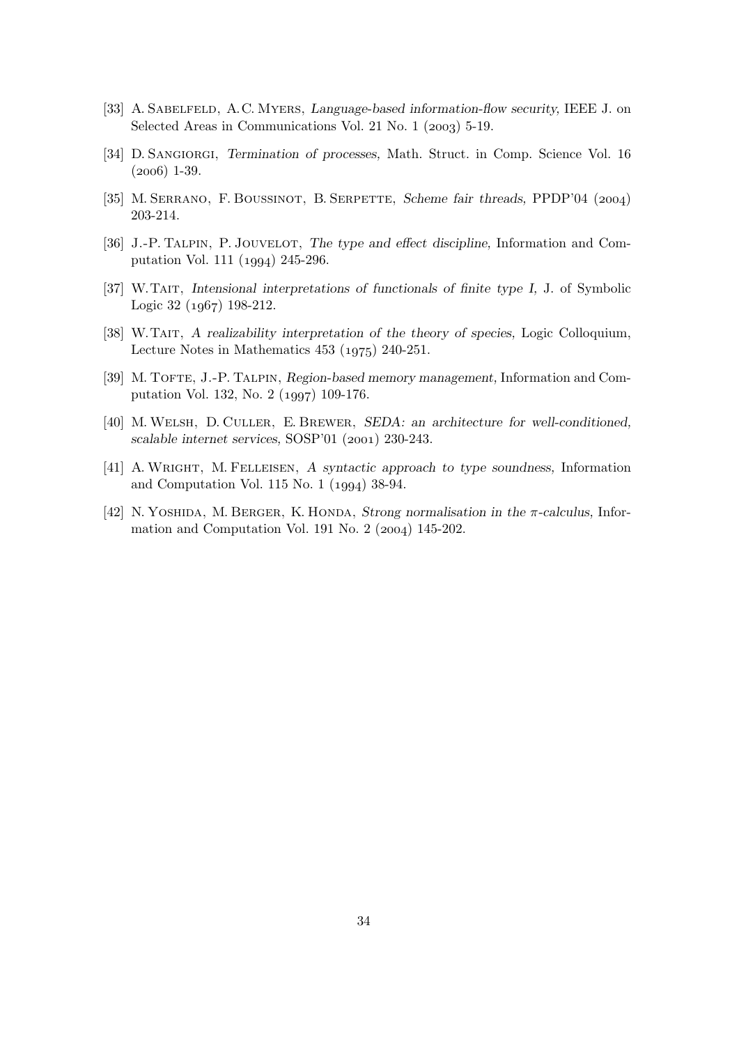[33] A. Sabelfeld, A.C. Myers, *Language-based information-flow security*, IEEE J. on Selected Areas in Communications Vol. 21 No. 1 (2003) 5-19.

[34] D. Sangiorgi, *Termination of processes*, Math. Struct. in Comp. Science Vol. 16 (2006) 1-39.

[35] M. Serrano, F. Boussinot, B. Serpette, *Scheme fair threads*, PPDP'04 (2004) 203-214.

[36] J.-P. Talpin, P. Jouvelot, *The type and effect discipline*, Information and Computation Vol. 111 (1994) 245-296.

[37] W. Tait, *Intensional interpretations of functionals of finite type I*, J. of Symbolic Logic 32 (1967) 198-212.

[38] W. Tait, *A realizability interpretation of the theory of species*, Logic Colloquium, Lecture Notes in Mathematics 453 (1975) 240-251.

[39] M. Tofte, J.-P. Talpin, *Region-based memory management*, Information and Computation Vol. 132, No. 2 (1997) 109-176.

[40] M. Welsh, D. Culler, E. Brewer, *SEDA: an architecture for well-conditioned, scalable internet services*, SOSP'01 (2001) 230-243.

[41] A. Wright, M. Felleisen, *A syntactic approach to type soundness*, Information and Computation Vol. 115 No. 1 (1994) 38-94.

[42] N. Yoshida, M. Berger, K. Honda, *Strong normalisation in the π-calculus*, Information and Computation Vol. 191 No. 2 (2004) 145-202.